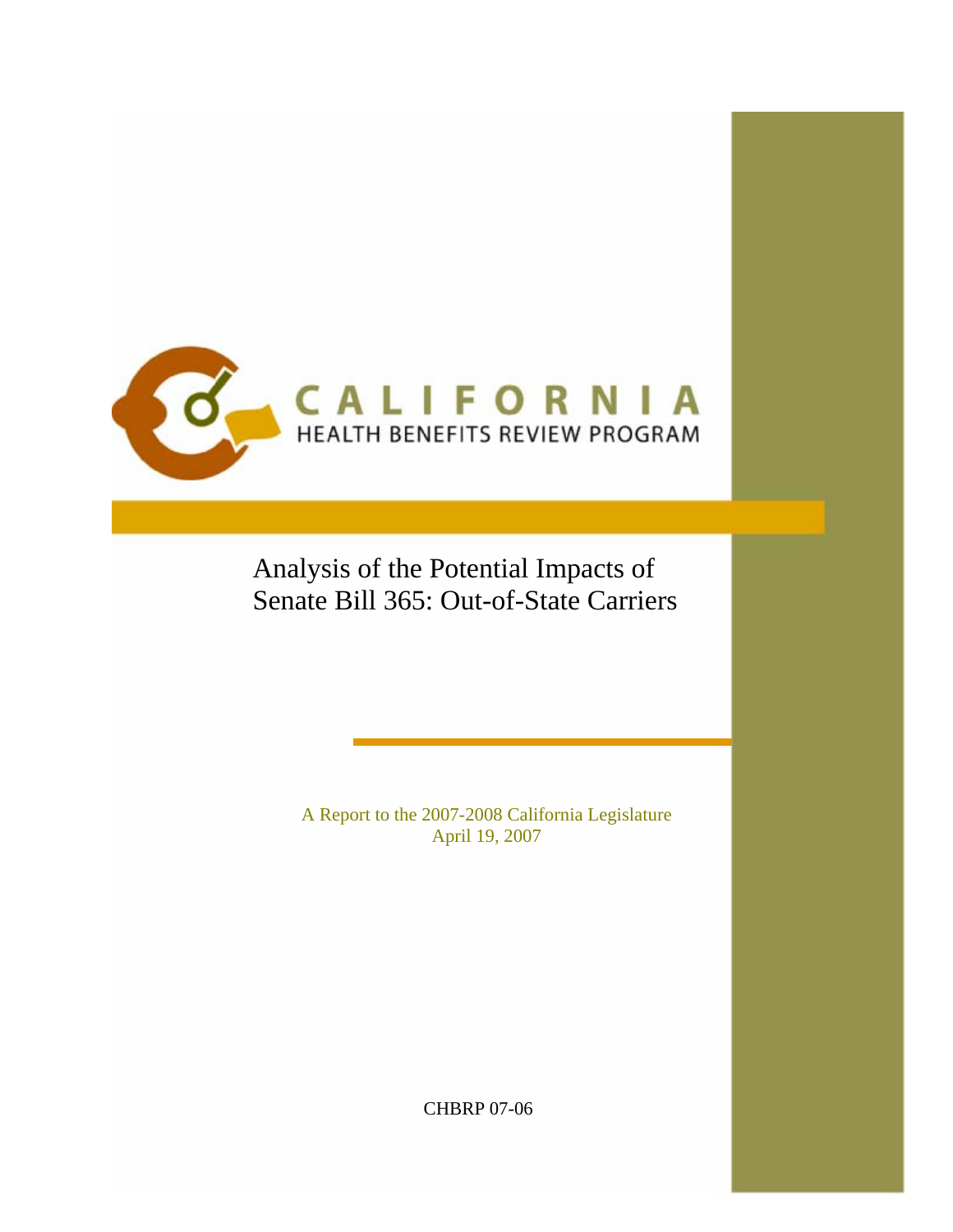CALIFORNIA
HEALTH BENEFITS REVIEW PROGRAM

# Analysis of the Potential Impacts of Senate Bill 365: Out-of-State Carriers

A Report to the 2007-2008 California Legislature
April 19, 2007

CHBRP 07-06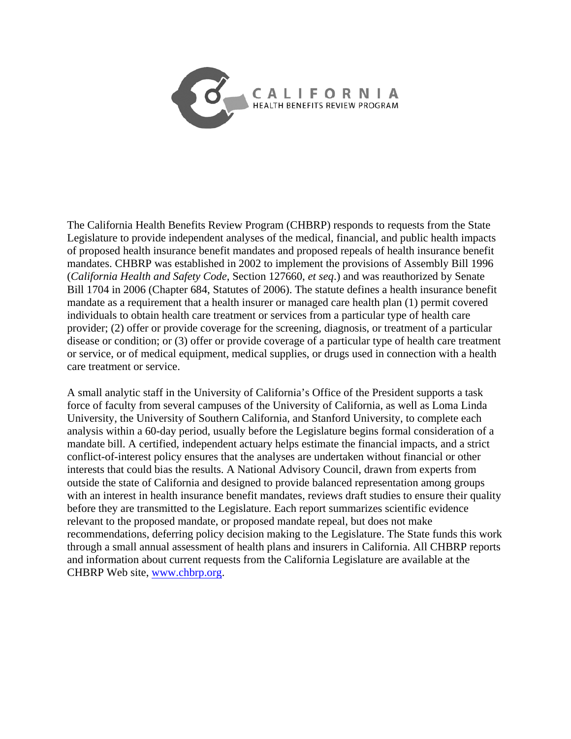The California Health Benefits Review Program (CHBRP) responds to requests from the State Legislature to provide independent analyses of the medical, financial, and public health impacts of proposed health insurance benefit mandates and proposed repeals of health insurance benefit mandates. CHBRP was established in 2002 to implement the provisions of Assembly Bill 1996 (*California Health and Safety Code*, Section 127660, *et seq*.) and was reauthorized by Senate Bill 1704 in 2006 (Chapter 684, Statutes of 2006). The statute defines a health insurance benefit mandate as a requirement that a health insurer or managed care health plan (1) permit covered individuals to obtain health care treatment or services from a particular type of health care provider; (2) offer or provide coverage for the screening, diagnosis, or treatment of a particular disease or condition; or (3) offer or provide coverage of a particular type of health care treatment or service, or of medical equipment, medical supplies, or drugs used in connection with a health care treatment or service.

A small analytic staff in the University of California's Office of the President supports a task force of faculty from several campuses of the University of California, as well as Loma Linda University, the University of Southern California, and Stanford University, to complete each analysis within a 60-day period, usually before the Legislature begins formal consideration of a mandate bill. A certified, independent actuary helps estimate the financial impacts, and a strict conflict-of-interest policy ensures that the analyses are undertaken without financial or other interests that could bias the results. A National Advisory Council, drawn from experts from outside the state of California and designed to provide balanced representation among groups with an interest in health insurance benefit mandates, reviews draft studies to ensure their quality before they are transmitted to the Legislature. Each report summarizes scientific evidence relevant to the proposed mandate, or proposed mandate repeal, but does not make recommendations, deferring policy decision making to the Legislature. The State funds this work through a small annual assessment of health plans and insurers in California. All CHBRP reports and information about current requests from the California Legislature are available at the CHBRP Web site, [www.chbrp.org](http://www.chbrp.org).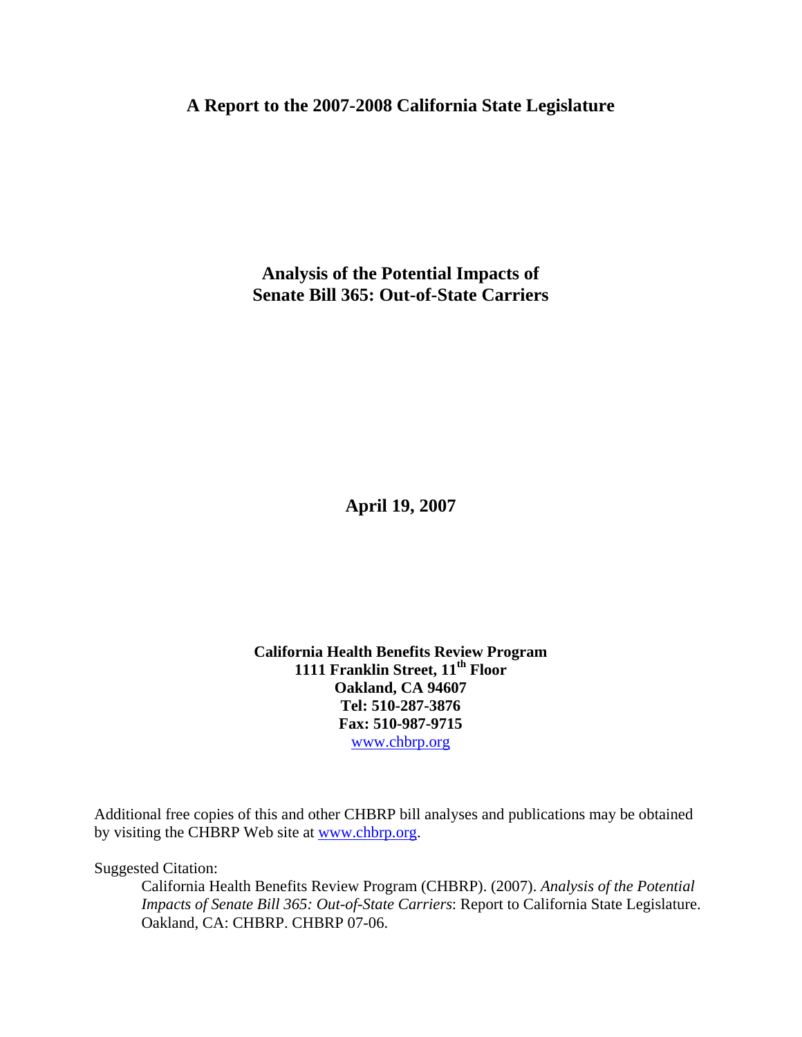**A Report to the 2007-2008 California State Legislature**

# Analysis of the Potential Impacts of Senate Bill 365: Out-of-State Carriers

**April 19, 2007**

**California Health Benefits Review Program**
**1111 Franklin Street, 11th Floor**
**Oakland, CA 94607**
**Tel: 510-287-3876**
**Fax: 510-987-9715**
[www.chbrp.org](http://www.chbrp.org)

Additional free copies of this and other CHBRP bill analyses and publications may be obtained by visiting the CHBRP Web site at [www.chbrp.org](http://www.chbrp.org).

Suggested Citation:

California Health Benefits Review Program (CHBRP). (2007). *Analysis of the Potential Impacts of Senate Bill 365: Out-of-State Carriers*: Report to California State Legislature. Oakland, CA: CHBRP. CHBRP 07-06.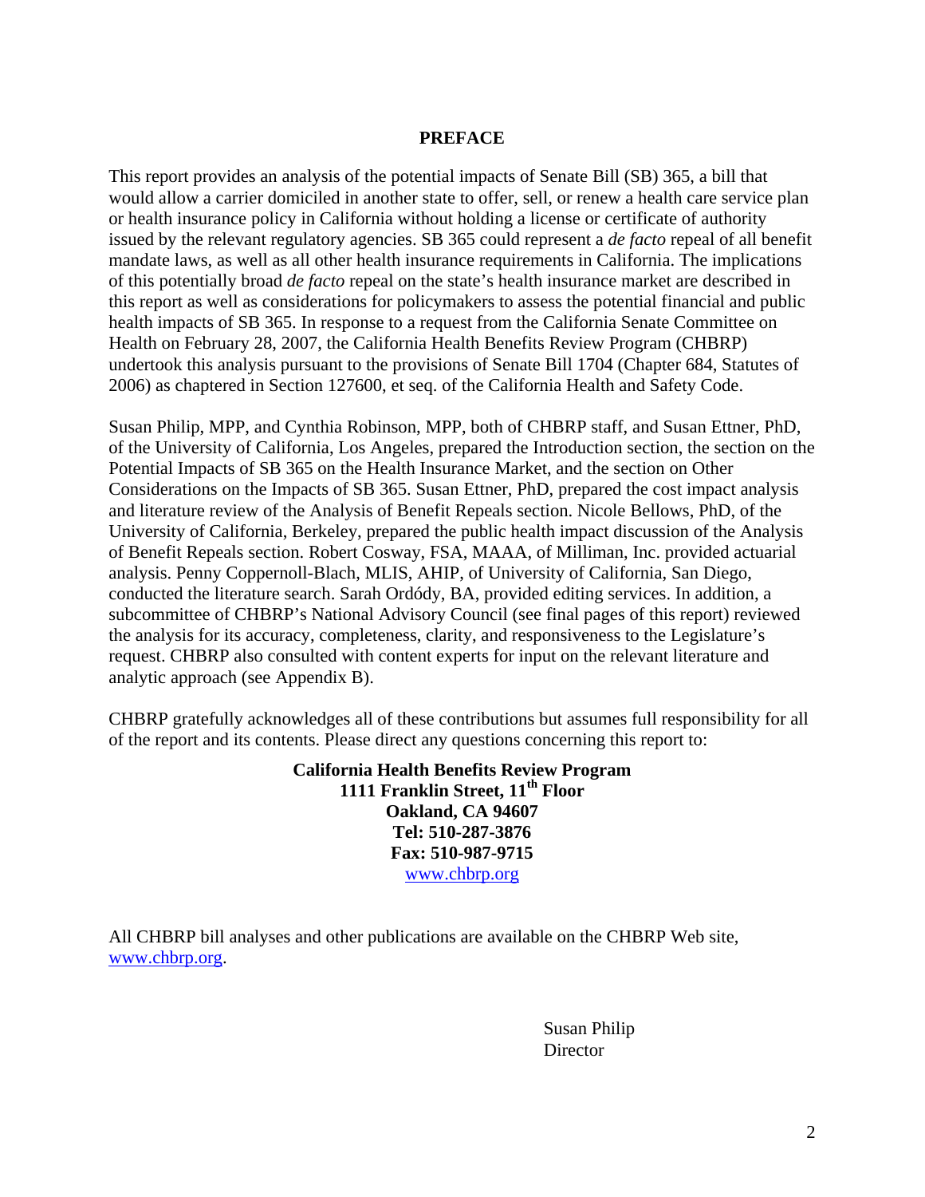## PREFACE

This report provides an analysis of the potential impacts of Senate Bill (SB) 365, a bill that would allow a carrier domiciled in another state to offer, sell, or renew a health care service plan or health insurance policy in California without holding a license or certificate of authority issued by the relevant regulatory agencies. SB 365 could represent a *de facto* repeal of all benefit mandate laws, as well as all other health insurance requirements in California. The implications of this potentially broad *de facto* repeal on the state's health insurance market are described in this report as well as considerations for policymakers to assess the potential financial and public health impacts of SB 365. In response to a request from the California Senate Committee on Health on February 28, 2007, the California Health Benefits Review Program (CHBRP) undertook this analysis pursuant to the provisions of Senate Bill 1704 (Chapter 684, Statutes of 2006) as chaptered in Section 127600, et seq. of the California Health and Safety Code.

Susan Philip, MPP, and Cynthia Robinson, MPP, both of CHBRP staff, and Susan Ettner, PhD, of the University of California, Los Angeles, prepared the Introduction section, the section on the Potential Impacts of SB 365 on the Health Insurance Market, and the section on Other Considerations on the Impacts of SB 365. Susan Ettner, PhD, prepared the cost impact analysis and literature review of the Analysis of Benefit Repeals section. Nicole Bellows, PhD, of the University of California, Berkeley, prepared the public health impact discussion of the Analysis of Benefit Repeals section. Robert Cosway, FSA, MAAA, of Milliman, Inc. provided actuarial analysis. Penny Coppernoll-Blach, MLIS, AHIP, of University of California, San Diego, conducted the literature search. Sarah Ordódy, BA, provided editing services. In addition, a subcommittee of CHBRP's National Advisory Council (see final pages of this report) reviewed the analysis for its accuracy, completeness, clarity, and responsiveness to the Legislature's request. CHBRP also consulted with content experts for input on the relevant literature and analytic approach (see Appendix B).

CHBRP gratefully acknowledges all of these contributions but assumes full responsibility for all of the report and its contents. Please direct any questions concerning this report to:

**California Health Benefits Review Program**
**1111 Franklin Street, 11th Floor**
**Oakland, CA 94607**
**Tel: 510-287-3876**
**Fax: 510-987-9715**
www.chbrp.org

All CHBRP bill analyses and other publications are available on the CHBRP Web site, www.chbrp.org.

Susan Philip
Director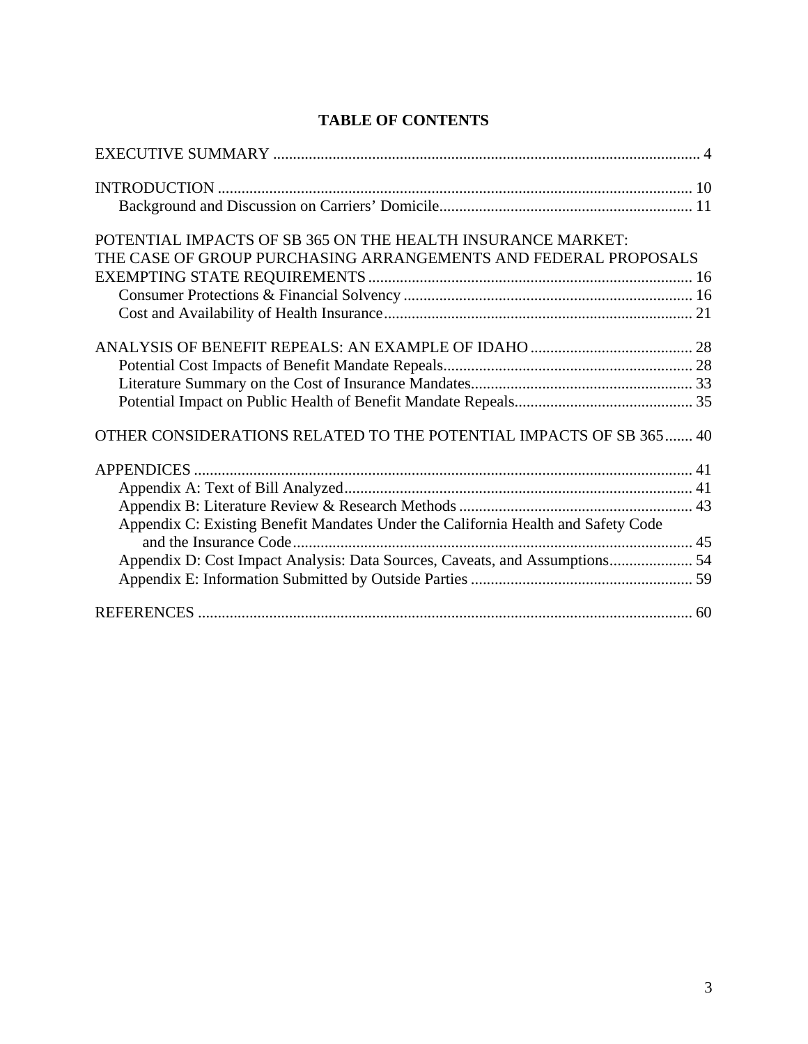# TABLE OF CONTENTS

EXECUTIVE SUMMARY ........................................................................................................... 4

INTRODUCTION ..................................................................................................................... 10
- Background and Discussion on Carriers' Domicile............................................................... 11

POTENTIAL IMPACTS OF SB 365 ON THE HEALTH INSURANCE MARKET: THE CASE OF GROUP PURCHASING ARRANGEMENTS AND FEDERAL PROPOSALS EXEMPTING STATE REQUIREMENTS ................................................................................. 16
- Consumer Protections & Financial Solvency ......................................................................... 16
- Cost and Availability of Health Insurance............................................................................. 21

ANALYSIS OF BENEFIT REPEALS: AN EXAMPLE OF IDAHO ......................................... 28
- Potential Cost Impacts of Benefit Mandate Repeals............................................................... 28
- Literature Summary on the Cost of Insurance Mandates........................................................ 33
- Potential Impact on Public Health of Benefit Mandate Repeals............................................. 35

OTHER CONSIDERATIONS RELATED TO THE POTENTIAL IMPACTS OF SB 365....... 40

APPENDICES ............................................................................................................................ 41
- Appendix A: Text of Bill Analyzed....................................................................................... 41
- Appendix B: Literature Review & Research Methods ........................................................... 43
- Appendix C: Existing Benefit Mandates Under the California Health and Safety Code and the Insurance Code..................................................................................................... 45
- Appendix D: Cost Impact Analysis: Data Sources, Caveats, and Assumptions..................... 54
- Appendix E: Information Submitted by Outside Parties ........................................................ 59

REFERENCES ........................................................................................................................... 60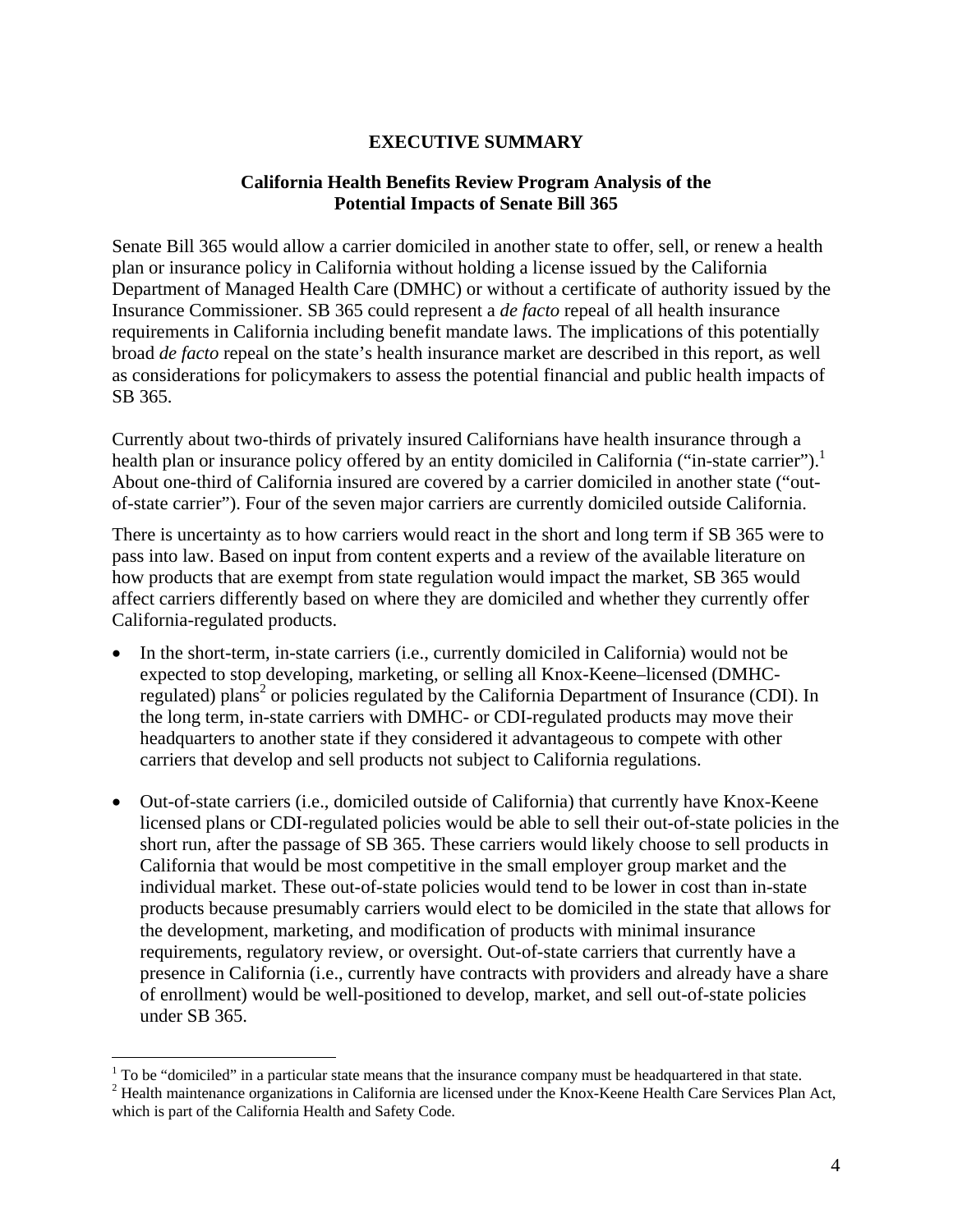# EXECUTIVE SUMMARY

## California Health Benefits Review Program Analysis of the Potential Impacts of Senate Bill 365

Senate Bill 365 would allow a carrier domiciled in another state to offer, sell, or renew a health plan or insurance policy in California without holding a license issued by the California Department of Managed Health Care (DMHC) or without a certificate of authority issued by the Insurance Commissioner. SB 365 could represent a *de facto* repeal of all health insurance requirements in California including benefit mandate laws. The implications of this potentially broad *de facto* repeal on the state's health insurance market are described in this report, as well as considerations for policymakers to assess the potential financial and public health impacts of SB 365.

Currently about two-thirds of privately insured Californians have health insurance through a health plan or insurance policy offered by an entity domiciled in California ("in-state carrier").[1] About one-third of California insured are covered by a carrier domiciled in another state ("out-of-state carrier"). Four of the seven major carriers are currently domiciled outside California.

There is uncertainty as to how carriers would react in the short and long term if SB 365 were to pass into law. Based on input from content experts and a review of the available literature on how products that are exempt from state regulation would impact the market, SB 365 would affect carriers differently based on where they are domiciled and whether they currently offer California-regulated products.

- In the short-term, in-state carriers (i.e., currently domiciled in California) would not be expected to stop developing, marketing, or selling all Knox-Keene–licensed (DMHC-regulated) plans[2] or policies regulated by the California Department of Insurance (CDI). In the long term, in-state carriers with DMHC- or CDI-regulated products may move their headquarters to another state if they considered it advantageous to compete with other carriers that develop and sell products not subject to California regulations.

- Out-of-state carriers (i.e., domiciled outside of California) that currently have Knox-Keene licensed plans or CDI-regulated policies would be able to sell their out-of-state policies in the short run, after the passage of SB 365. These carriers would likely choose to sell products in California that would be most competitive in the small employer group market and the individual market. These out-of-state policies would tend to be lower in cost than in-state products because presumably carriers would elect to be domiciled in the state that allows for the development, marketing, and modification of products with minimal insurance requirements, regulatory review, or oversight. Out-of-state carriers that currently have a presence in California (i.e., currently have contracts with providers and already have a share of enrollment) would be well-positioned to develop, market, and sell out-of-state policies under SB 365.

---

[1] To be "domiciled" in a particular state means that the insurance company must be headquartered in that state.

[2] Health maintenance organizations in California are licensed under the Knox-Keene Health Care Services Plan Act, which is part of the California Health and Safety Code.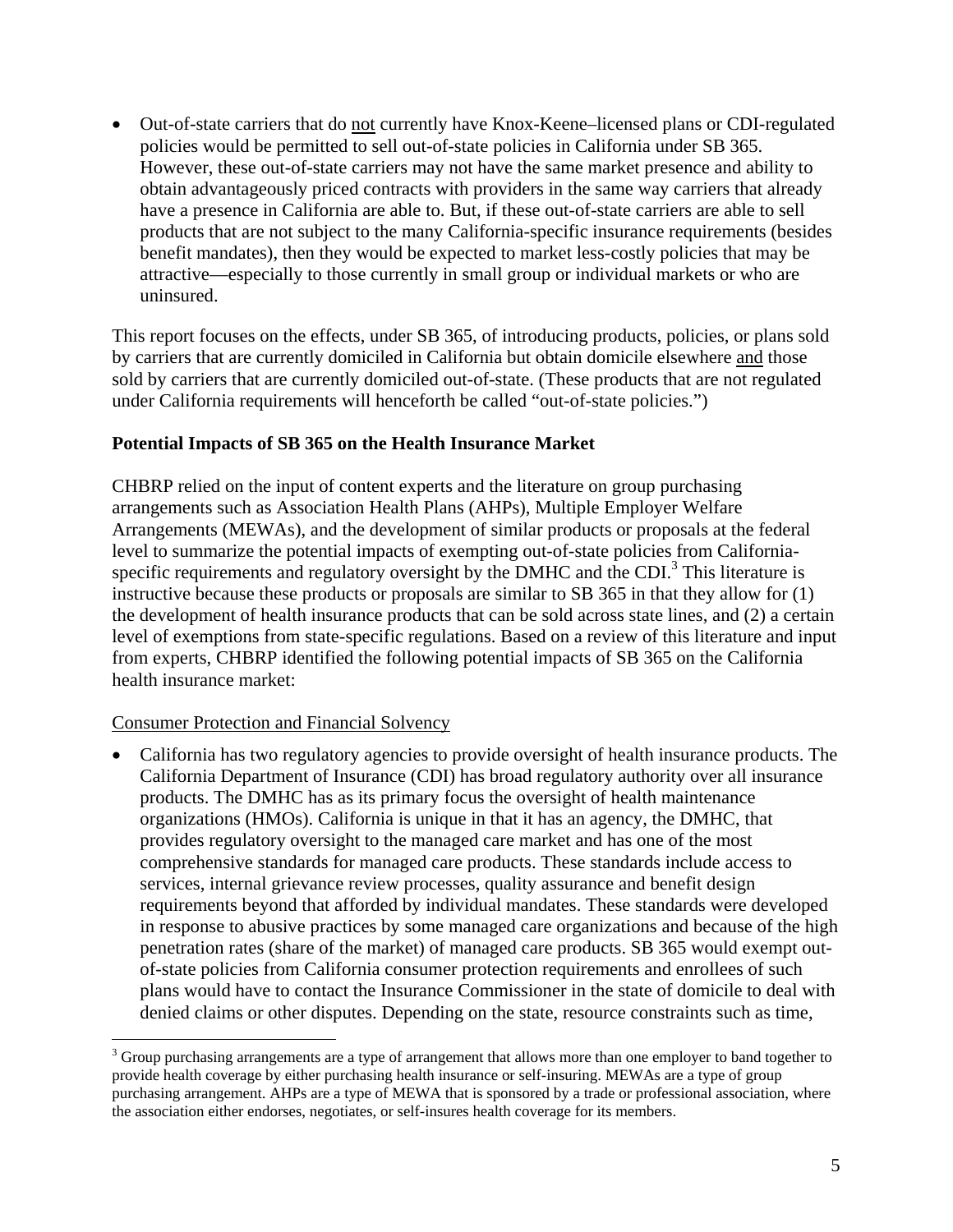- Out-of-state carriers that do not currently have Knox-Keene–licensed plans or CDI-regulated policies would be permitted to sell out-of-state policies in California under SB 365. However, these out-of-state carriers may not have the same market presence and ability to obtain advantageously priced contracts with providers in the same way carriers that already have a presence in California are able to. But, if these out-of-state carriers are able to sell products that are not subject to the many California-specific insurance requirements (besides benefit mandates), then they would be expected to market less-costly policies that may be attractive—especially to those currently in small group or individual markets or who are uninsured.

This report focuses on the effects, under SB 365, of introducing products, policies, or plans sold by carriers that are currently domiciled in California but obtain domicile elsewhere and those sold by carriers that are currently domiciled out-of-state. (These products that are not regulated under California requirements will henceforth be called "out-of-state policies.")

**Potential Impacts of SB 365 on the Health Insurance Market**

CHBRP relied on the input of content experts and the literature on group purchasing arrangements such as Association Health Plans (AHPs), Multiple Employer Welfare Arrangements (MEWAs), and the development of similar products or proposals at the federal level to summarize the potential impacts of exempting out-of-state policies from California-specific requirements and regulatory oversight by the DMHC and the CDI.[3] This literature is instructive because these products or proposals are similar to SB 365 in that they allow for (1) the development of health insurance products that can be sold across state lines, and (2) a certain level of exemptions from state-specific regulations. Based on a review of this literature and input from experts, CHBRP identified the following potential impacts of SB 365 on the California health insurance market:

Consumer Protection and Financial Solvency

- California has two regulatory agencies to provide oversight of health insurance products. The California Department of Insurance (CDI) has broad regulatory authority over all insurance products. The DMHC has as its primary focus the oversight of health maintenance organizations (HMOs). California is unique in that it has an agency, the DMHC, that provides regulatory oversight to the managed care market and has one of the most comprehensive standards for managed care products. These standards include access to services, internal grievance review processes, quality assurance and benefit design requirements beyond that afforded by individual mandates. These standards were developed in response to abusive practices by some managed care organizations and because of the high penetration rates (share of the market) of managed care products. SB 365 would exempt out-of-state policies from California consumer protection requirements and enrollees of such plans would have to contact the Insurance Commissioner in the state of domicile to deal with denied claims or other disputes. Depending on the state, resource constraints such as time,

[3] Group purchasing arrangements are a type of arrangement that allows more than one employer to band together to provide health coverage by either purchasing health insurance or self-insuring. MEWAs are a type of group purchasing arrangement. AHPs are a type of MEWA that is sponsored by a trade or professional association, where the association either endorses, negotiates, or self-insures health coverage for its members.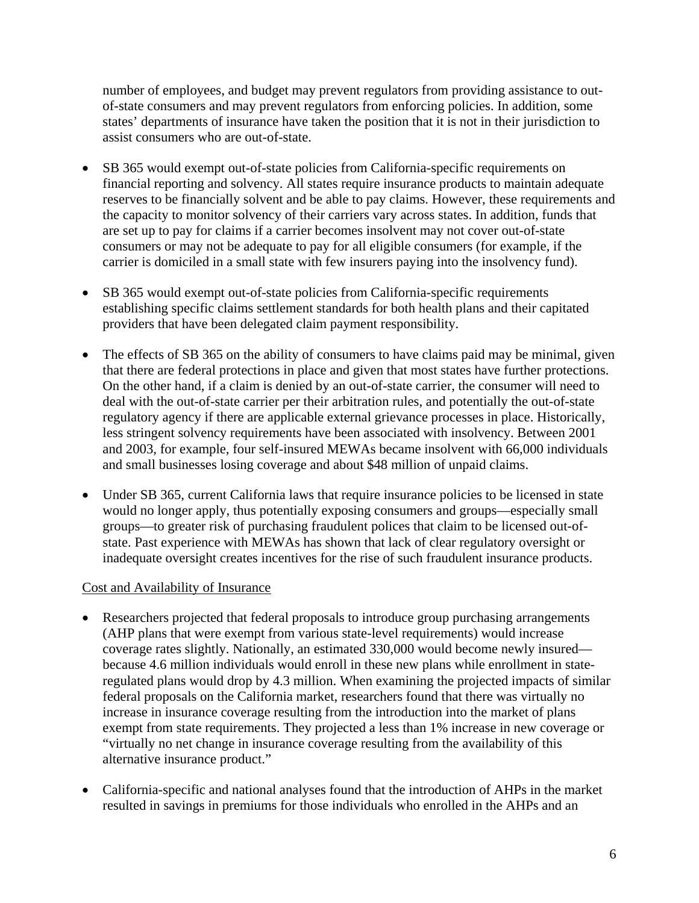number of employees, and budget may prevent regulators from providing assistance to out-of-state consumers and may prevent regulators from enforcing policies. In addition, some states' departments of insurance have taken the position that it is not in their jurisdiction to assist consumers who are out-of-state.

- SB 365 would exempt out-of-state policies from California-specific requirements on financial reporting and solvency. All states require insurance products to maintain adequate reserves to be financially solvent and be able to pay claims. However, these requirements and the capacity to monitor solvency of their carriers vary across states. In addition, funds that are set up to pay for claims if a carrier becomes insolvent may not cover out-of-state consumers or may not be adequate to pay for all eligible consumers (for example, if the carrier is domiciled in a small state with few insurers paying into the insolvency fund).

- SB 365 would exempt out-of-state policies from California-specific requirements establishing specific claims settlement standards for both health plans and their capitated providers that have been delegated claim payment responsibility.

- The effects of SB 365 on the ability of consumers to have claims paid may be minimal, given that there are federal protections in place and given that most states have further protections. On the other hand, if a claim is denied by an out-of-state carrier, the consumer will need to deal with the out-of-state carrier per their arbitration rules, and potentially the out-of-state regulatory agency if there are applicable external grievance processes in place. Historically, less stringent solvency requirements have been associated with insolvency. Between 2001 and 2003, for example, four self-insured MEWAs became insolvent with 66,000 individuals and small businesses losing coverage and about $48 million of unpaid claims.

- Under SB 365, current California laws that require insurance policies to be licensed in state would no longer apply, thus potentially exposing consumers and groups—especially small groups—to greater risk of purchasing fraudulent polices that claim to be licensed out-of-state. Past experience with MEWAs has shown that lack of clear regulatory oversight or inadequate oversight creates incentives for the rise of such fraudulent insurance products.

Cost and Availability of Insurance

- Researchers projected that federal proposals to introduce group purchasing arrangements (AHP plans that were exempt from various state-level requirements) would increase coverage rates slightly. Nationally, an estimated 330,000 would become newly insured—because 4.6 million individuals would enroll in these new plans while enrollment in state-regulated plans would drop by 4.3 million. When examining the projected impacts of similar federal proposals on the California market, researchers found that there was virtually no increase in insurance coverage resulting from the introduction into the market of plans exempt from state requirements. They projected a less than 1% increase in new coverage or "virtually no net change in insurance coverage resulting from the availability of this alternative insurance product."

- California-specific and national analyses found that the introduction of AHPs in the market resulted in savings in premiums for those individuals who enrolled in the AHPs and an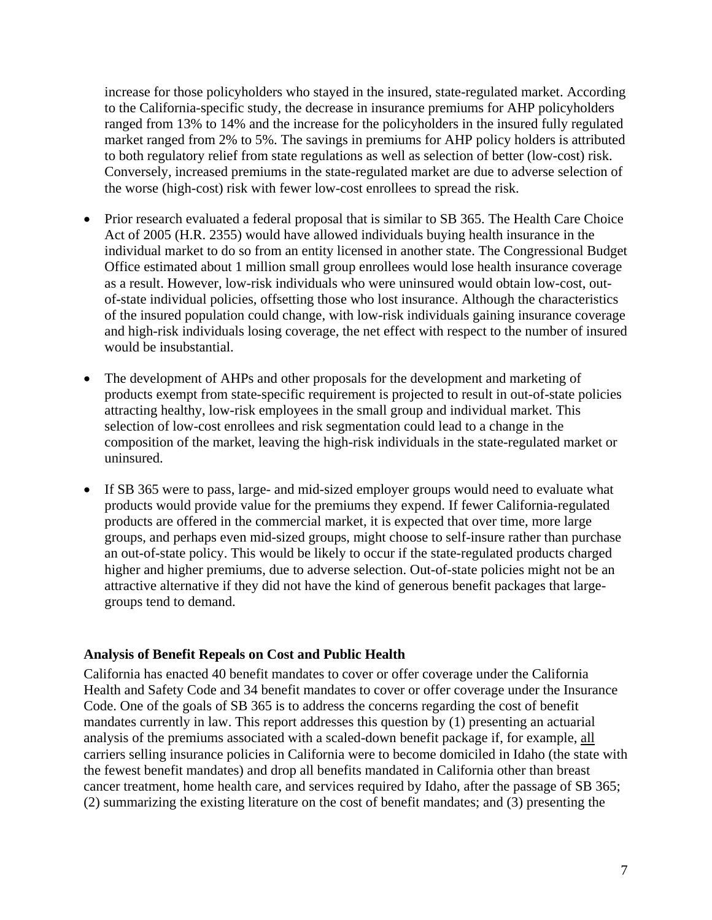increase for those policyholders who stayed in the insured, state-regulated market. According to the California-specific study, the decrease in insurance premiums for AHP policyholders ranged from 13% to 14% and the increase for the policyholders in the insured fully regulated market ranged from 2% to 5%. The savings in premiums for AHP policy holders is attributed to both regulatory relief from state regulations as well as selection of better (low-cost) risk. Conversely, increased premiums in the state-regulated market are due to adverse selection of the worse (high-cost) risk with fewer low-cost enrollees to spread the risk.

- Prior research evaluated a federal proposal that is similar to SB 365. The Health Care Choice Act of 2005 (H.R. 2355) would have allowed individuals buying health insurance in the individual market to do so from an entity licensed in another state. The Congressional Budget Office estimated about 1 million small group enrollees would lose health insurance coverage as a result. However, low-risk individuals who were uninsured would obtain low-cost, out-of-state individual policies, offsetting those who lost insurance. Although the characteristics of the insured population could change, with low-risk individuals gaining insurance coverage and high-risk individuals losing coverage, the net effect with respect to the number of insured would be insubstantial.

- The development of AHPs and other proposals for the development and marketing of products exempt from state-specific requirement is projected to result in out-of-state policies attracting healthy, low-risk employees in the small group and individual market. This selection of low-cost enrollees and risk segmentation could lead to a change in the composition of the market, leaving the high-risk individuals in the state-regulated market or uninsured.

- If SB 365 were to pass, large- and mid-sized employer groups would need to evaluate what products would provide value for the premiums they expend. If fewer California-regulated products are offered in the commercial market, it is expected that over time, more large groups, and perhaps even mid-sized groups, might choose to self-insure rather than purchase an out-of-state policy. This would be likely to occur if the state-regulated products charged higher and higher premiums, due to adverse selection. Out-of-state policies might not be an attractive alternative if they did not have the kind of generous benefit packages that large-groups tend to demand.

**Analysis of Benefit Repeals on Cost and Public Health**

California has enacted 40 benefit mandates to cover or offer coverage under the California Health and Safety Code and 34 benefit mandates to cover or offer coverage under the Insurance Code. One of the goals of SB 365 is to address the concerns regarding the cost of benefit mandates currently in law. This report addresses this question by (1) presenting an actuarial analysis of the premiums associated with a scaled-down benefit package if, for example, all carriers selling insurance policies in California were to become domiciled in Idaho (the state with the fewest benefit mandates) and drop all benefits mandated in California other than breast cancer treatment, home health care, and services required by Idaho, after the passage of SB 365; (2) summarizing the existing literature on the cost of benefit mandates; and (3) presenting the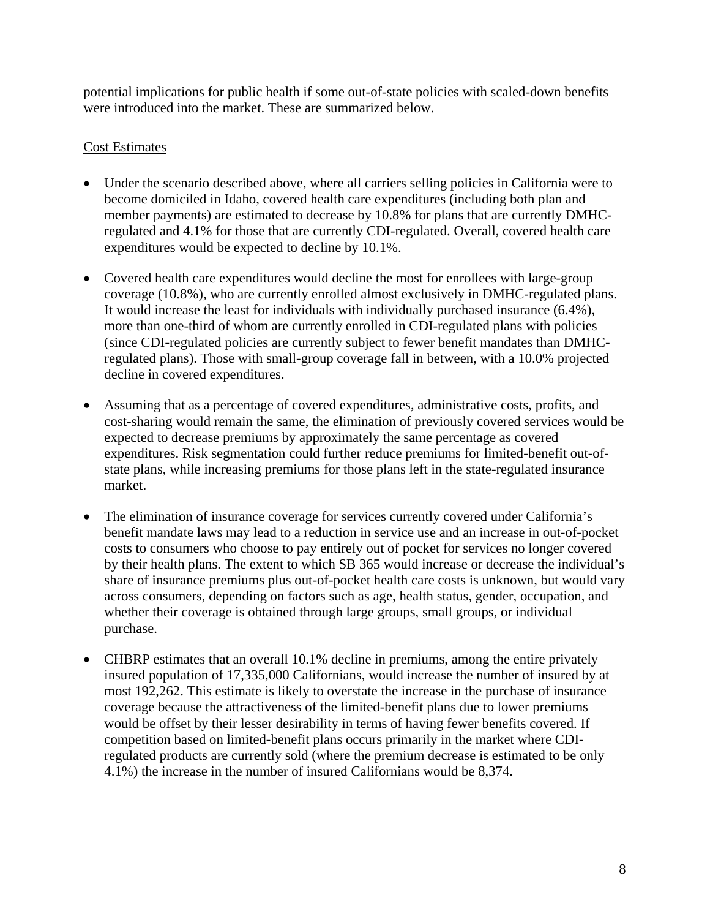potential implications for public health if some out-of-state policies with scaled-down benefits were introduced into the market. These are summarized below.

Cost Estimates

- Under the scenario described above, where all carriers selling policies in California were to become domiciled in Idaho, covered health care expenditures (including both plan and member payments) are estimated to decrease by 10.8% for plans that are currently DMHC-regulated and 4.1% for those that are currently CDI-regulated. Overall, covered health care expenditures would be expected to decline by 10.1%.

- Covered health care expenditures would decline the most for enrollees with large-group coverage (10.8%), who are currently enrolled almost exclusively in DMHC-regulated plans. It would increase the least for individuals with individually purchased insurance (6.4%), more than one-third of whom are currently enrolled in CDI-regulated plans with policies (since CDI-regulated policies are currently subject to fewer benefit mandates than DMHC-regulated plans). Those with small-group coverage fall in between, with a 10.0% projected decline in covered expenditures.

- Assuming that as a percentage of covered expenditures, administrative costs, profits, and cost-sharing would remain the same, the elimination of previously covered services would be expected to decrease premiums by approximately the same percentage as covered expenditures. Risk segmentation could further reduce premiums for limited-benefit out-of-state plans, while increasing premiums for those plans left in the state-regulated insurance market.

- The elimination of insurance coverage for services currently covered under California's benefit mandate laws may lead to a reduction in service use and an increase in out-of-pocket costs to consumers who choose to pay entirely out of pocket for services no longer covered by their health plans. The extent to which SB 365 would increase or decrease the individual's share of insurance premiums plus out-of-pocket health care costs is unknown, but would vary across consumers, depending on factors such as age, health status, gender, occupation, and whether their coverage is obtained through large groups, small groups, or individual purchase.

- CHBRP estimates that an overall 10.1% decline in premiums, among the entire privately insured population of 17,335,000 Californians, would increase the number of insured by at most 192,262. This estimate is likely to overstate the increase in the purchase of insurance coverage because the attractiveness of the limited-benefit plans due to lower premiums would be offset by their lesser desirability in terms of having fewer benefits covered. If competition based on limited-benefit plans occurs primarily in the market where CDI-regulated products are currently sold (where the premium decrease is estimated to be only 4.1%) the increase in the number of insured Californians would be 8,374.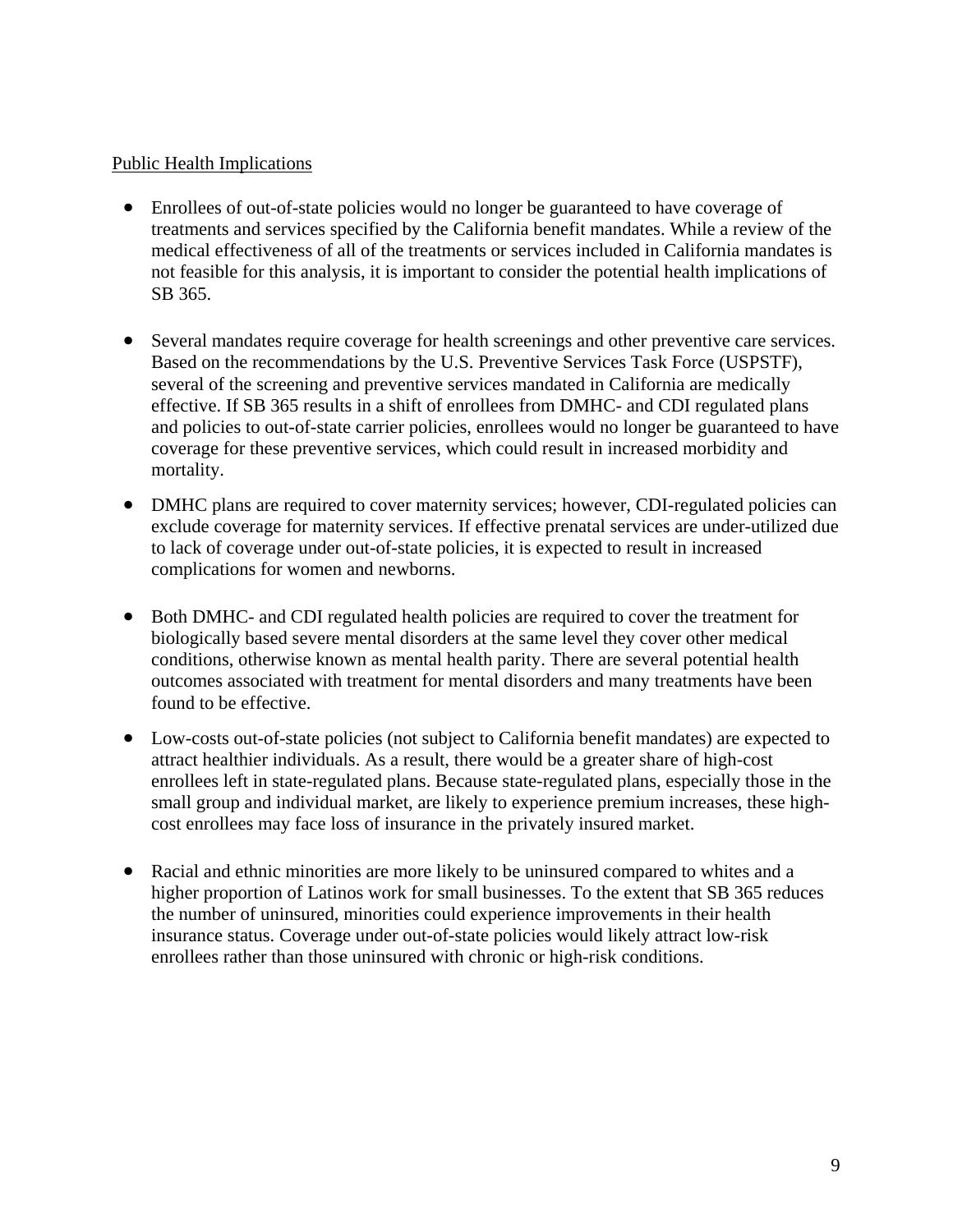Public Health Implications

- Enrollees of out-of-state policies would no longer be guaranteed to have coverage of treatments and services specified by the California benefit mandates. While a review of the medical effectiveness of all of the treatments or services included in California mandates is not feasible for this analysis, it is important to consider the potential health implications of SB 365.

- Several mandates require coverage for health screenings and other preventive care services. Based on the recommendations by the U.S. Preventive Services Task Force (USPSTF), several of the screening and preventive services mandated in California are medically effective. If SB 365 results in a shift of enrollees from DMHC- and CDI regulated plans and policies to out-of-state carrier policies, enrollees would no longer be guaranteed to have coverage for these preventive services, which could result in increased morbidity and mortality.

- DMHC plans are required to cover maternity services; however, CDI-regulated policies can exclude coverage for maternity services. If effective prenatal services are under-utilized due to lack of coverage under out-of-state policies, it is expected to result in increased complications for women and newborns.

- Both DMHC- and CDI regulated health policies are required to cover the treatment for biologically based severe mental disorders at the same level they cover other medical conditions, otherwise known as mental health parity. There are several potential health outcomes associated with treatment for mental disorders and many treatments have been found to be effective.

- Low-costs out-of-state policies (not subject to California benefit mandates) are expected to attract healthier individuals. As a result, there would be a greater share of high-cost enrollees left in state-regulated plans. Because state-regulated plans, especially those in the small group and individual market, are likely to experience premium increases, these high-cost enrollees may face loss of insurance in the privately insured market.

- Racial and ethnic minorities are more likely to be uninsured compared to whites and a higher proportion of Latinos work for small businesses. To the extent that SB 365 reduces the number of uninsured, minorities could experience improvements in their health insurance status. Coverage under out-of-state policies would likely attract low-risk enrollees rather than those uninsured with chronic or high-risk conditions.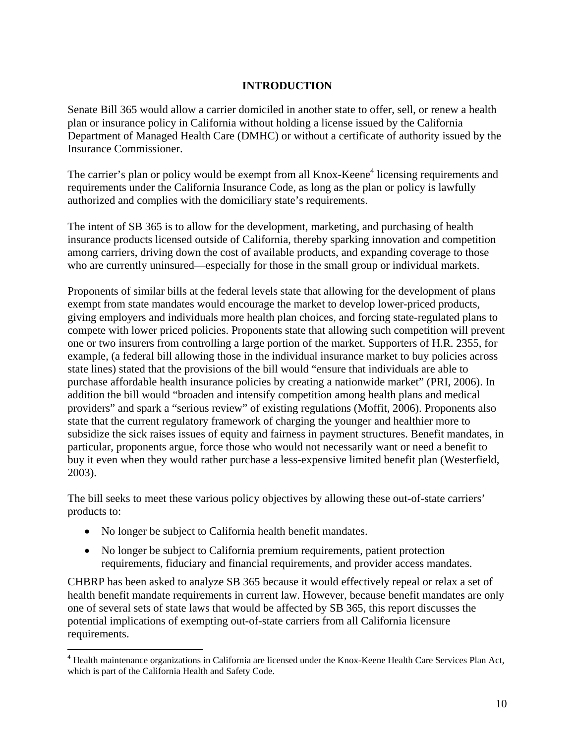# INTRODUCTION

Senate Bill 365 would allow a carrier domiciled in another state to offer, sell, or renew a health plan or insurance policy in California without holding a license issued by the California Department of Managed Health Care (DMHC) or without a certificate of authority issued by the Insurance Commissioner.

The carrier's plan or policy would be exempt from all Knox-Keene[4] licensing requirements and requirements under the California Insurance Code, as long as the plan or policy is lawfully authorized and complies with the domiciliary state's requirements.

The intent of SB 365 is to allow for the development, marketing, and purchasing of health insurance products licensed outside of California, thereby sparking innovation and competition among carriers, driving down the cost of available products, and expanding coverage to those who are currently uninsured—especially for those in the small group or individual markets.

Proponents of similar bills at the federal levels state that allowing for the development of plans exempt from state mandates would encourage the market to develop lower-priced products, giving employers and individuals more health plan choices, and forcing state-regulated plans to compete with lower priced policies. Proponents state that allowing such competition will prevent one or two insurers from controlling a large portion of the market. Supporters of H.R. 2355, for example, (a federal bill allowing those in the individual insurance market to buy policies across state lines) stated that the provisions of the bill would "ensure that individuals are able to purchase affordable health insurance policies by creating a nationwide market" (PRI, 2006). In addition the bill would "broaden and intensify competition among health plans and medical providers" and spark a "serious review" of existing regulations (Moffit, 2006). Proponents also state that the current regulatory framework of charging the younger and healthier more to subsidize the sick raises issues of equity and fairness in payment structures. Benefit mandates, in particular, proponents argue, force those who would not necessarily want or need a benefit to buy it even when they would rather purchase a less-expensive limited benefit plan (Westerfield, 2003).

The bill seeks to meet these various policy objectives by allowing these out-of-state carriers' products to:

- No longer be subject to California health benefit mandates.
- No longer be subject to California premium requirements, patient protection requirements, fiduciary and financial requirements, and provider access mandates.

CHBRP has been asked to analyze SB 365 because it would effectively repeal or relax a set of health benefit mandate requirements in current law. However, because benefit mandates are only one of several sets of state laws that would be affected by SB 365, this report discusses the potential implications of exempting out-of-state carriers from all California licensure requirements.

[4] Health maintenance organizations in California are licensed under the Knox-Keene Health Care Services Plan Act, which is part of the California Health and Safety Code.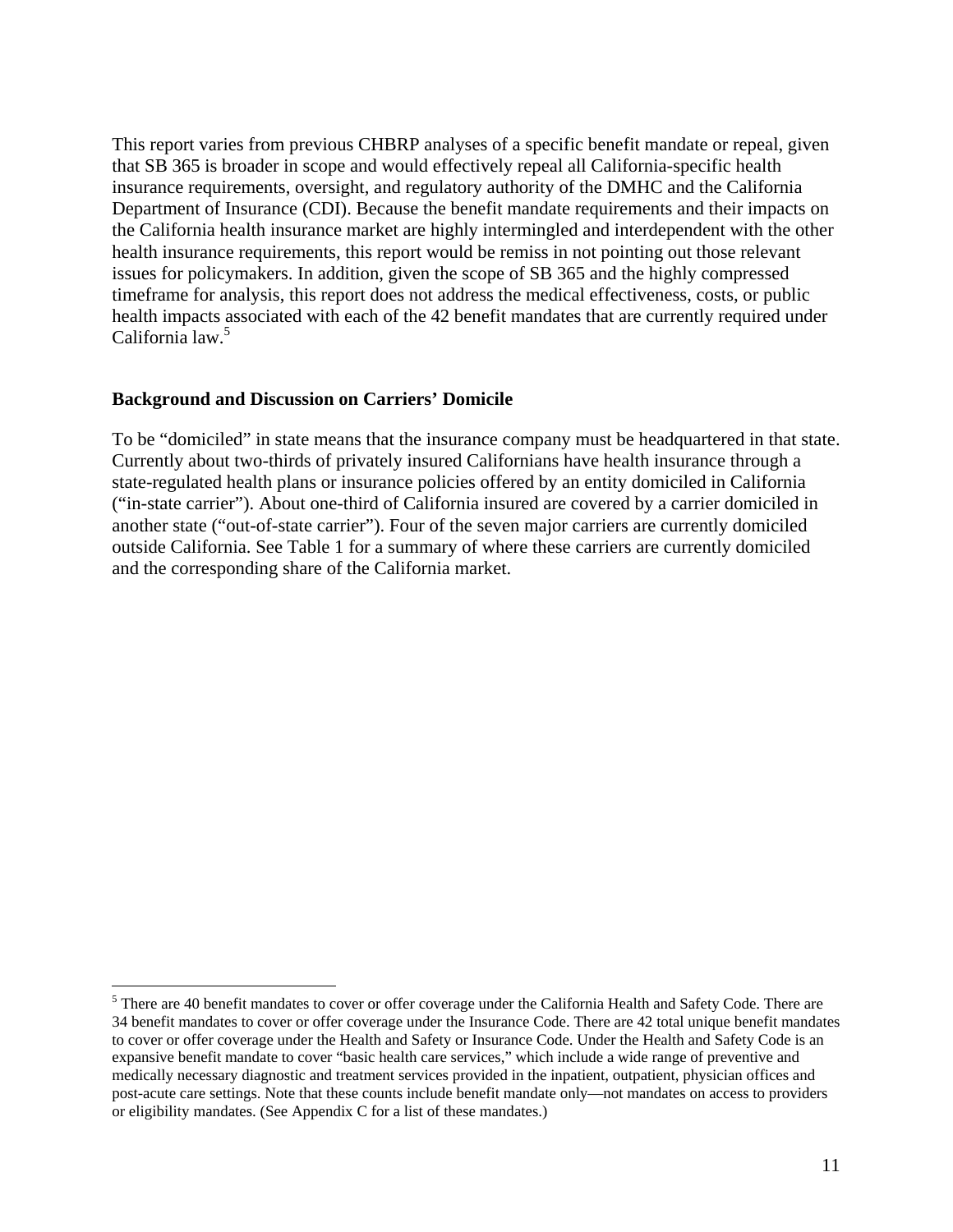This report varies from previous CHBRP analyses of a specific benefit mandate or repeal, given that SB 365 is broader in scope and would effectively repeal all California-specific health insurance requirements, oversight, and regulatory authority of the DMHC and the California Department of Insurance (CDI). Because the benefit mandate requirements and their impacts on the California health insurance market are highly intermingled and interdependent with the other health insurance requirements, this report would be remiss in not pointing out those relevant issues for policymakers. In addition, given the scope of SB 365 and the highly compressed timeframe for analysis, this report does not address the medical effectiveness, costs, or public health impacts associated with each of the 42 benefit mandates that are currently required under California law.[5]

**Background and Discussion on Carriers' Domicile**

To be "domiciled" in state means that the insurance company must be headquartered in that state. Currently about two-thirds of privately insured Californians have health insurance through a state-regulated health plans or insurance policies offered by an entity domiciled in California ("in-state carrier"). About one-third of California insured are covered by a carrier domiciled in another state ("out-of-state carrier"). Four of the seven major carriers are currently domiciled outside California. See Table 1 for a summary of where these carriers are currently domiciled and the corresponding share of the California market.

[5] There are 40 benefit mandates to cover or offer coverage under the California Health and Safety Code. There are 34 benefit mandates to cover or offer coverage under the Insurance Code. There are 42 total unique benefit mandates to cover or offer coverage under the Health and Safety or Insurance Code. Under the Health and Safety Code is an expansive benefit mandate to cover "basic health care services," which include a wide range of preventive and medically necessary diagnostic and treatment services provided in the inpatient, outpatient, physician offices and post-acute care settings. Note that these counts include benefit mandate only—not mandates on access to providers or eligibility mandates. (See Appendix C for a list of these mandates.)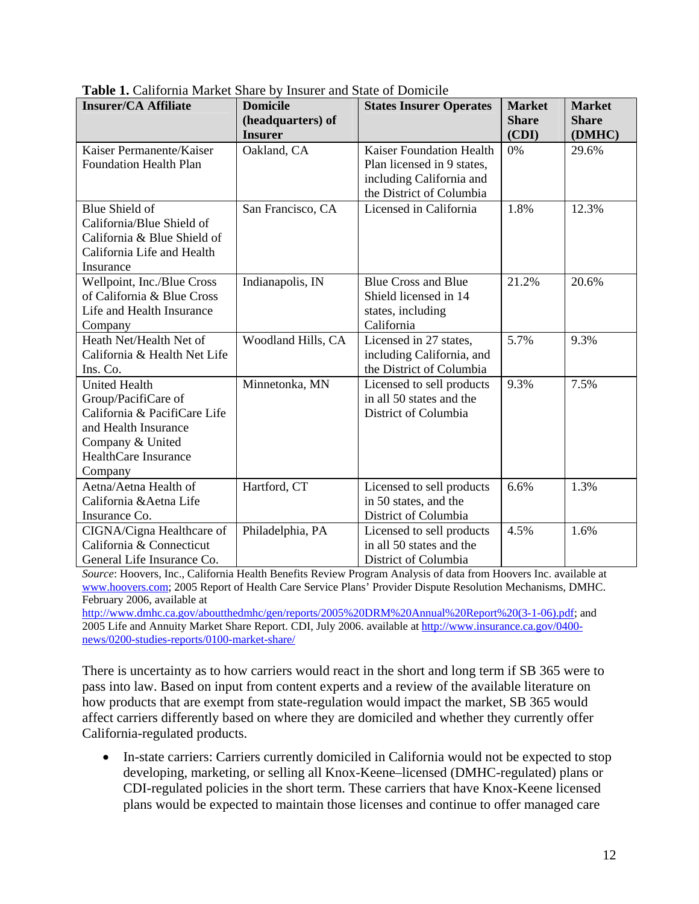**Table 1.** California Market Share by Insurer and State of Domicile

| Insurer/CA Affiliate | Domicile (headquarters) of Insurer | States Insurer Operates | Market Share (CDI) | Market Share (DMHC) |
|---|---|---|---|---|
| Kaiser Permanente/Kaiser Foundation Health Plan | Oakland, CA | Kaiser Foundation Health Plan licensed in 9 states, including California and the District of Columbia | 0% | 29.6% |
| Blue Shield of California/Blue Shield of California & Blue Shield of California Life and Health Insurance | San Francisco, CA | Licensed in California | 1.8% | 12.3% |
| Wellpoint, Inc./Blue Cross of California & Blue Cross Life and Health Insurance Company | Indianapolis, IN | Blue Cross and Blue Shield licensed in 14 states, including California | 21.2% | 20.6% |
| Heath Net/Health Net of California & Health Net Life Ins. Co. | Woodland Hills, CA | Licensed in 27 states, including California, and the District of Columbia | 5.7% | 9.3% |
| United Health Group/PacifiCare of California & PacifiCare Life and Health Insurance Company & United HealthCare Insurance Company | Minnetonka, MN | Licensed to sell products in all 50 states and the District of Columbia | 9.3% | 7.5% |
| Aetna/Aetna Health of California &Aetna Life Insurance Co. | Hartford, CT | Licensed to sell products in 50 states, and the District of Columbia | 6.6% | 1.3% |
| CIGNA/Cigna Healthcare of California & Connecticut General Life Insurance Co. | Philadelphia, PA | Licensed to sell products in all 50 states and the District of Columbia | 4.5% | 1.6% |

*Source*: Hoovers, Inc., California Health Benefits Review Program Analysis of data from Hoovers Inc. available at www.hoovers.com; 2005 Report of Health Care Service Plans' Provider Dispute Resolution Mechanisms, DMHC. February 2006, available at http://www.dmhc.ca.gov/aboutthedmhc/gen/reports/2005%20DRM%20Annual%20Report%20(3-1-06).pdf; and 2005 Life and Annuity Market Share Report. CDI, July 2006. available at http://www.insurance.ca.gov/0400-news/0200-studies-reports/0100-market-share/

There is uncertainty as to how carriers would react in the short and long term if SB 365 were to pass into law. Based on input from content experts and a review of the available literature on how products that are exempt from state-regulation would impact the market, SB 365 would affect carriers differently based on where they are domiciled and whether they currently offer California-regulated products.

- In-state carriers: Carriers currently domiciled in California would not be expected to stop developing, marketing, or selling all Knox-Keene–licensed (DMHC-regulated) plans or CDI-regulated policies in the short term. These carriers that have Knox-Keene licensed plans would be expected to maintain those licenses and continue to offer managed care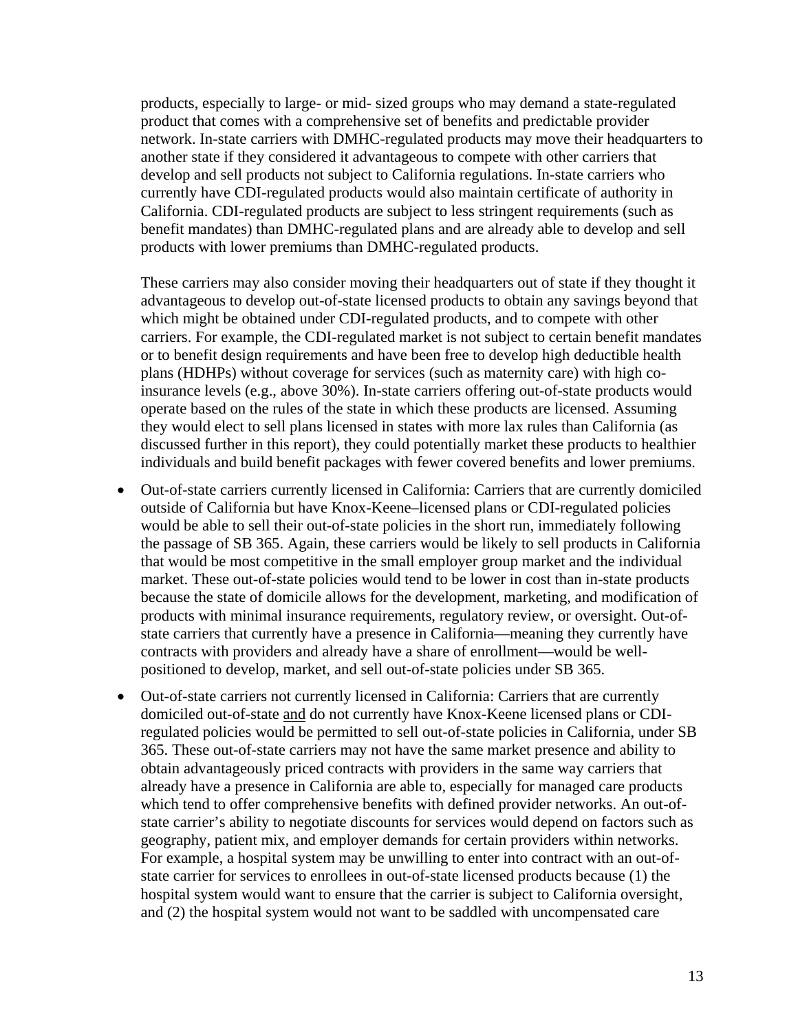products, especially to large- or mid- sized groups who may demand a state-regulated product that comes with a comprehensive set of benefits and predictable provider network. In-state carriers with DMHC-regulated products may move their headquarters to another state if they considered it advantageous to compete with other carriers that develop and sell products not subject to California regulations. In-state carriers who currently have CDI-regulated products would also maintain certificate of authority in California. CDI-regulated products are subject to less stringent requirements (such as benefit mandates) than DMHC-regulated plans and are already able to develop and sell products with lower premiums than DMHC-regulated products.

These carriers may also consider moving their headquarters out of state if they thought it advantageous to develop out-of-state licensed products to obtain any savings beyond that which might be obtained under CDI-regulated products, and to compete with other carriers. For example, the CDI-regulated market is not subject to certain benefit mandates or to benefit design requirements and have been free to develop high deductible health plans (HDHPs) without coverage for services (such as maternity care) with high co-insurance levels (e.g., above 30%). In-state carriers offering out-of-state products would operate based on the rules of the state in which these products are licensed. Assuming they would elect to sell plans licensed in states with more lax rules than California (as discussed further in this report), they could potentially market these products to healthier individuals and build benefit packages with fewer covered benefits and lower premiums.

- Out-of-state carriers currently licensed in California: Carriers that are currently domiciled outside of California but have Knox-Keene–licensed plans or CDI-regulated policies would be able to sell their out-of-state policies in the short run, immediately following the passage of SB 365. Again, these carriers would be likely to sell products in California that would be most competitive in the small employer group market and the individual market. These out-of-state policies would tend to be lower in cost than in-state products because the state of domicile allows for the development, marketing, and modification of products with minimal insurance requirements, regulatory review, or oversight. Out-of-state carriers that currently have a presence in California—meaning they currently have contracts with providers and already have a share of enrollment—would be well-positioned to develop, market, and sell out-of-state policies under SB 365.
- Out-of-state carriers not currently licensed in California: Carriers that are currently domiciled out-of-state and do not currently have Knox-Keene licensed plans or CDI-regulated policies would be permitted to sell out-of-state policies in California, under SB 365. These out-of-state carriers may not have the same market presence and ability to obtain advantageously priced contracts with providers in the same way carriers that already have a presence in California are able to, especially for managed care products which tend to offer comprehensive benefits with defined provider networks. An out-of-state carrier's ability to negotiate discounts for services would depend on factors such as geography, patient mix, and employer demands for certain providers within networks. For example, a hospital system may be unwilling to enter into contract with an out-of-state carrier for services to enrollees in out-of-state licensed products because (1) the hospital system would want to ensure that the carrier is subject to California oversight, and (2) the hospital system would not want to be saddled with uncompensated care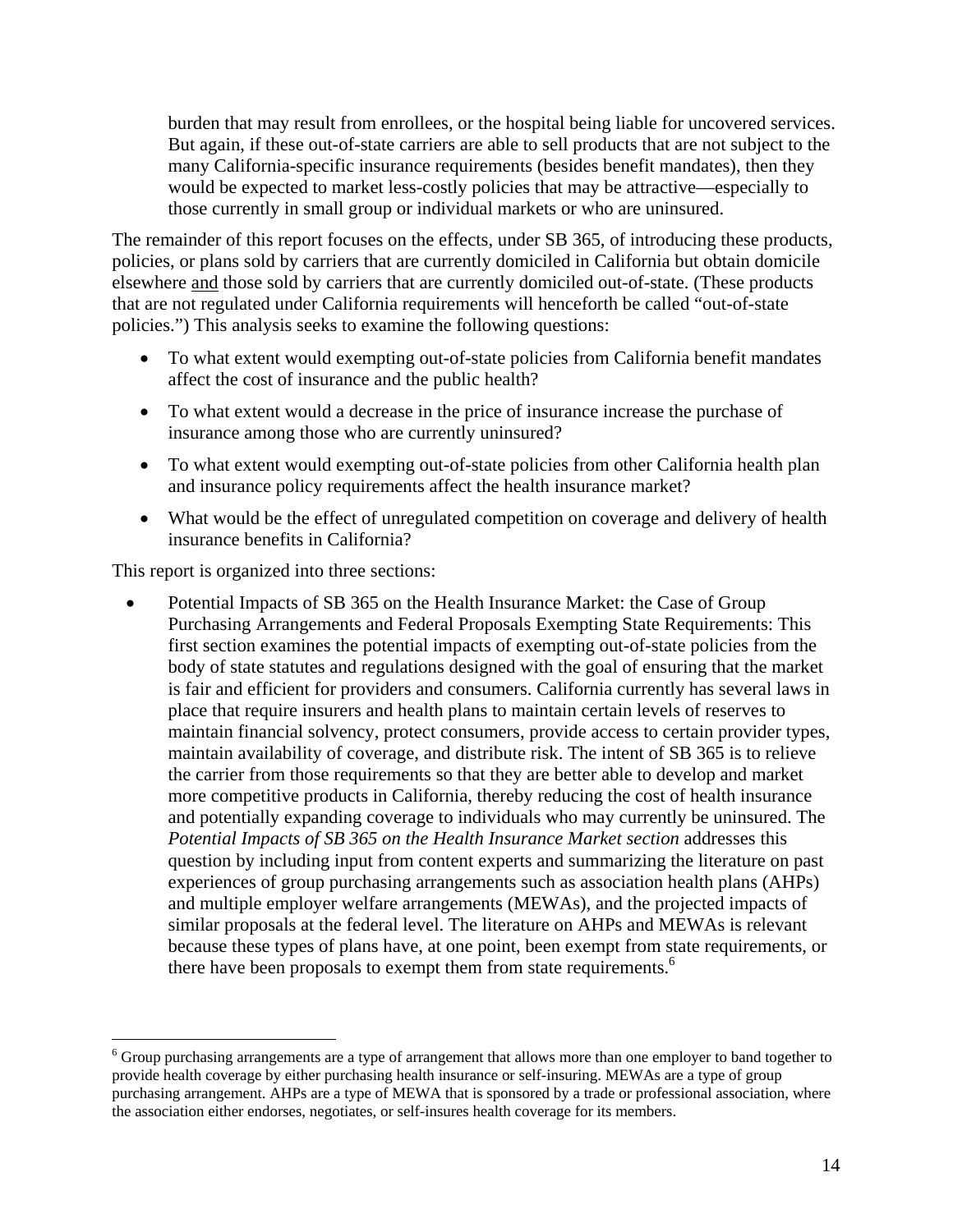burden that may result from enrollees, or the hospital being liable for uncovered services. But again, if these out-of-state carriers are able to sell products that are not subject to the many California-specific insurance requirements (besides benefit mandates), then they would be expected to market less-costly policies that may be attractive—especially to those currently in small group or individual markets or who are uninsured.

The remainder of this report focuses on the effects, under SB 365, of introducing these products, policies, or plans sold by carriers that are currently domiciled in California but obtain domicile elsewhere <u>and</u> those sold by carriers that are currently domiciled out-of-state. (These products that are not regulated under California requirements will henceforth be called "out-of-state policies.") This analysis seeks to examine the following questions:

- To what extent would exempting out-of-state policies from California benefit mandates affect the cost of insurance and the public health?
- To what extent would a decrease in the price of insurance increase the purchase of insurance among those who are currently uninsured?
- To what extent would exempting out-of-state policies from other California health plan and insurance policy requirements affect the health insurance market?
- What would be the effect of unregulated competition on coverage and delivery of health insurance benefits in California?

This report is organized into three sections:

- Potential Impacts of SB 365 on the Health Insurance Market: the Case of Group Purchasing Arrangements and Federal Proposals Exempting State Requirements: This first section examines the potential impacts of exempting out-of-state policies from the body of state statutes and regulations designed with the goal of ensuring that the market is fair and efficient for providers and consumers. California currently has several laws in place that require insurers and health plans to maintain certain levels of reserves to maintain financial solvency, protect consumers, provide access to certain provider types, maintain availability of coverage, and distribute risk. The intent of SB 365 is to relieve the carrier from those requirements so that they are better able to develop and market more competitive products in California, thereby reducing the cost of health insurance and potentially expanding coverage to individuals who may currently be uninsured. The *Potential Impacts of SB 365 on the Health Insurance Market section* addresses this question by including input from content experts and summarizing the literature on past experiences of group purchasing arrangements such as association health plans (AHPs) and multiple employer welfare arrangements (MEWAs), and the projected impacts of similar proposals at the federal level. The literature on AHPs and MEWAs is relevant because these types of plans have, at one point, been exempt from state requirements, or there have been proposals to exempt them from state requirements.[6]

---

[6] Group purchasing arrangements are a type of arrangement that allows more than one employer to band together to provide health coverage by either purchasing health insurance or self-insuring. MEWAs are a type of group purchasing arrangement. AHPs are a type of MEWA that is sponsored by a trade or professional association, where the association either endorses, negotiates, or self-insures health coverage for its members.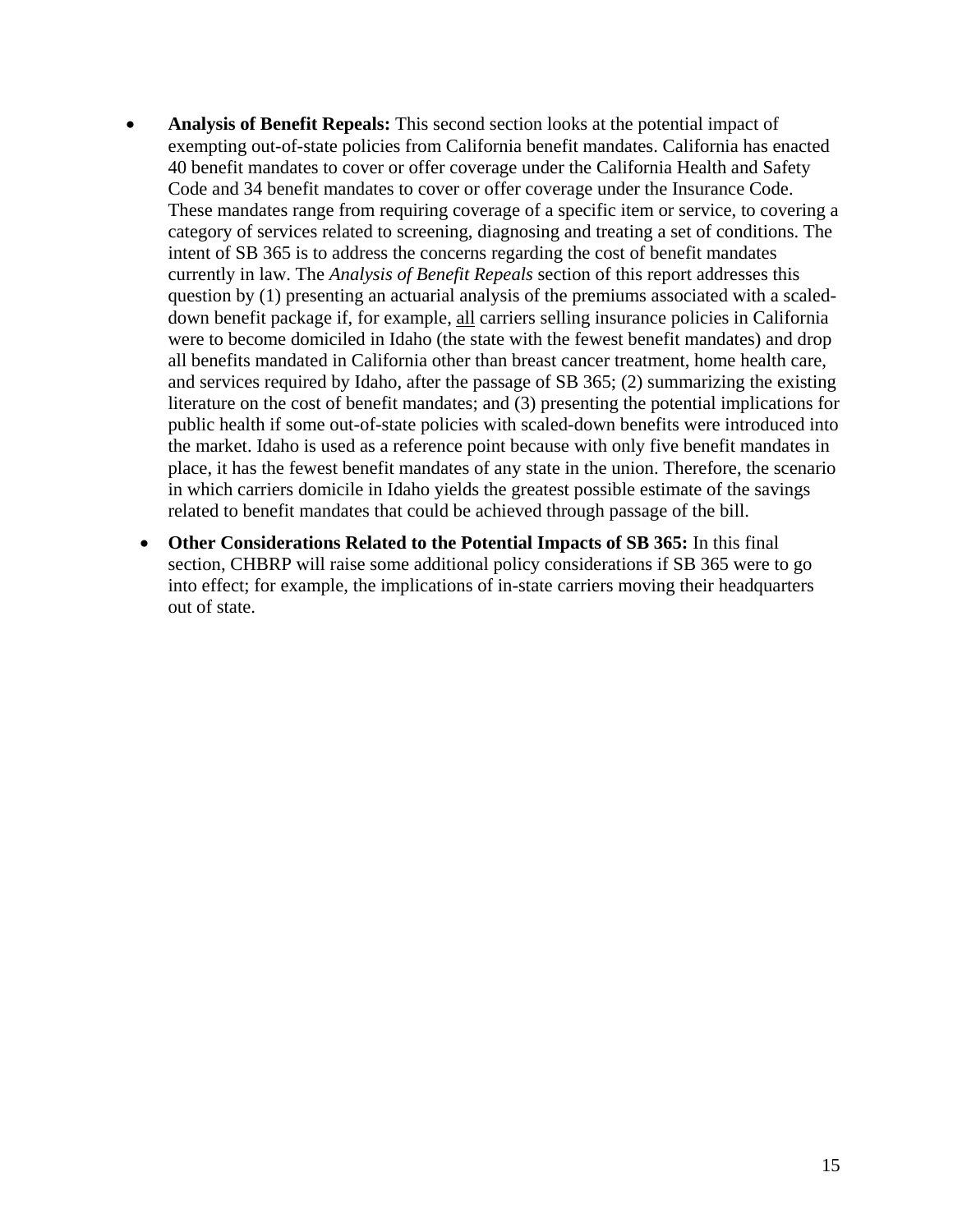- **Analysis of Benefit Repeals:** This second section looks at the potential impact of exempting out-of-state policies from California benefit mandates. California has enacted 40 benefit mandates to cover or offer coverage under the California Health and Safety Code and 34 benefit mandates to cover or offer coverage under the Insurance Code. These mandates range from requiring coverage of a specific item or service, to covering a category of services related to screening, diagnosing and treating a set of conditions. The intent of SB 365 is to address the concerns regarding the cost of benefit mandates currently in law. The *Analysis of Benefit Repeals* section of this report addresses this question by (1) presenting an actuarial analysis of the premiums associated with a scaled-down benefit package if, for example, <u>all</u> carriers selling insurance policies in California were to become domiciled in Idaho (the state with the fewest benefit mandates) and drop all benefits mandated in California other than breast cancer treatment, home health care, and services required by Idaho, after the passage of SB 365; (2) summarizing the existing literature on the cost of benefit mandates; and (3) presenting the potential implications for public health if some out-of-state policies with scaled-down benefits were introduced into the market. Idaho is used as a reference point because with only five benefit mandates in place, it has the fewest benefit mandates of any state in the union. Therefore, the scenario in which carriers domicile in Idaho yields the greatest possible estimate of the savings related to benefit mandates that could be achieved through passage of the bill.
- **Other Considerations Related to the Potential Impacts of SB 365:** In this final section, CHBRP will raise some additional policy considerations if SB 365 were to go into effect; for example, the implications of in-state carriers moving their headquarters out of state.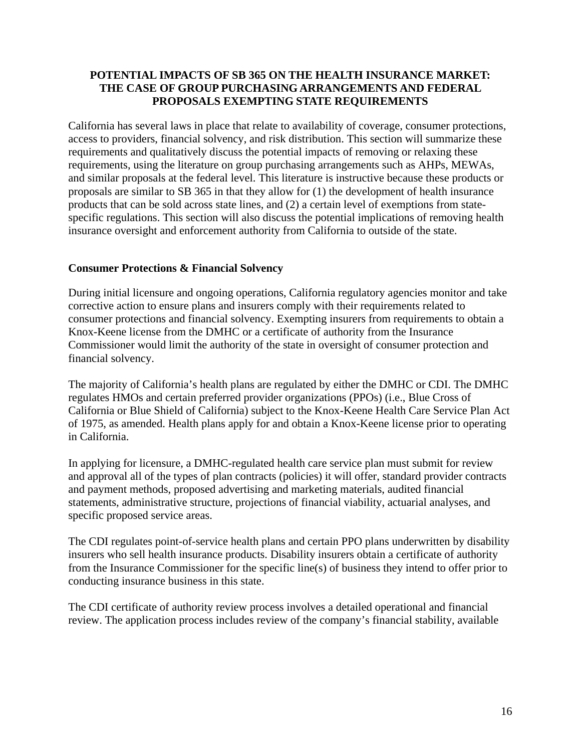**POTENTIAL IMPACTS OF SB 365 ON THE HEALTH INSURANCE MARKET: THE CASE OF GROUP PURCHASING ARRANGEMENTS AND FEDERAL PROPOSALS EXEMPTING STATE REQUIREMENTS**

California has several laws in place that relate to availability of coverage, consumer protections, access to providers, financial solvency, and risk distribution. This section will summarize these requirements and qualitatively discuss the potential impacts of removing or relaxing these requirements, using the literature on group purchasing arrangements such as AHPs, MEWAs, and similar proposals at the federal level. This literature is instructive because these products or proposals are similar to SB 365 in that they allow for (1) the development of health insurance products that can be sold across state lines, and (2) a certain level of exemptions from state-specific regulations. This section will also discuss the potential implications of removing health insurance oversight and enforcement authority from California to outside of the state.

**Consumer Protections & Financial Solvency**

During initial licensure and ongoing operations, California regulatory agencies monitor and take corrective action to ensure plans and insurers comply with their requirements related to consumer protections and financial solvency. Exempting insurers from requirements to obtain a Knox-Keene license from the DMHC or a certificate of authority from the Insurance Commissioner would limit the authority of the state in oversight of consumer protection and financial solvency.

The majority of California's health plans are regulated by either the DMHC or CDI. The DMHC regulates HMOs and certain preferred provider organizations (PPOs) (i.e., Blue Cross of California or Blue Shield of California) subject to the Knox-Keene Health Care Service Plan Act of 1975, as amended. Health plans apply for and obtain a Knox-Keene license prior to operating in California.

In applying for licensure, a DMHC-regulated health care service plan must submit for review and approval all of the types of plan contracts (policies) it will offer, standard provider contracts and payment methods, proposed advertising and marketing materials, audited financial statements, administrative structure, projections of financial viability, actuarial analyses, and specific proposed service areas.

The CDI regulates point-of-service health plans and certain PPO plans underwritten by disability insurers who sell health insurance products. Disability insurers obtain a certificate of authority from the Insurance Commissioner for the specific line(s) of business they intend to offer prior to conducting insurance business in this state.

The CDI certificate of authority review process involves a detailed operational and financial review. The application process includes review of the company's financial stability, available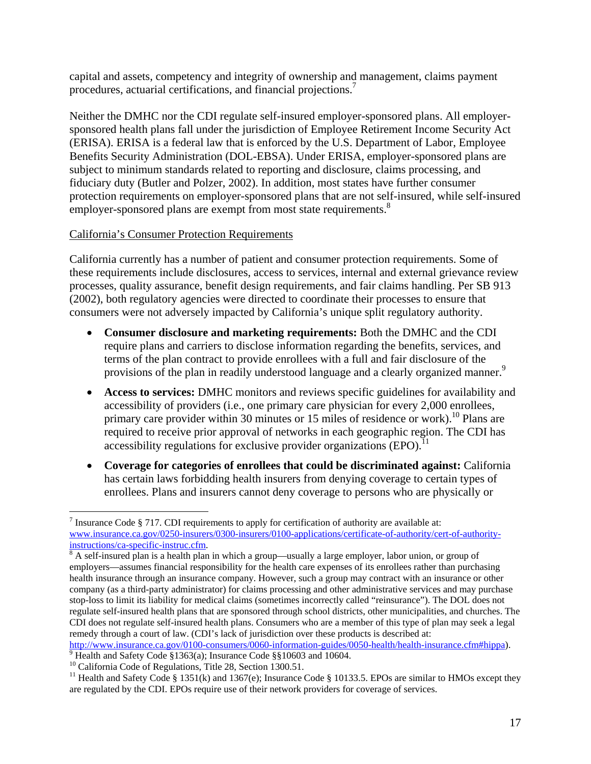capital and assets, competency and integrity of ownership and management, claims payment procedures, actuarial certifications, and financial projections.[7]

Neither the DMHC nor the CDI regulate self-insured employer-sponsored plans. All employer-sponsored health plans fall under the jurisdiction of Employee Retirement Income Security Act (ERISA). ERISA is a federal law that is enforced by the U.S. Department of Labor, Employee Benefits Security Administration (DOL-EBSA). Under ERISA, employer-sponsored plans are subject to minimum standards related to reporting and disclosure, claims processing, and fiduciary duty (Butler and Polzer, 2002). In addition, most states have further consumer protection requirements on employer-sponsored plans that are not self-insured, while self-insured employer-sponsored plans are exempt from most state requirements.[8]

California's Consumer Protection Requirements

California currently has a number of patient and consumer protection requirements. Some of these requirements include disclosures, access to services, internal and external grievance review processes, quality assurance, benefit design requirements, and fair claims handling. Per SB 913 (2002), both regulatory agencies were directed to coordinate their processes to ensure that consumers were not adversely impacted by California's unique split regulatory authority.

- **Consumer disclosure and marketing requirements:** Both the DMHC and the CDI require plans and carriers to disclose information regarding the benefits, services, and terms of the plan contract to provide enrollees with a full and fair disclosure of the provisions of the plan in readily understood language and a clearly organized manner.[9]

- **Access to services:** DMHC monitors and reviews specific guidelines for availability and accessibility of providers (i.e., one primary care physician for every 2,000 enrollees, primary care provider within 30 minutes or 15 miles of residence or work).[10] Plans are required to receive prior approval of networks in each geographic region. The CDI has accessibility regulations for exclusive provider organizations (EPO).[11]

- **Coverage for categories of enrollees that could be discriminated against:** California has certain laws forbidding health insurers from denying coverage to certain types of enrollees. Plans and insurers cannot deny coverage to persons who are physically or

---

[7] Insurance Code § 717. CDI requirements to apply for certification of authority are available at: www.insurance.ca.gov/0250-insurers/0300-insurers/0100-applications/certificate-of-authority/cert-of-authority-instructions/ca-specific-instruc.cfm.

[8] A self-insured plan is a health plan in which a group—usually a large employer, labor union, or group of employers—assumes financial responsibility for the health care expenses of its enrollees rather than purchasing health insurance through an insurance company. However, such a group may contract with an insurance or other company (as a third-party administrator) for claims processing and other administrative services and may purchase stop-loss to limit its liability for medical claims (sometimes incorrectly called "reinsurance"). The DOL does not regulate self-insured health plans that are sponsored through school districts, other municipalities, and churches. The CDI does not regulate self-insured health plans. Consumers who are a member of this type of plan may seek a legal remedy through a court of law. (CDI's lack of jurisdiction over these products is described at: http://www.insurance.ca.gov/0100-consumers/0060-information-guides/0050-health/health-insurance.cfm#hippa).

[9] Health and Safety Code §1363(a); Insurance Code §§10603 and 10604.

[10] California Code of Regulations, Title 28, Section 1300.51.

[11] Health and Safety Code § 1351(k) and 1367(e); Insurance Code § 10133.5. EPOs are similar to HMOs except they are regulated by the CDI. EPOs require use of their network providers for coverage of services.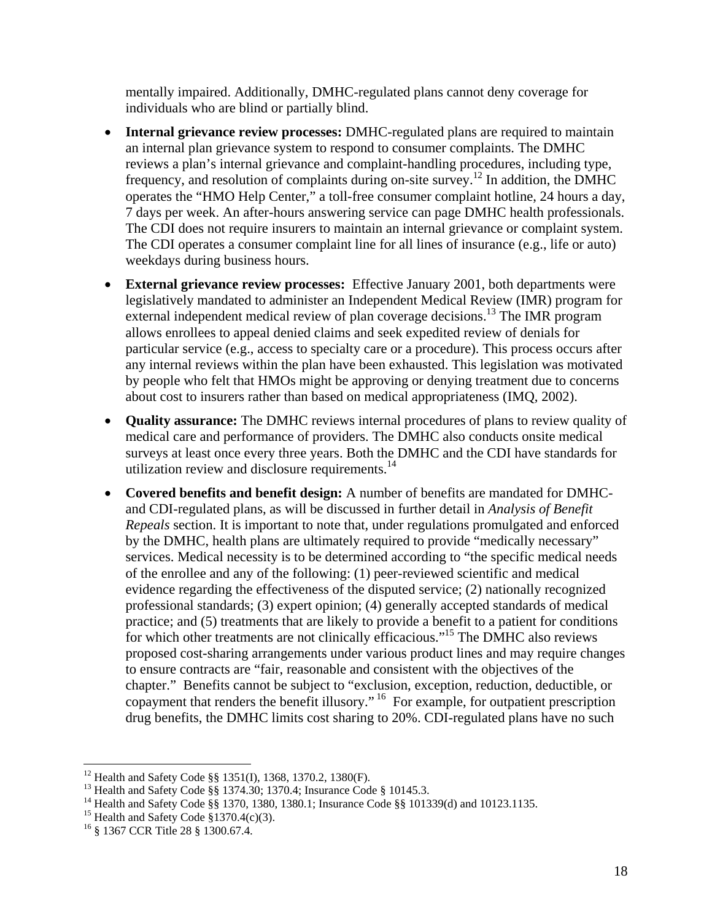mentally impaired. Additionally, DMHC-regulated plans cannot deny coverage for individuals who are blind or partially blind.

- **Internal grievance review processes:** DMHC-regulated plans are required to maintain an internal plan grievance system to respond to consumer complaints. The DMHC reviews a plan's internal grievance and complaint-handling procedures, including type, frequency, and resolution of complaints during on-site survey.[12] In addition, the DMHC operates the "HMO Help Center," a toll-free consumer complaint hotline, 24 hours a day, 7 days per week. An after-hours answering service can page DMHC health professionals. The CDI does not require insurers to maintain an internal grievance or complaint system. The CDI operates a consumer complaint line for all lines of insurance (e.g., life or auto) weekdays during business hours.

- **External grievance review processes:** Effective January 2001, both departments were legislatively mandated to administer an Independent Medical Review (IMR) program for external independent medical review of plan coverage decisions.[13] The IMR program allows enrollees to appeal denied claims and seek expedited review of denials for particular service (e.g., access to specialty care or a procedure). This process occurs after any internal reviews within the plan have been exhausted. This legislation was motivated by people who felt that HMOs might be approving or denying treatment due to concerns about cost to insurers rather than based on medical appropriateness (IMQ, 2002).

- **Quality assurance:** The DMHC reviews internal procedures of plans to review quality of medical care and performance of providers. The DMHC also conducts onsite medical surveys at least once every three years. Both the DMHC and the CDI have standards for utilization review and disclosure requirements.[14]

- **Covered benefits and benefit design:** A number of benefits are mandated for DMHC- and CDI-regulated plans, as will be discussed in further detail in *Analysis of Benefit Repeals* section. It is important to note that, under regulations promulgated and enforced by the DMHC, health plans are ultimately required to provide "medically necessary" services. Medical necessity is to be determined according to "the specific medical needs of the enrollee and any of the following: (1) peer-reviewed scientific and medical evidence regarding the effectiveness of the disputed service; (2) nationally recognized professional standards; (3) expert opinion; (4) generally accepted standards of medical practice; and (5) treatments that are likely to provide a benefit to a patient for conditions for which other treatments are not clinically efficacious."[15] The DMHC also reviews proposed cost-sharing arrangements under various product lines and may require changes to ensure contracts are "fair, reasonable and consistent with the objectives of the chapter." Benefits cannot be subject to "exclusion, exception, reduction, deductible, or copayment that renders the benefit illusory."[16] For example, for outpatient prescription drug benefits, the DMHC limits cost sharing to 20%. CDI-regulated plans have no such

---

[12] Health and Safety Code §§ 1351(I), 1368, 1370.2, 1380(F).
[13] Health and Safety Code §§ 1374.30; 1370.4; Insurance Code § 10145.3.
[14] Health and Safety Code §§ 1370, 1380, 1380.1; Insurance Code §§ 101339(d) and 10123.1135.
[15] Health and Safety Code §1370.4(c)(3).
[16] § 1367 CCR Title 28 § 1300.67.4.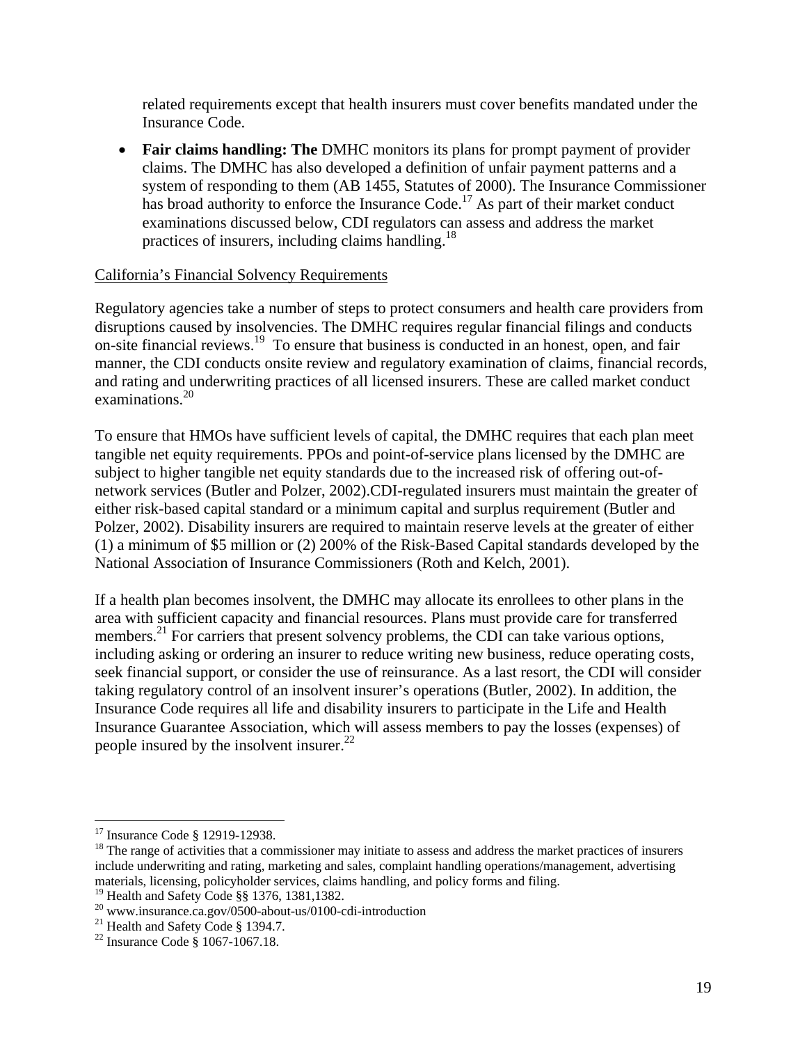related requirements except that health insurers must cover benefits mandated under the Insurance Code.

- **Fair claims handling: The** DMHC monitors its plans for prompt payment of provider claims. The DMHC has also developed a definition of unfair payment patterns and a system of responding to them (AB 1455, Statutes of 2000). The Insurance Commissioner has broad authority to enforce the Insurance Code.[17] As part of their market conduct examinations discussed below, CDI regulators can assess and address the market practices of insurers, including claims handling.[18]

California's Financial Solvency Requirements

Regulatory agencies take a number of steps to protect consumers and health care providers from disruptions caused by insolvencies. The DMHC requires regular financial filings and conducts on-site financial reviews.[19] To ensure that business is conducted in an honest, open, and fair manner, the CDI conducts onsite review and regulatory examination of claims, financial records, and rating and underwriting practices of all licensed insurers. These are called market conduct examinations.[20]

To ensure that HMOs have sufficient levels of capital, the DMHC requires that each plan meet tangible net equity requirements. PPOs and point-of-service plans licensed by the DMHC are subject to higher tangible net equity standards due to the increased risk of offering out-of-network services (Butler and Polzer, 2002).CDI-regulated insurers must maintain the greater of either risk-based capital standard or a minimum capital and surplus requirement (Butler and Polzer, 2002). Disability insurers are required to maintain reserve levels at the greater of either (1) a minimum of $5 million or (2) 200% of the Risk-Based Capital standards developed by the National Association of Insurance Commissioners (Roth and Kelch, 2001).

If a health plan becomes insolvent, the DMHC may allocate its enrollees to other plans in the area with sufficient capacity and financial resources. Plans must provide care for transferred members.[21] For carriers that present solvency problems, the CDI can take various options, including asking or ordering an insurer to reduce writing new business, reduce operating costs, seek financial support, or consider the use of reinsurance. As a last resort, the CDI will consider taking regulatory control of an insolvent insurer's operations (Butler, 2002). In addition, the Insurance Code requires all life and disability insurers to participate in the Life and Health Insurance Guarantee Association, which will assess members to pay the losses (expenses) of people insured by the insolvent insurer.[22]

---

[17] Insurance Code § 12919-12938.

[18] The range of activities that a commissioner may initiate to assess and address the market practices of insurers include underwriting and rating, marketing and sales, complaint handling operations/management, advertising materials, licensing, policyholder services, claims handling, and policy forms and filing.

[19] Health and Safety Code §§ 1376, 1381,1382.

[20] www.insurance.ca.gov/0500-about-us/0100-cdi-introduction

[21] Health and Safety Code § 1394.7.

[22] Insurance Code § 1067-1067.18.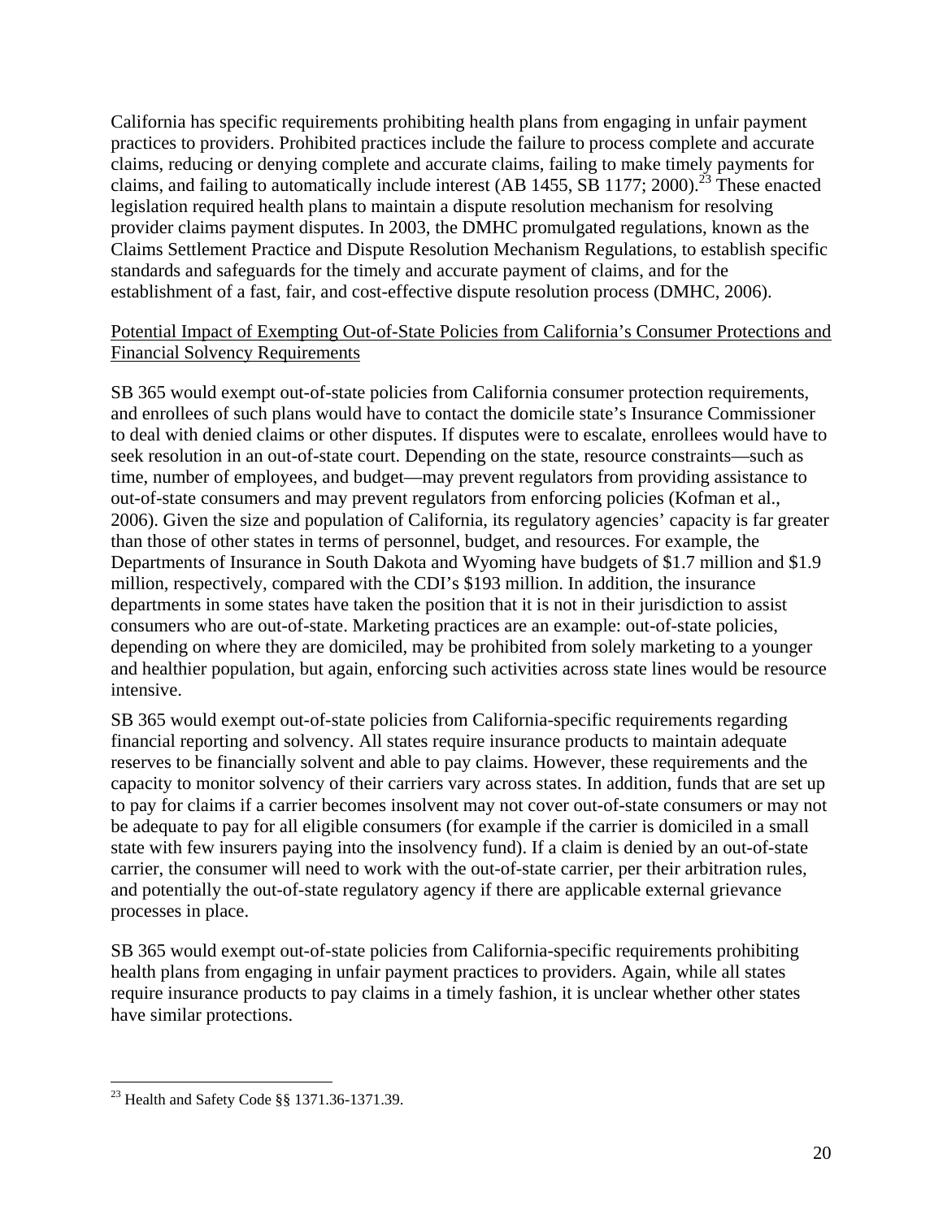California has specific requirements prohibiting health plans from engaging in unfair payment practices to providers. Prohibited practices include the failure to process complete and accurate claims, reducing or denying complete and accurate claims, failing to make timely payments for claims, and failing to automatically include interest (AB 1455, SB 1177; 2000).[23] These enacted legislation required health plans to maintain a dispute resolution mechanism for resolving provider claims payment disputes. In 2003, the DMHC promulgated regulations, known as the Claims Settlement Practice and Dispute Resolution Mechanism Regulations, to establish specific standards and safeguards for the timely and accurate payment of claims, and for the establishment of a fast, fair, and cost-effective dispute resolution process (DMHC, 2006).

<u>Potential Impact of Exempting Out-of-State Policies from California's Consumer Protections and Financial Solvency Requirements</u>

SB 365 would exempt out-of-state policies from California consumer protection requirements, and enrollees of such plans would have to contact the domicile state's Insurance Commissioner to deal with denied claims or other disputes. If disputes were to escalate, enrollees would have to seek resolution in an out-of-state court. Depending on the state, resource constraints—such as time, number of employees, and budget—may prevent regulators from providing assistance to out-of-state consumers and may prevent regulators from enforcing policies (Kofman et al., 2006). Given the size and population of California, its regulatory agencies' capacity is far greater than those of other states in terms of personnel, budget, and resources. For example, the Departments of Insurance in South Dakota and Wyoming have budgets of $1.7 million and $1.9 million, respectively, compared with the CDI's $193 million. In addition, the insurance departments in some states have taken the position that it is not in their jurisdiction to assist consumers who are out-of-state. Marketing practices are an example: out-of-state policies, depending on where they are domiciled, may be prohibited from solely marketing to a younger and healthier population, but again, enforcing such activities across state lines would be resource intensive.

SB 365 would exempt out-of-state policies from California-specific requirements regarding financial reporting and solvency. All states require insurance products to maintain adequate reserves to be financially solvent and able to pay claims. However, these requirements and the capacity to monitor solvency of their carriers vary across states. In addition, funds that are set up to pay for claims if a carrier becomes insolvent may not cover out-of-state consumers or may not be adequate to pay for all eligible consumers (for example if the carrier is domiciled in a small state with few insurers paying into the insolvency fund). If a claim is denied by an out-of-state carrier, the consumer will need to work with the out-of-state carrier, per their arbitration rules, and potentially the out-of-state regulatory agency if there are applicable external grievance processes in place.

SB 365 would exempt out-of-state policies from California-specific requirements prohibiting health plans from engaging in unfair payment practices to providers. Again, while all states require insurance products to pay claims in a timely fashion, it is unclear whether other states have similar protections.

---

[23] Health and Safety Code §§ 1371.36-1371.39.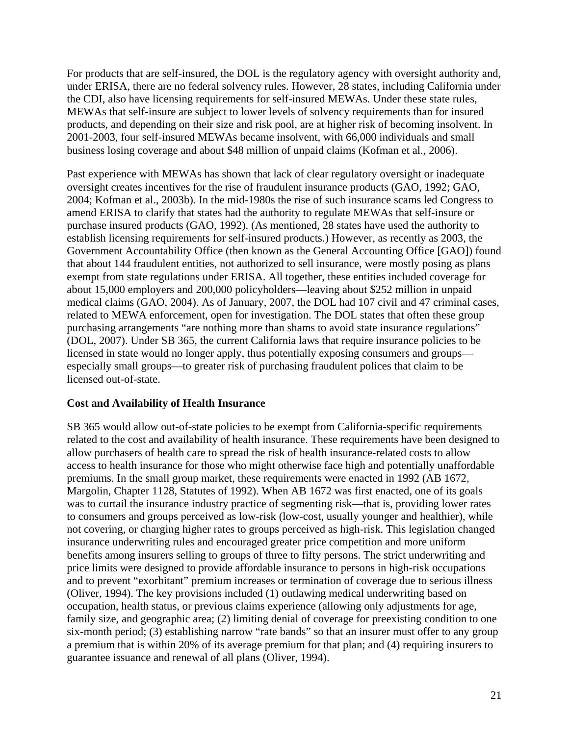For products that are self-insured, the DOL is the regulatory agency with oversight authority and, under ERISA, there are no federal solvency rules. However, 28 states, including California under the CDI, also have licensing requirements for self-insured MEWAs. Under these state rules, MEWAs that self-insure are subject to lower levels of solvency requirements than for insured products, and depending on their size and risk pool, are at higher risk of becoming insolvent. In 2001-2003, four self-insured MEWAs became insolvent, with 66,000 individuals and small business losing coverage and about $48 million of unpaid claims (Kofman et al., 2006).

Past experience with MEWAs has shown that lack of clear regulatory oversight or inadequate oversight creates incentives for the rise of fraudulent insurance products (GAO, 1992; GAO, 2004; Kofman et al., 2003b). In the mid-1980s the rise of such insurance scams led Congress to amend ERISA to clarify that states had the authority to regulate MEWAs that self-insure or purchase insured products (GAO, 1992). (As mentioned, 28 states have used the authority to establish licensing requirements for self-insured products.) However, as recently as 2003, the Government Accountability Office (then known as the General Accounting Office [GAO]) found that about 144 fraudulent entities, not authorized to sell insurance, were mostly posing as plans exempt from state regulations under ERISA. All together, these entities included coverage for about 15,000 employers and 200,000 policyholders—leaving about $252 million in unpaid medical claims (GAO, 2004). As of January, 2007, the DOL had 107 civil and 47 criminal cases, related to MEWA enforcement, open for investigation. The DOL states that often these group purchasing arrangements "are nothing more than shams to avoid state insurance regulations" (DOL, 2007). Under SB 365, the current California laws that require insurance policies to be licensed in state would no longer apply, thus potentially exposing consumers and groups—especially small groups—to greater risk of purchasing fraudulent polices that claim to be licensed out-of-state.

### Cost and Availability of Health Insurance

SB 365 would allow out-of-state policies to be exempt from California-specific requirements related to the cost and availability of health insurance. These requirements have been designed to allow purchasers of health care to spread the risk of health insurance-related costs to allow access to health insurance for those who might otherwise face high and potentially unaffordable premiums. In the small group market, these requirements were enacted in 1992 (AB 1672, Margolin, Chapter 1128, Statutes of 1992). When AB 1672 was first enacted, one of its goals was to curtail the insurance industry practice of segmenting risk—that is, providing lower rates to consumers and groups perceived as low-risk (low-cost, usually younger and healthier), while not covering, or charging higher rates to groups perceived as high-risk. This legislation changed insurance underwriting rules and encouraged greater price competition and more uniform benefits among insurers selling to groups of three to fifty persons. The strict underwriting and price limits were designed to provide affordable insurance to persons in high-risk occupations and to prevent "exorbitant" premium increases or termination of coverage due to serious illness (Oliver, 1994). The key provisions included (1) outlawing medical underwriting based on occupation, health status, or previous claims experience (allowing only adjustments for age, family size, and geographic area; (2) limiting denial of coverage for preexisting condition to one six-month period; (3) establishing narrow "rate bands" so that an insurer must offer to any group a premium that is within 20% of its average premium for that plan; and (4) requiring insurers to guarantee issuance and renewal of all plans (Oliver, 1994).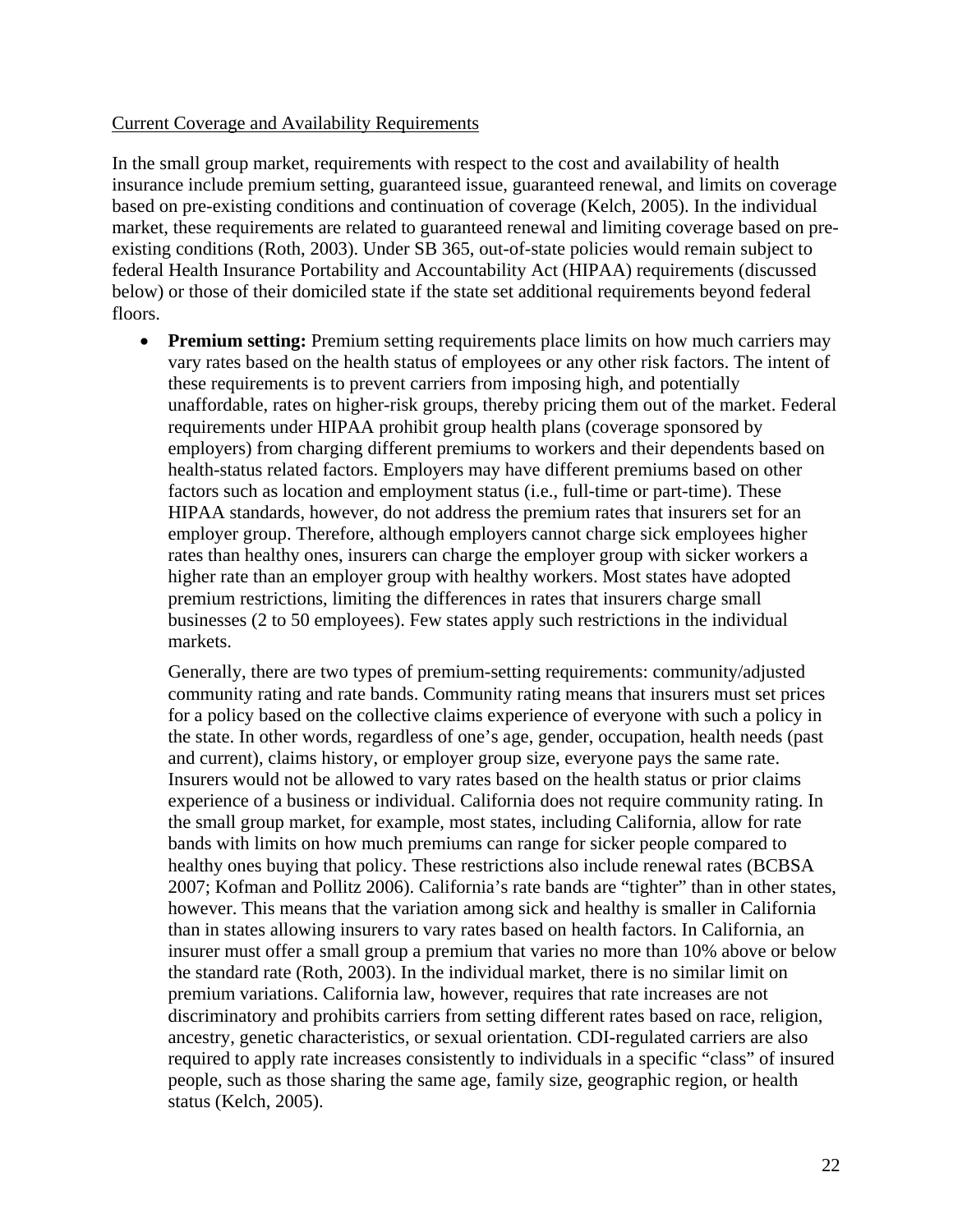Current Coverage and Availability Requirements

In the small group market, requirements with respect to the cost and availability of health insurance include premium setting, guaranteed issue, guaranteed renewal, and limits on coverage based on pre-existing conditions and continuation of coverage (Kelch, 2005). In the individual market, these requirements are related to guaranteed renewal and limiting coverage based on pre-existing conditions (Roth, 2003). Under SB 365, out-of-state policies would remain subject to federal Health Insurance Portability and Accountability Act (HIPAA) requirements (discussed below) or those of their domiciled state if the state set additional requirements beyond federal floors.

- **Premium setting:** Premium setting requirements place limits on how much carriers may vary rates based on the health status of employees or any other risk factors. The intent of these requirements is to prevent carriers from imposing high, and potentially unaffordable, rates on higher-risk groups, thereby pricing them out of the market. Federal requirements under HIPAA prohibit group health plans (coverage sponsored by employers) from charging different premiums to workers and their dependents based on health-status related factors. Employers may have different premiums based on other factors such as location and employment status (i.e., full-time or part-time). These HIPAA standards, however, do not address the premium rates that insurers set for an employer group. Therefore, although employers cannot charge sick employees higher rates than healthy ones, insurers can charge the employer group with sicker workers a higher rate than an employer group with healthy workers. Most states have adopted premium restrictions, limiting the differences in rates that insurers charge small businesses (2 to 50 employees). Few states apply such restrictions in the individual markets.

  Generally, there are two types of premium-setting requirements: community/adjusted community rating and rate bands. Community rating means that insurers must set prices for a policy based on the collective claims experience of everyone with such a policy in the state. In other words, regardless of one's age, gender, occupation, health needs (past and current), claims history, or employer group size, everyone pays the same rate. Insurers would not be allowed to vary rates based on the health status or prior claims experience of a business or individual. California does not require community rating. In the small group market, for example, most states, including California, allow for rate bands with limits on how much premiums can range for sicker people compared to healthy ones buying that policy. These restrictions also include renewal rates (BCBSA 2007; Kofman and Pollitz 2006). California's rate bands are "tighter" than in other states, however. This means that the variation among sick and healthy is smaller in California than in states allowing insurers to vary rates based on health factors. In California, an insurer must offer a small group a premium that varies no more than 10% above or below the standard rate (Roth, 2003). In the individual market, there is no similar limit on premium variations. California law, however, requires that rate increases are not discriminatory and prohibits carriers from setting different rates based on race, religion, ancestry, genetic characteristics, or sexual orientation. CDI-regulated carriers are also required to apply rate increases consistently to individuals in a specific "class" of insured people, such as those sharing the same age, family size, geographic region, or health status (Kelch, 2005).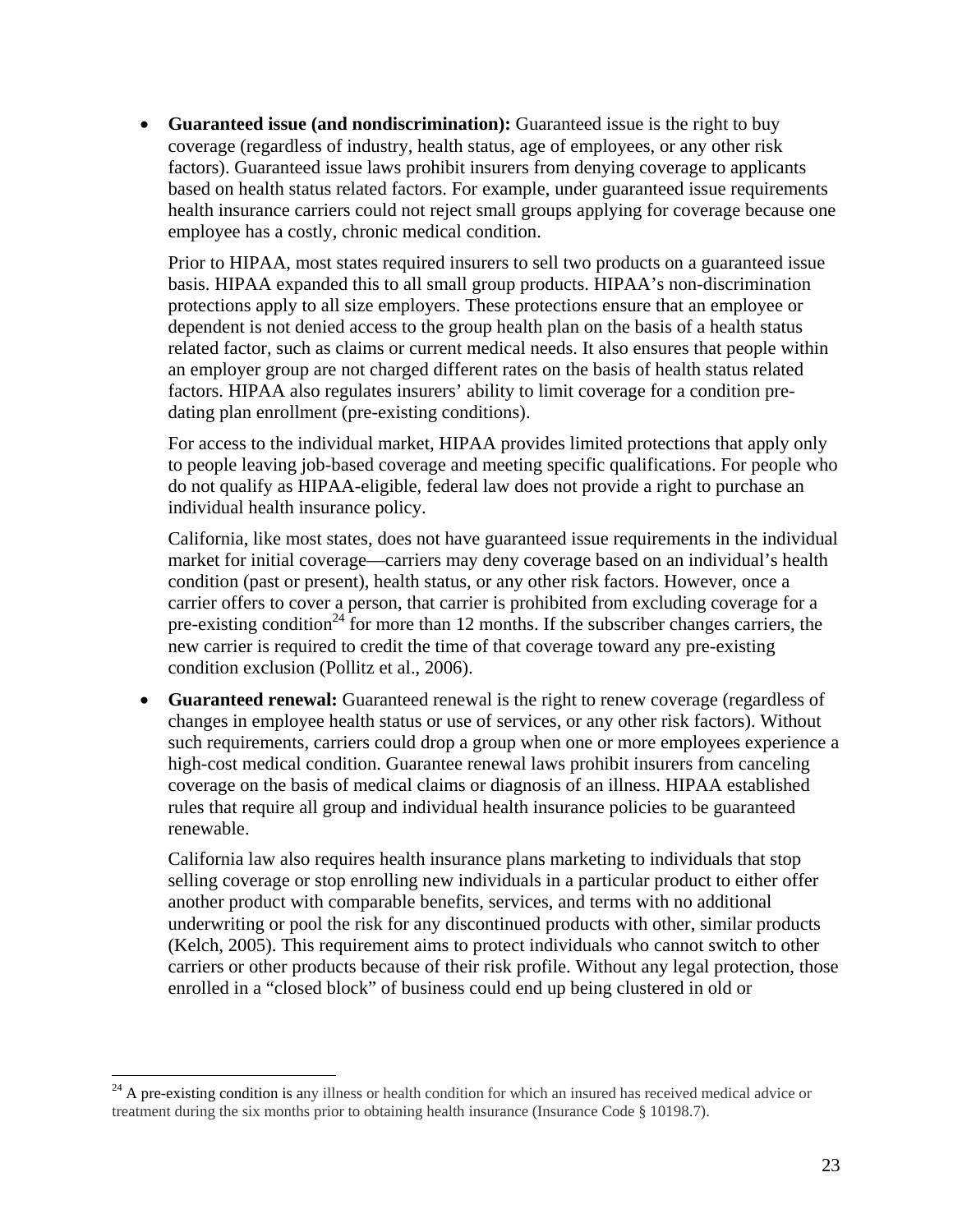- **Guaranteed issue (and nondiscrimination):** Guaranteed issue is the right to buy coverage (regardless of industry, health status, age of employees, or any other risk factors). Guaranteed issue laws prohibit insurers from denying coverage to applicants based on health status related factors. For example, under guaranteed issue requirements health insurance carriers could not reject small groups applying for coverage because one employee has a costly, chronic medical condition.

  Prior to HIPAA, most states required insurers to sell two products on a guaranteed issue basis. HIPAA expanded this to all small group products. HIPAA's non-discrimination protections apply to all size employers. These protections ensure that an employee or dependent is not denied access to the group health plan on the basis of a health status related factor, such as claims or current medical needs. It also ensures that people within an employer group are not charged different rates on the basis of health status related factors. HIPAA also regulates insurers' ability to limit coverage for a condition pre-dating plan enrollment (pre-existing conditions).

  For access to the individual market, HIPAA provides limited protections that apply only to people leaving job-based coverage and meeting specific qualifications. For people who do not qualify as HIPAA-eligible, federal law does not provide a right to purchase an individual health insurance policy.

  California, like most states, does not have guaranteed issue requirements in the individual market for initial coverage—carriers may deny coverage based on an individual's health condition (past or present), health status, or any other risk factors. However, once a carrier offers to cover a person, that carrier is prohibited from excluding coverage for a pre-existing condition[24] for more than 12 months. If the subscriber changes carriers, the new carrier is required to credit the time of that coverage toward any pre-existing condition exclusion (Pollitz et al., 2006).

- **Guaranteed renewal:** Guaranteed renewal is the right to renew coverage (regardless of changes in employee health status or use of services, or any other risk factors). Without such requirements, carriers could drop a group when one or more employees experience a high-cost medical condition. Guarantee renewal laws prohibit insurers from canceling coverage on the basis of medical claims or diagnosis of an illness. HIPAA established rules that require all group and individual health insurance policies to be guaranteed renewable.

  California law also requires health insurance plans marketing to individuals that stop selling coverage or stop enrolling new individuals in a particular product to either offer another product with comparable benefits, services, and terms with no additional underwriting or pool the risk for any discontinued products with other, similar products (Kelch, 2005). This requirement aims to protect individuals who cannot switch to other carriers or other products because of their risk profile. Without any legal protection, those enrolled in a "closed block" of business could end up being clustered in old or

[24] A pre-existing condition is any illness or health condition for which an insured has received medical advice or treatment during the six months prior to obtaining health insurance (Insurance Code § 10198.7).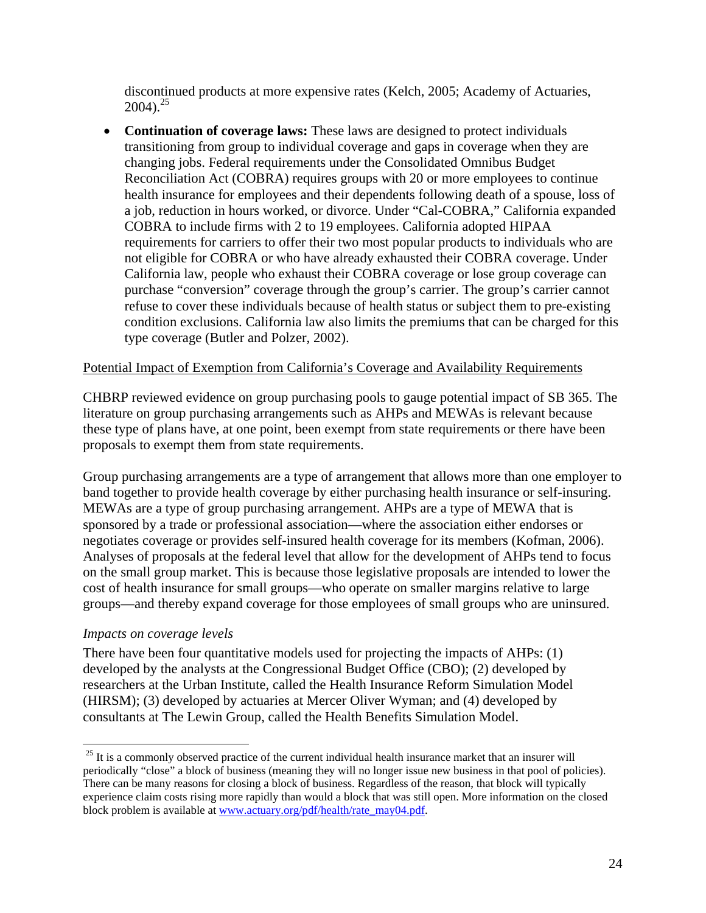discontinued products at more expensive rates (Kelch, 2005; Academy of Actuaries, 2004).[25]

- **Continuation of coverage laws:** These laws are designed to protect individuals transitioning from group to individual coverage and gaps in coverage when they are changing jobs. Federal requirements under the Consolidated Omnibus Budget Reconciliation Act (COBRA) requires groups with 20 or more employees to continue health insurance for employees and their dependents following death of a spouse, loss of a job, reduction in hours worked, or divorce. Under "Cal-COBRA," California expanded COBRA to include firms with 2 to 19 employees. California adopted HIPAA requirements for carriers to offer their two most popular products to individuals who are not eligible for COBRA or who have already exhausted their COBRA coverage. Under California law, people who exhaust their COBRA coverage or lose group coverage can purchase "conversion" coverage through the group's carrier. The group's carrier cannot refuse to cover these individuals because of health status or subject them to pre-existing condition exclusions. California law also limits the premiums that can be charged for this type coverage (Butler and Polzer, 2002).

<u>Potential Impact of Exemption from California's Coverage and Availability Requirements</u>

CHBRP reviewed evidence on group purchasing pools to gauge potential impact of SB 365. The literature on group purchasing arrangements such as AHPs and MEWAs is relevant because these type of plans have, at one point, been exempt from state requirements or there have been proposals to exempt them from state requirements.

Group purchasing arrangements are a type of arrangement that allows more than one employer to band together to provide health coverage by either purchasing health insurance or self-insuring. MEWAs are a type of group purchasing arrangement. AHPs are a type of MEWA that is sponsored by a trade or professional association—where the association either endorses or negotiates coverage or provides self-insured health coverage for its members (Kofman, 2006). Analyses of proposals at the federal level that allow for the development of AHPs tend to focus on the small group market. This is because those legislative proposals are intended to lower the cost of health insurance for small groups—who operate on smaller margins relative to large groups—and thereby expand coverage for those employees of small groups who are uninsured.

*Impacts on coverage levels*

There have been four quantitative models used for projecting the impacts of AHPs: (1) developed by the analysts at the Congressional Budget Office (CBO); (2) developed by researchers at the Urban Institute, called the Health Insurance Reform Simulation Model (HIRSM); (3) developed by actuaries at Mercer Oliver Wyman; and (4) developed by consultants at The Lewin Group, called the Health Benefits Simulation Model.

---

[25] It is a commonly observed practice of the current individual health insurance market that an insurer will periodically "close" a block of business (meaning they will no longer issue new business in that pool of policies). There can be many reasons for closing a block of business. Regardless of the reason, that block will typically experience claim costs rising more rapidly than would a block that was still open. More information on the closed block problem is available at www.actuary.org/pdf/health/rate_may04.pdf.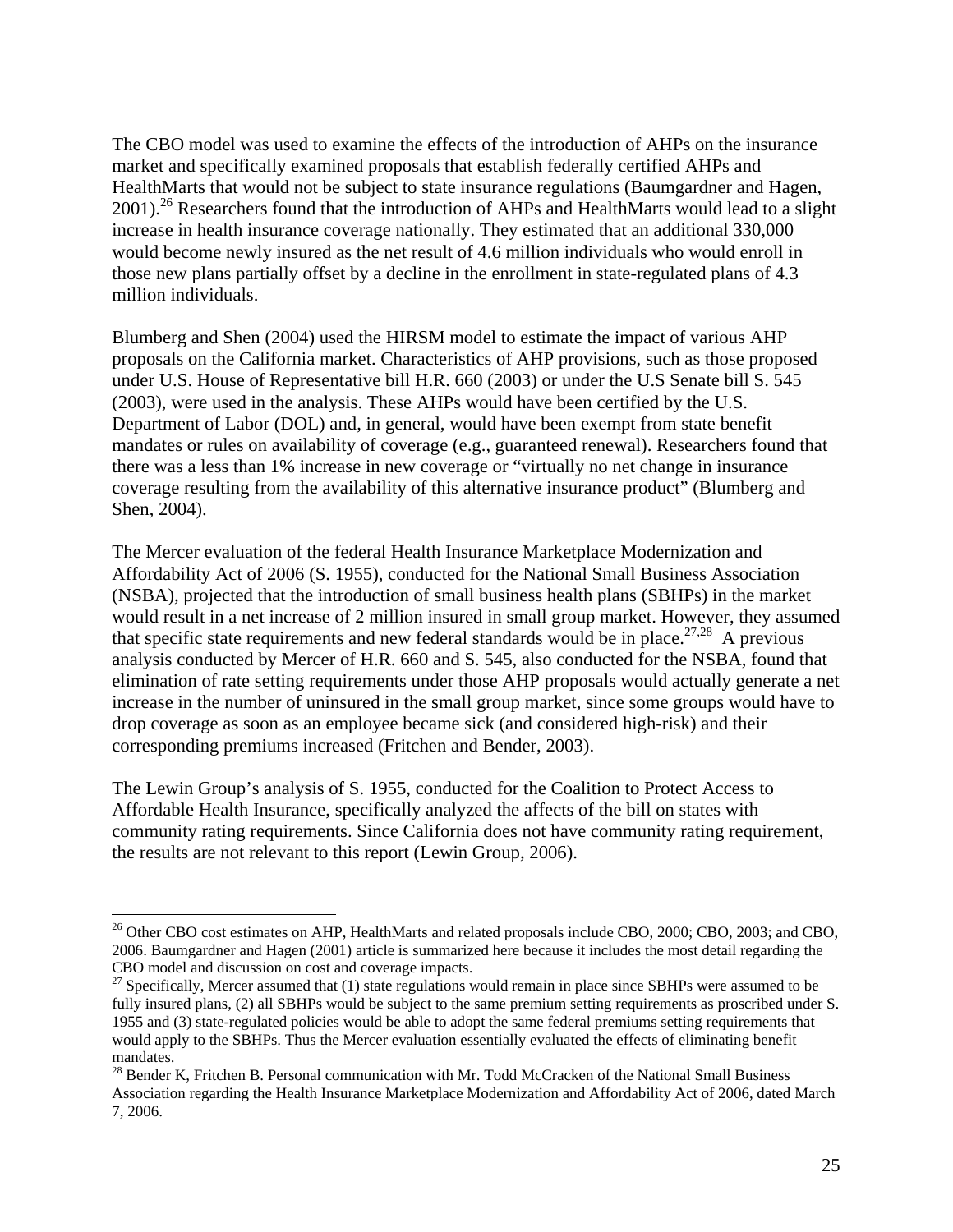The CBO model was used to examine the effects of the introduction of AHPs on the insurance market and specifically examined proposals that establish federally certified AHPs and HealthMarts that would not be subject to state insurance regulations (Baumgardner and Hagen, 2001).[26] Researchers found that the introduction of AHPs and HealthMarts would lead to a slight increase in health insurance coverage nationally. They estimated that an additional 330,000 would become newly insured as the net result of 4.6 million individuals who would enroll in those new plans partially offset by a decline in the enrollment in state-regulated plans of 4.3 million individuals.

Blumberg and Shen (2004) used the HIRSM model to estimate the impact of various AHP proposals on the California market. Characteristics of AHP provisions, such as those proposed under U.S. House of Representative bill H.R. 660 (2003) or under the U.S Senate bill S. 545 (2003), were used in the analysis. These AHPs would have been certified by the U.S. Department of Labor (DOL) and, in general, would have been exempt from state benefit mandates or rules on availability of coverage (e.g., guaranteed renewal). Researchers found that there was a less than 1% increase in new coverage or "virtually no net change in insurance coverage resulting from the availability of this alternative insurance product" (Blumberg and Shen, 2004).

The Mercer evaluation of the federal Health Insurance Marketplace Modernization and Affordability Act of 2006 (S. 1955), conducted for the National Small Business Association (NSBA), projected that the introduction of small business health plans (SBHPs) in the market would result in a net increase of 2 million insured in small group market. However, they assumed that specific state requirements and new federal standards would be in place.[27,28] A previous analysis conducted by Mercer of H.R. 660 and S. 545, also conducted for the NSBA, found that elimination of rate setting requirements under those AHP proposals would actually generate a net increase in the number of uninsured in the small group market, since some groups would have to drop coverage as soon as an employee became sick (and considered high-risk) and their corresponding premiums increased (Fritchen and Bender, 2003).

The Lewin Group's analysis of S. 1955, conducted for the Coalition to Protect Access to Affordable Health Insurance, specifically analyzed the affects of the bill on states with community rating requirements. Since California does not have community rating requirement, the results are not relevant to this report (Lewin Group, 2006).

---

[26] Other CBO cost estimates on AHP, HealthMarts and related proposals include CBO, 2000; CBO, 2003; and CBO, 2006. Baumgardner and Hagen (2001) article is summarized here because it includes the most detail regarding the CBO model and discussion on cost and coverage impacts.

[27] Specifically, Mercer assumed that (1) state regulations would remain in place since SBHPs were assumed to be fully insured plans, (2) all SBHPs would be subject to the same premium setting requirements as proscribed under S. 1955 and (3) state-regulated policies would be able to adopt the same federal premiums setting requirements that would apply to the SBHPs. Thus the Mercer evaluation essentially evaluated the effects of eliminating benefit mandates.

[28] Bender K, Fritchen B. Personal communication with Mr. Todd McCracken of the National Small Business Association regarding the Health Insurance Marketplace Modernization and Affordability Act of 2006, dated March 7, 2006.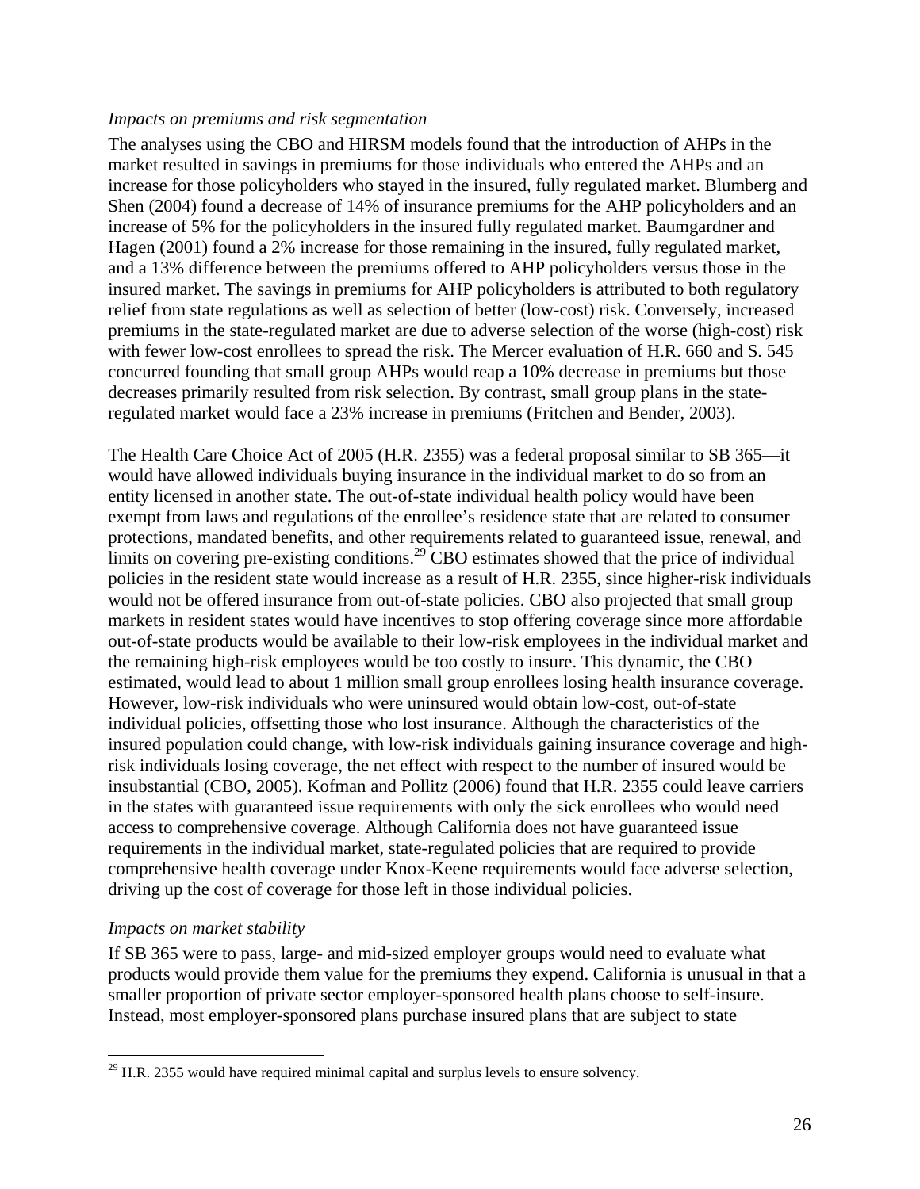*Impacts on premiums and risk segmentation*

The analyses using the CBO and HIRSM models found that the introduction of AHPs in the market resulted in savings in premiums for those individuals who entered the AHPs and an increase for those policyholders who stayed in the insured, fully regulated market. Blumberg and Shen (2004) found a decrease of 14% of insurance premiums for the AHP policyholders and an increase of 5% for the policyholders in the insured fully regulated market. Baumgardner and Hagen (2001) found a 2% increase for those remaining in the insured, fully regulated market, and a 13% difference between the premiums offered to AHP policyholders versus those in the insured market. The savings in premiums for AHP policyholders is attributed to both regulatory relief from state regulations as well as selection of better (low-cost) risk. Conversely, increased premiums in the state-regulated market are due to adverse selection of the worse (high-cost) risk with fewer low-cost enrollees to spread the risk. The Mercer evaluation of H.R. 660 and S. 545 concurred founding that small group AHPs would reap a 10% decrease in premiums but those decreases primarily resulted from risk selection. By contrast, small group plans in the state-regulated market would face a 23% increase in premiums (Fritchen and Bender, 2003).

The Health Care Choice Act of 2005 (H.R. 2355) was a federal proposal similar to SB 365—it would have allowed individuals buying insurance in the individual market to do so from an entity licensed in another state. The out-of-state individual health policy would have been exempt from laws and regulations of the enrollee's residence state that are related to consumer protections, mandated benefits, and other requirements related to guaranteed issue, renewal, and limits on covering pre-existing conditions.[29] CBO estimates showed that the price of individual policies in the resident state would increase as a result of H.R. 2355, since higher-risk individuals would not be offered insurance from out-of-state policies. CBO also projected that small group markets in resident states would have incentives to stop offering coverage since more affordable out-of-state products would be available to their low-risk employees in the individual market and the remaining high-risk employees would be too costly to insure. This dynamic, the CBO estimated, would lead to about 1 million small group enrollees losing health insurance coverage. However, low-risk individuals who were uninsured would obtain low-cost, out-of-state individual policies, offsetting those who lost insurance. Although the characteristics of the insured population could change, with low-risk individuals gaining insurance coverage and high-risk individuals losing coverage, the net effect with respect to the number of insured would be insubstantial (CBO, 2005). Kofman and Pollitz (2006) found that H.R. 2355 could leave carriers in the states with guaranteed issue requirements with only the sick enrollees who would need access to comprehensive coverage. Although California does not have guaranteed issue requirements in the individual market, state-regulated policies that are required to provide comprehensive health coverage under Knox-Keene requirements would face adverse selection, driving up the cost of coverage for those left in those individual policies.

*Impacts on market stability*

If SB 365 were to pass, large- and mid-sized employer groups would need to evaluate what products would provide them value for the premiums they expend. California is unusual in that a smaller proportion of private sector employer-sponsored health plans choose to self-insure. Instead, most employer-sponsored plans purchase insured plans that are subject to state

[29] H.R. 2355 would have required minimal capital and surplus levels to ensure solvency.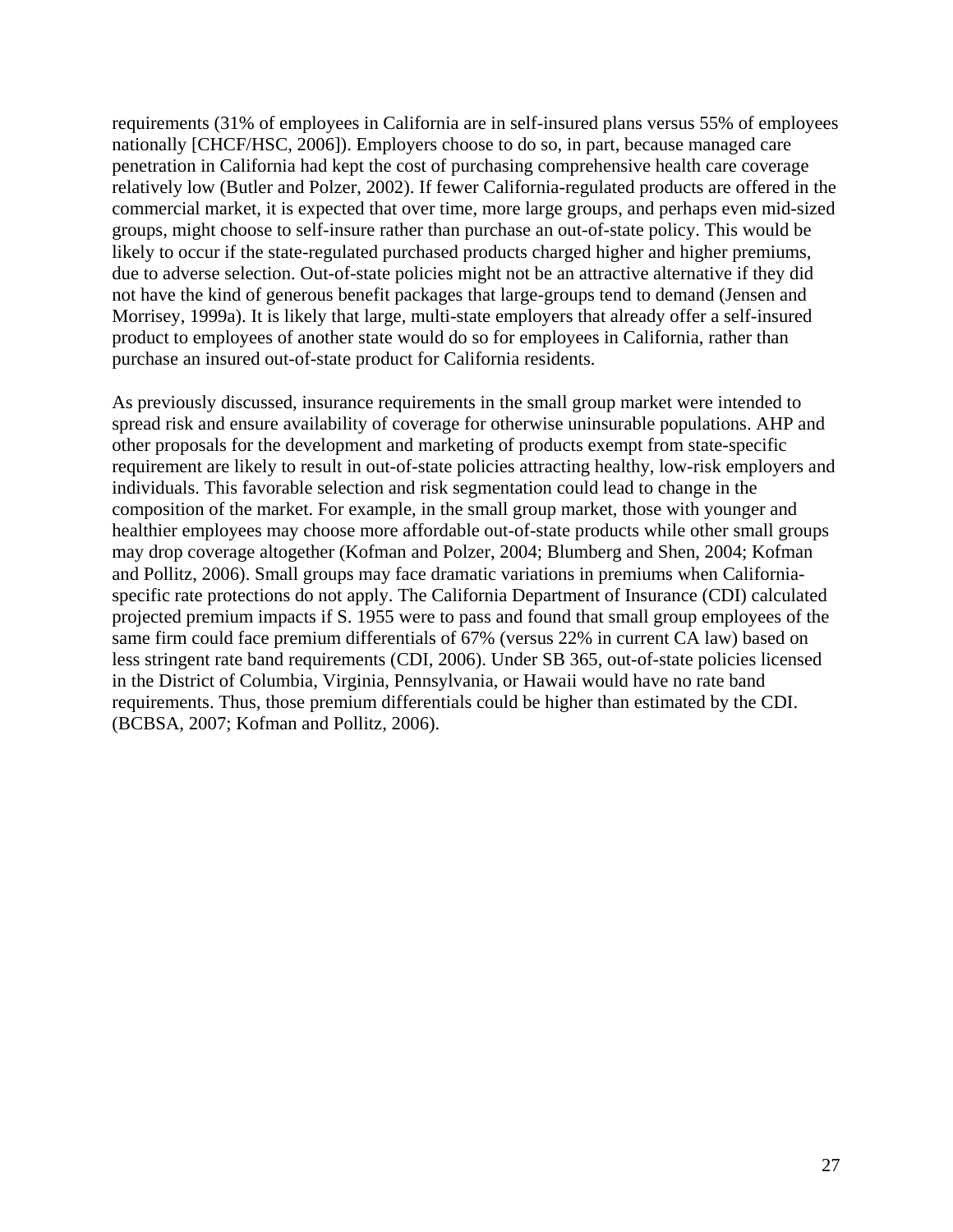requirements (31% of employees in California are in self-insured plans versus 55% of employees nationally [CHCF/HSC, 2006]). Employers choose to do so, in part, because managed care penetration in California had kept the cost of purchasing comprehensive health care coverage relatively low (Butler and Polzer, 2002). If fewer California-regulated products are offered in the commercial market, it is expected that over time, more large groups, and perhaps even mid-sized groups, might choose to self-insure rather than purchase an out-of-state policy. This would be likely to occur if the state-regulated purchased products charged higher and higher premiums, due to adverse selection. Out-of-state policies might not be an attractive alternative if they did not have the kind of generous benefit packages that large-groups tend to demand (Jensen and Morrisey, 1999a). It is likely that large, multi-state employers that already offer a self-insured product to employees of another state would do so for employees in California, rather than purchase an insured out-of-state product for California residents.

As previously discussed, insurance requirements in the small group market were intended to spread risk and ensure availability of coverage for otherwise uninsurable populations. AHP and other proposals for the development and marketing of products exempt from state-specific requirement are likely to result in out-of-state policies attracting healthy, low-risk employers and individuals. This favorable selection and risk segmentation could lead to change in the composition of the market. For example, in the small group market, those with younger and healthier employees may choose more affordable out-of-state products while other small groups may drop coverage altogether (Kofman and Polzer, 2004; Blumberg and Shen, 2004; Kofman and Pollitz, 2006). Small groups may face dramatic variations in premiums when California-specific rate protections do not apply. The California Department of Insurance (CDI) calculated projected premium impacts if S. 1955 were to pass and found that small group employees of the same firm could face premium differentials of 67% (versus 22% in current CA law) based on less stringent rate band requirements (CDI, 2006). Under SB 365, out-of-state policies licensed in the District of Columbia, Virginia, Pennsylvania, or Hawaii would have no rate band requirements. Thus, those premium differentials could be higher than estimated by the CDI. (BCBSA, 2007; Kofman and Pollitz, 2006).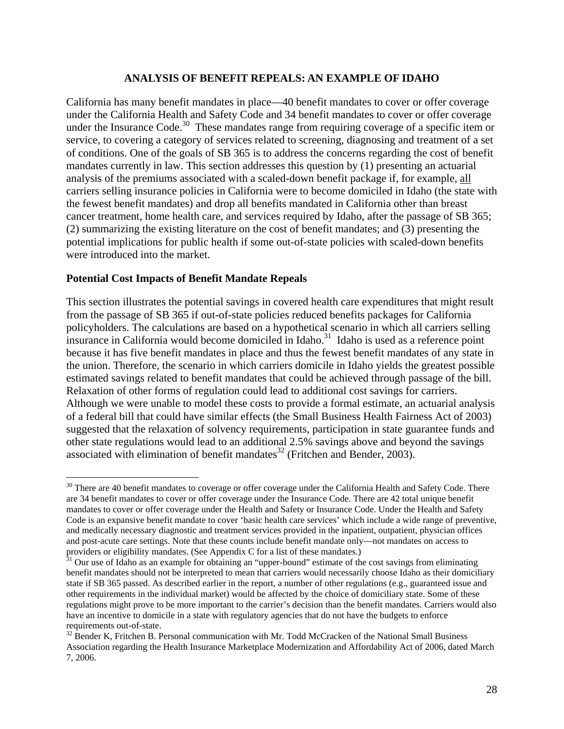## ANALYSIS OF BENEFIT REPEALS: AN EXAMPLE OF IDAHO

California has many benefit mandates in place—40 benefit mandates to cover or offer coverage under the California Health and Safety Code and 34 benefit mandates to cover or offer coverage under the Insurance Code.[30] These mandates range from requiring coverage of a specific item or service, to covering a category of services related to screening, diagnosing and treatment of a set of conditions. One of the goals of SB 365 is to address the concerns regarding the cost of benefit mandates currently in law. This section addresses this question by (1) presenting an actuarial analysis of the premiums associated with a scaled-down benefit package if, for example, all carriers selling insurance policies in California were to become domiciled in Idaho (the state with the fewest benefit mandates) and drop all benefits mandated in California other than breast cancer treatment, home health care, and services required by Idaho, after the passage of SB 365; (2) summarizing the existing literature on the cost of benefit mandates; and (3) presenting the potential implications for public health if some out-of-state policies with scaled-down benefits were introduced into the market.

### Potential Cost Impacts of Benefit Mandate Repeals

This section illustrates the potential savings in covered health care expenditures that might result from the passage of SB 365 if out-of-state policies reduced benefits packages for California policyholders. The calculations are based on a hypothetical scenario in which all carriers selling insurance in California would become domiciled in Idaho.[31] Idaho is used as a reference point because it has five benefit mandates in place and thus the fewest benefit mandates of any state in the union. Therefore, the scenario in which carriers domicile in Idaho yields the greatest possible estimated savings related to benefit mandates that could be achieved through passage of the bill. Relaxation of other forms of regulation could lead to additional cost savings for carriers. Although we were unable to model these costs to provide a formal estimate, an actuarial analysis of a federal bill that could have similar effects (the Small Business Health Fairness Act of 2003) suggested that the relaxation of solvency requirements, participation in state guarantee funds and other state regulations would lead to an additional 2.5% savings above and beyond the savings associated with elimination of benefit mandates[32] (Fritchen and Bender, 2003).

---

[30] There are 40 benefit mandates to coverage or offer coverage under the California Health and Safety Code. There are 34 benefit mandates to cover or offer coverage under the Insurance Code. There are 42 total unique benefit mandates to cover or offer coverage under the Health and Safety or Insurance Code. Under the Health and Safety Code is an expansive benefit mandate to cover 'basic health care services' which include a wide range of preventive, and medically necessary diagnostic and treatment services provided in the inpatient, outpatient, physician offices and post-acute care settings. Note that these counts include benefit mandate only—not mandates on access to providers or eligibility mandates. (See Appendix C for a list of these mandates.)

[31] Our use of Idaho as an example for obtaining an "upper-bound" estimate of the cost savings from eliminating benefit mandates should not be interpreted to mean that carriers would necessarily choose Idaho as their domiciliary state if SB 365 passed. As described earlier in the report, a number of other regulations (e.g., guaranteed issue and other requirements in the individual market) would be affected by the choice of domiciliary state. Some of these regulations might prove to be more important to the carrier's decision than the benefit mandates. Carriers would also have an incentive to domicile in a state with regulatory agencies that do not have the budgets to enforce requirements out-of-state.

[32] Bender K, Fritchen B. Personal communication with Mr. Todd McCracken of the National Small Business Association regarding the Health Insurance Marketplace Modernization and Affordability Act of 2006, dated March 7, 2006.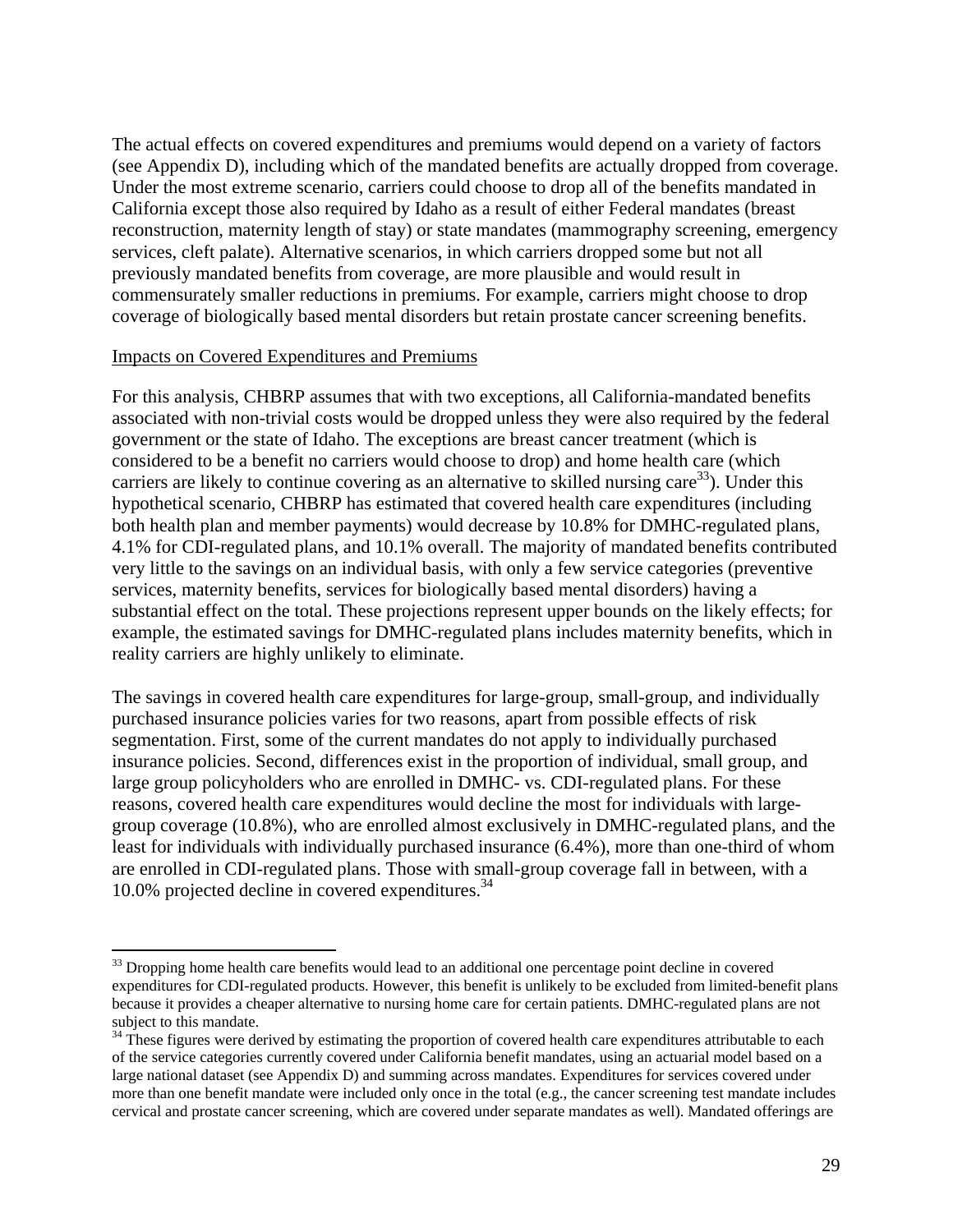The actual effects on covered expenditures and premiums would depend on a variety of factors (see Appendix D), including which of the mandated benefits are actually dropped from coverage. Under the most extreme scenario, carriers could choose to drop all of the benefits mandated in California except those also required by Idaho as a result of either Federal mandates (breast reconstruction, maternity length of stay) or state mandates (mammography screening, emergency services, cleft palate). Alternative scenarios, in which carriers dropped some but not all previously mandated benefits from coverage, are more plausible and would result in commensurately smaller reductions in premiums. For example, carriers might choose to drop coverage of biologically based mental disorders but retain prostate cancer screening benefits.

Impacts on Covered Expenditures and Premiums

For this analysis, CHBRP assumes that with two exceptions, all California-mandated benefits associated with non-trivial costs would be dropped unless they were also required by the federal government or the state of Idaho. The exceptions are breast cancer treatment (which is considered to be a benefit no carriers would choose to drop) and home health care (which carriers are likely to continue covering as an alternative to skilled nursing care[33]). Under this hypothetical scenario, CHBRP has estimated that covered health care expenditures (including both health plan and member payments) would decrease by 10.8% for DMHC-regulated plans, 4.1% for CDI-regulated plans, and 10.1% overall. The majority of mandated benefits contributed very little to the savings on an individual basis, with only a few service categories (preventive services, maternity benefits, services for biologically based mental disorders) having a substantial effect on the total. These projections represent upper bounds on the likely effects; for example, the estimated savings for DMHC-regulated plans includes maternity benefits, which in reality carriers are highly unlikely to eliminate.

The savings in covered health care expenditures for large-group, small-group, and individually purchased insurance policies varies for two reasons, apart from possible effects of risk segmentation. First, some of the current mandates do not apply to individually purchased insurance policies. Second, differences exist in the proportion of individual, small group, and large group policyholders who are enrolled in DMHC- vs. CDI-regulated plans. For these reasons, covered health care expenditures would decline the most for individuals with large-group coverage (10.8%), who are enrolled almost exclusively in DMHC-regulated plans, and the least for individuals with individually purchased insurance (6.4%), more than one-third of whom are enrolled in CDI-regulated plans. Those with small-group coverage fall in between, with a 10.0% projected decline in covered expenditures.[34]

---

[33] Dropping home health care benefits would lead to an additional one percentage point decline in covered expenditures for CDI-regulated products. However, this benefit is unlikely to be excluded from limited-benefit plans because it provides a cheaper alternative to nursing home care for certain patients. DMHC-regulated plans are not subject to this mandate.

[34] These figures were derived by estimating the proportion of covered health care expenditures attributable to each of the service categories currently covered under California benefit mandates, using an actuarial model based on a large national dataset (see Appendix D) and summing across mandates. Expenditures for services covered under more than one benefit mandate were included only once in the total (e.g., the cancer screening test mandate includes cervical and prostate cancer screening, which are covered under separate mandates as well). Mandated offerings are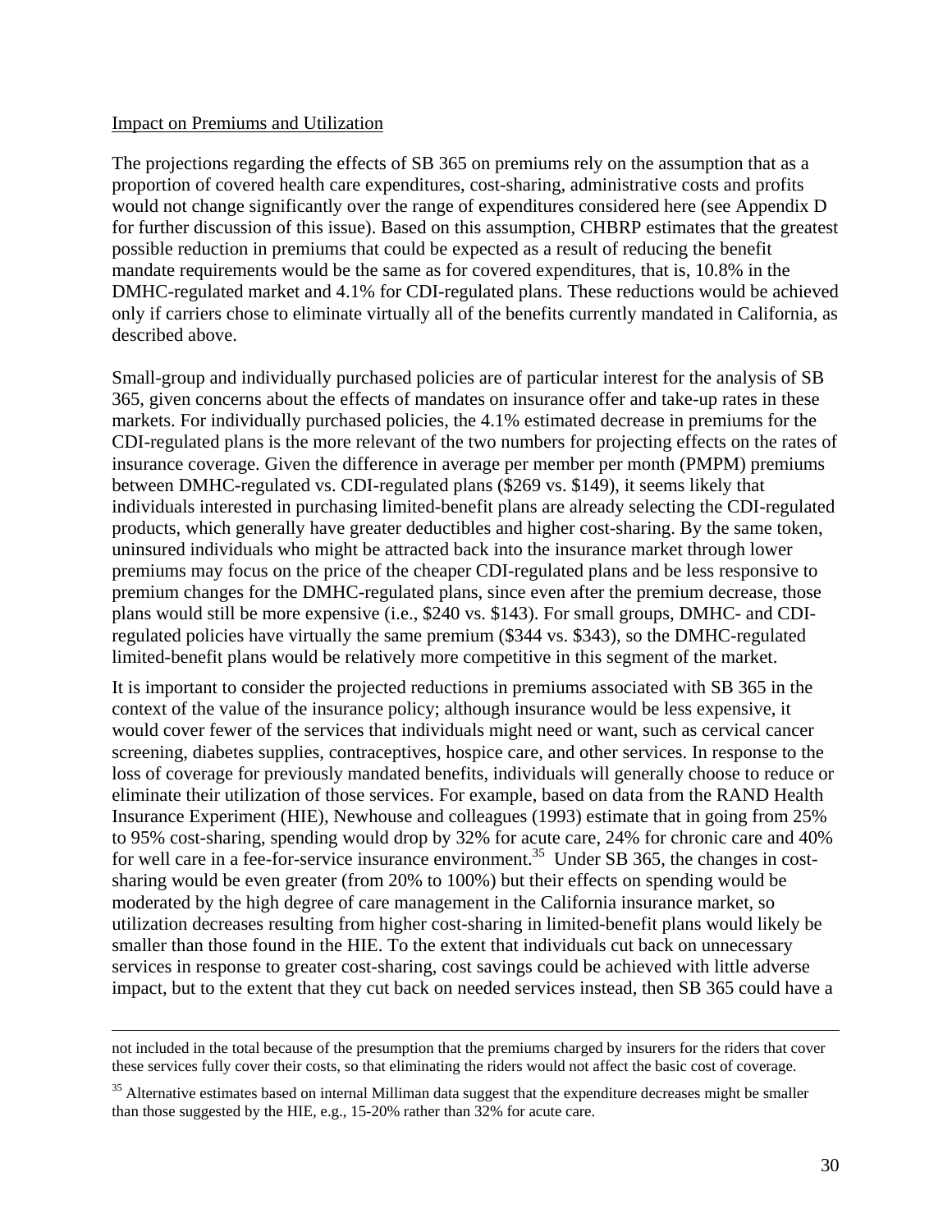Impact on Premiums and Utilization

The projections regarding the effects of SB 365 on premiums rely on the assumption that as a proportion of covered health care expenditures, cost-sharing, administrative costs and profits would not change significantly over the range of expenditures considered here (see Appendix D for further discussion of this issue). Based on this assumption, CHBRP estimates that the greatest possible reduction in premiums that could be expected as a result of reducing the benefit mandate requirements would be the same as for covered expenditures, that is, 10.8% in the DMHC-regulated market and 4.1% for CDI-regulated plans. These reductions would be achieved only if carriers chose to eliminate virtually all of the benefits currently mandated in California, as described above.

Small-group and individually purchased policies are of particular interest for the analysis of SB 365, given concerns about the effects of mandates on insurance offer and take-up rates in these markets. For individually purchased policies, the 4.1% estimated decrease in premiums for the CDI-regulated plans is the more relevant of the two numbers for projecting effects on the rates of insurance coverage. Given the difference in average per member per month (PMPM) premiums between DMHC-regulated vs. CDI-regulated plans ($269 vs. $149), it seems likely that individuals interested in purchasing limited-benefit plans are already selecting the CDI-regulated products, which generally have greater deductibles and higher cost-sharing. By the same token, uninsured individuals who might be attracted back into the insurance market through lower premiums may focus on the price of the cheaper CDI-regulated plans and be less responsive to premium changes for the DMHC-regulated plans, since even after the premium decrease, those plans would still be more expensive (i.e., $240 vs. $143). For small groups, DMHC- and CDI-regulated policies have virtually the same premium ($344 vs. $343), so the DMHC-regulated limited-benefit plans would be relatively more competitive in this segment of the market.

It is important to consider the projected reductions in premiums associated with SB 365 in the context of the value of the insurance policy; although insurance would be less expensive, it would cover fewer of the services that individuals might need or want, such as cervical cancer screening, diabetes supplies, contraceptives, hospice care, and other services. In response to the loss of coverage for previously mandated benefits, individuals will generally choose to reduce or eliminate their utilization of those services. For example, based on data from the RAND Health Insurance Experiment (HIE), Newhouse and colleagues (1993) estimate that in going from 25% to 95% cost-sharing, spending would drop by 32% for acute care, 24% for chronic care and 40% for well care in a fee-for-service insurance environment.[35] Under SB 365, the changes in cost-sharing would be even greater (from 20% to 100%) but their effects on spending would be moderated by the high degree of care management in the California insurance market, so utilization decreases resulting from higher cost-sharing in limited-benefit plans would likely be smaller than those found in the HIE. To the extent that individuals cut back on unnecessary services in response to greater cost-sharing, cost savings could be achieved with little adverse impact, but to the extent that they cut back on needed services instead, then SB 365 could have a

---

not included in the total because of the presumption that the premiums charged by insurers for the riders that cover these services fully cover their costs, so that eliminating the riders would not affect the basic cost of coverage.

[35] Alternative estimates based on internal Milliman data suggest that the expenditure decreases might be smaller than those suggested by the HIE, e.g., 15-20% rather than 32% for acute care.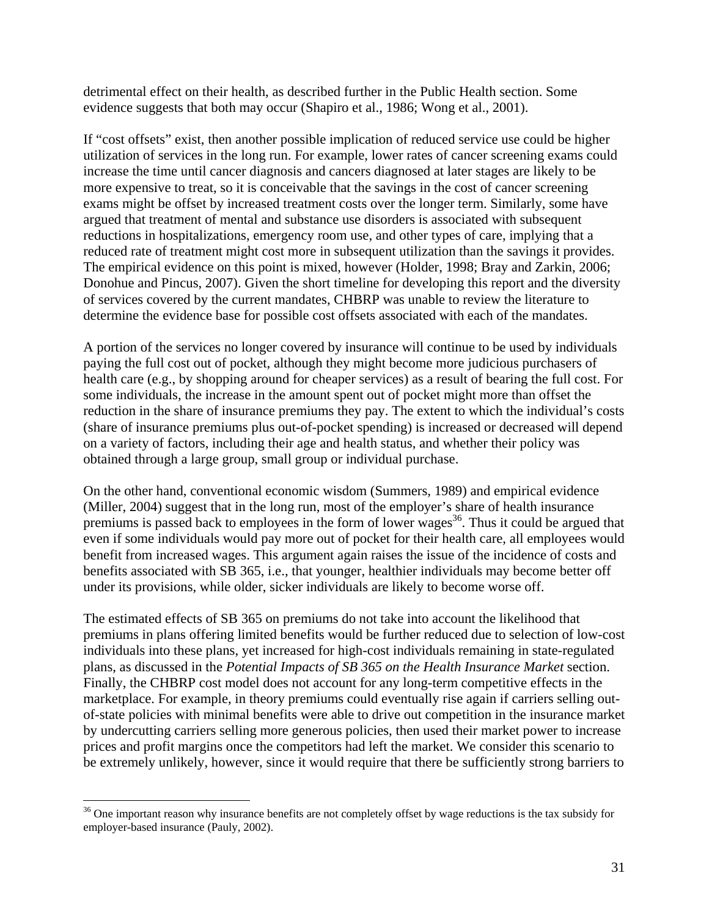detrimental effect on their health, as described further in the Public Health section. Some evidence suggests that both may occur (Shapiro et al., 1986; Wong et al., 2001).

If "cost offsets" exist, then another possible implication of reduced service use could be higher utilization of services in the long run. For example, lower rates of cancer screening exams could increase the time until cancer diagnosis and cancers diagnosed at later stages are likely to be more expensive to treat, so it is conceivable that the savings in the cost of cancer screening exams might be offset by increased treatment costs over the longer term. Similarly, some have argued that treatment of mental and substance use disorders is associated with subsequent reductions in hospitalizations, emergency room use, and other types of care, implying that a reduced rate of treatment might cost more in subsequent utilization than the savings it provides. The empirical evidence on this point is mixed, however (Holder, 1998; Bray and Zarkin, 2006; Donohue and Pincus, 2007). Given the short timeline for developing this report and the diversity of services covered by the current mandates, CHBRP was unable to review the literature to determine the evidence base for possible cost offsets associated with each of the mandates.

A portion of the services no longer covered by insurance will continue to be used by individuals paying the full cost out of pocket, although they might become more judicious purchasers of health care (e.g., by shopping around for cheaper services) as a result of bearing the full cost. For some individuals, the increase in the amount spent out of pocket might more than offset the reduction in the share of insurance premiums they pay. The extent to which the individual's costs (share of insurance premiums plus out-of-pocket spending) is increased or decreased will depend on a variety of factors, including their age and health status, and whether their policy was obtained through a large group, small group or individual purchase.

On the other hand, conventional economic wisdom (Summers, 1989) and empirical evidence (Miller, 2004) suggest that in the long run, most of the employer's share of health insurance premiums is passed back to employees in the form of lower wages[36]. Thus it could be argued that even if some individuals would pay more out of pocket for their health care, all employees would benefit from increased wages. This argument again raises the issue of the incidence of costs and benefits associated with SB 365, i.e., that younger, healthier individuals may become better off under its provisions, while older, sicker individuals are likely to become worse off.

The estimated effects of SB 365 on premiums do not take into account the likelihood that premiums in plans offering limited benefits would be further reduced due to selection of low-cost individuals into these plans, yet increased for high-cost individuals remaining in state-regulated plans, as discussed in the *Potential Impacts of SB 365 on the Health Insurance Market* section. Finally, the CHBRP cost model does not account for any long-term competitive effects in the marketplace. For example, in theory premiums could eventually rise again if carriers selling out-of-state policies with minimal benefits were able to drive out competition in the insurance market by undercutting carriers selling more generous policies, then used their market power to increase prices and profit margins once the competitors had left the market. We consider this scenario to be extremely unlikely, however, since it would require that there be sufficiently strong barriers to

[36] One important reason why insurance benefits are not completely offset by wage reductions is the tax subsidy for employer-based insurance (Pauly, 2002).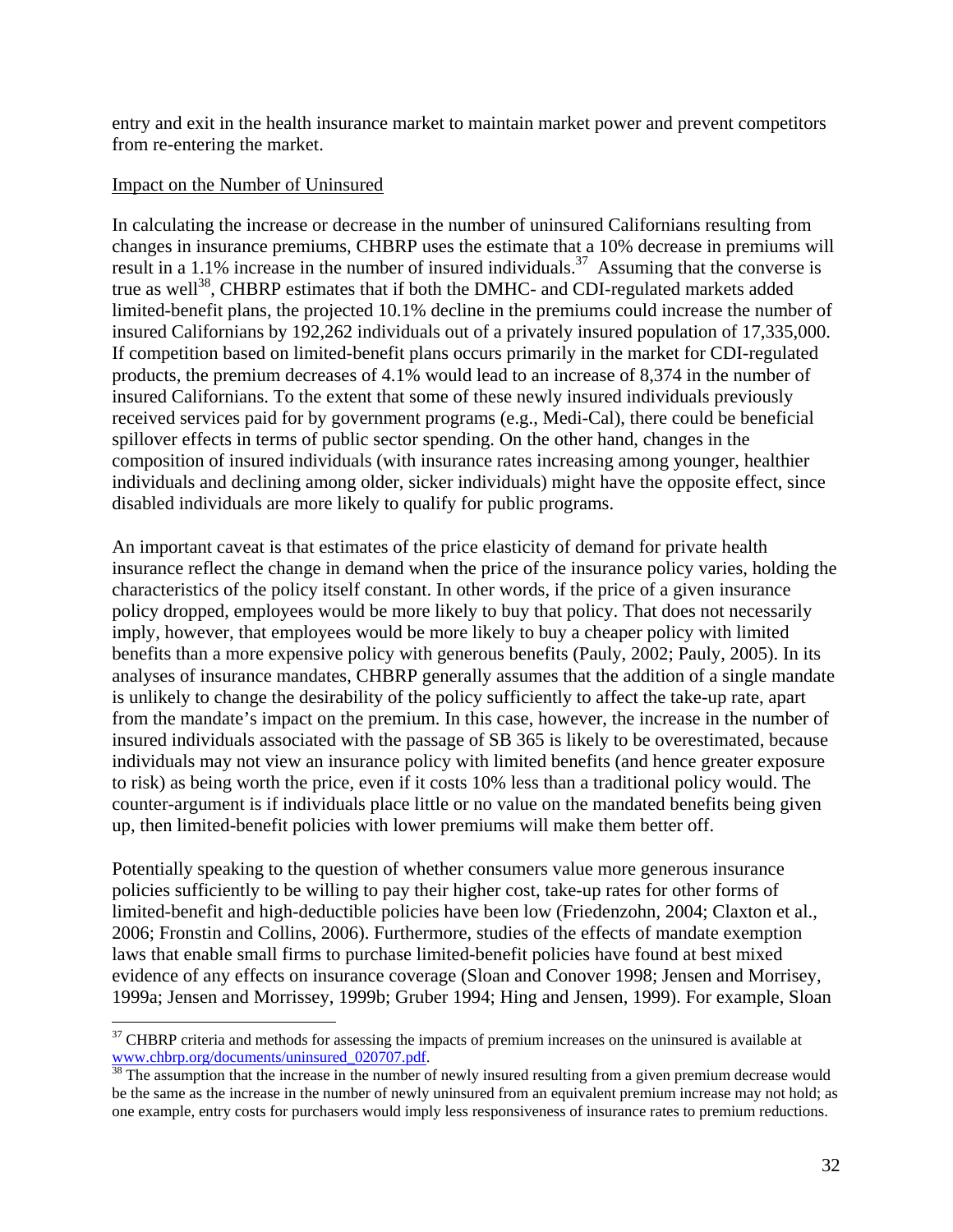entry and exit in the health insurance market to maintain market power and prevent competitors from re-entering the market.

Impact on the Number of Uninsured

In calculating the increase or decrease in the number of uninsured Californians resulting from changes in insurance premiums, CHBRP uses the estimate that a 10% decrease in premiums will result in a 1.1% increase in the number of insured individuals.[37] Assuming that the converse is true as well[38], CHBRP estimates that if both the DMHC- and CDI-regulated markets added limited-benefit plans, the projected 10.1% decline in the premiums could increase the number of insured Californians by 192,262 individuals out of a privately insured population of 17,335,000. If competition based on limited-benefit plans occurs primarily in the market for CDI-regulated products, the premium decreases of 4.1% would lead to an increase of 8,374 in the number of insured Californians. To the extent that some of these newly insured individuals previously received services paid for by government programs (e.g., Medi-Cal), there could be beneficial spillover effects in terms of public sector spending. On the other hand, changes in the composition of insured individuals (with insurance rates increasing among younger, healthier individuals and declining among older, sicker individuals) might have the opposite effect, since disabled individuals are more likely to qualify for public programs.

An important caveat is that estimates of the price elasticity of demand for private health insurance reflect the change in demand when the price of the insurance policy varies, holding the characteristics of the policy itself constant. In other words, if the price of a given insurance policy dropped, employees would be more likely to buy that policy. That does not necessarily imply, however, that employees would be more likely to buy a cheaper policy with limited benefits than a more expensive policy with generous benefits (Pauly, 2002; Pauly, 2005). In its analyses of insurance mandates, CHBRP generally assumes that the addition of a single mandate is unlikely to change the desirability of the policy sufficiently to affect the take-up rate, apart from the mandate's impact on the premium. In this case, however, the increase in the number of insured individuals associated with the passage of SB 365 is likely to be overestimated, because individuals may not view an insurance policy with limited benefits (and hence greater exposure to risk) as being worth the price, even if it costs 10% less than a traditional policy would. The counter-argument is if individuals place little or no value on the mandated benefits being given up, then limited-benefit policies with lower premiums will make them better off.

Potentially speaking to the question of whether consumers value more generous insurance policies sufficiently to be willing to pay their higher cost, take-up rates for other forms of limited-benefit and high-deductible policies have been low (Friedenzohn, 2004; Claxton et al., 2006; Fronstin and Collins, 2006). Furthermore, studies of the effects of mandate exemption laws that enable small firms to purchase limited-benefit policies have found at best mixed evidence of any effects on insurance coverage (Sloan and Conover 1998; Jensen and Morrisey, 1999a; Jensen and Morrissey, 1999b; Gruber 1994; Hing and Jensen, 1999). For example, Sloan

---

[37] CHBRP criteria and methods for assessing the impacts of premium increases on the uninsured is available at www.chbrp.org/documents/uninsured_020707.pdf.

[38] The assumption that the increase in the number of newly insured resulting from a given premium decrease would be the same as the increase in the number of newly uninsured from an equivalent premium increase may not hold; as one example, entry costs for purchasers would imply less responsiveness of insurance rates to premium reductions.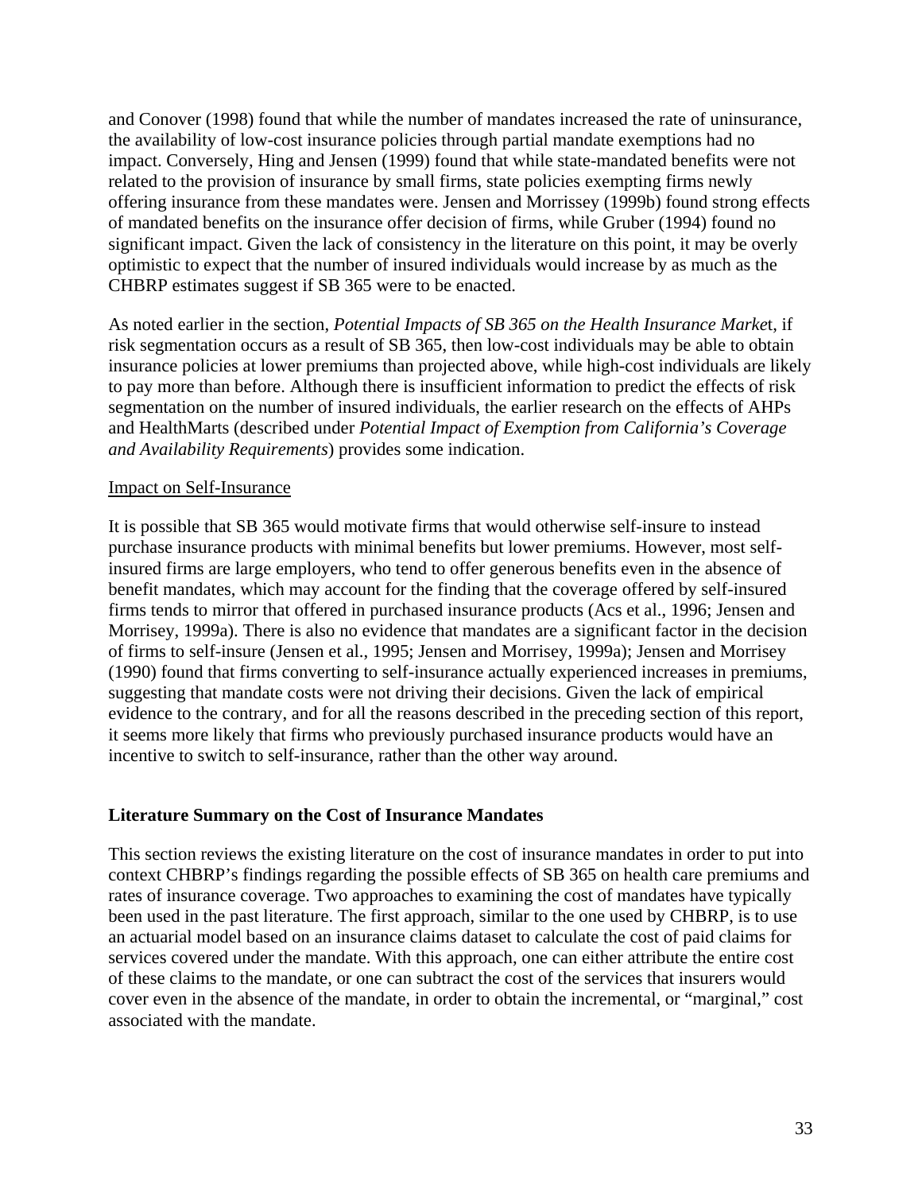and Conover (1998) found that while the number of mandates increased the rate of uninsurance, the availability of low-cost insurance policies through partial mandate exemptions had no impact. Conversely, Hing and Jensen (1999) found that while state-mandated benefits were not related to the provision of insurance by small firms, state policies exempting firms newly offering insurance from these mandates were. Jensen and Morrissey (1999b) found strong effects of mandated benefits on the insurance offer decision of firms, while Gruber (1994) found no significant impact. Given the lack of consistency in the literature on this point, it may be overly optimistic to expect that the number of insured individuals would increase by as much as the CHBRP estimates suggest if SB 365 were to be enacted.

As noted earlier in the section, *Potential Impacts of SB 365 on the Health Insurance Marke*t, if risk segmentation occurs as a result of SB 365, then low-cost individuals may be able to obtain insurance policies at lower premiums than projected above, while high-cost individuals are likely to pay more than before. Although there is insufficient information to predict the effects of risk segmentation on the number of insured individuals, the earlier research on the effects of AHPs and HealthMarts (described under *Potential Impact of Exemption from California's Coverage and Availability Requirements*) provides some indication.

Impact on Self-Insurance

It is possible that SB 365 would motivate firms that would otherwise self-insure to instead purchase insurance products with minimal benefits but lower premiums. However, most self-insured firms are large employers, who tend to offer generous benefits even in the absence of benefit mandates, which may account for the finding that the coverage offered by self-insured firms tends to mirror that offered in purchased insurance products (Acs et al., 1996; Jensen and Morrisey, 1999a). There is also no evidence that mandates are a significant factor in the decision of firms to self-insure (Jensen et al., 1995; Jensen and Morrisey, 1999a); Jensen and Morrisey (1990) found that firms converting to self-insurance actually experienced increases in premiums, suggesting that mandate costs were not driving their decisions. Given the lack of empirical evidence to the contrary, and for all the reasons described in the preceding section of this report, it seems more likely that firms who previously purchased insurance products would have an incentive to switch to self-insurance, rather than the other way around.

**Literature Summary on the Cost of Insurance Mandates**

This section reviews the existing literature on the cost of insurance mandates in order to put into context CHBRP's findings regarding the possible effects of SB 365 on health care premiums and rates of insurance coverage. Two approaches to examining the cost of mandates have typically been used in the past literature. The first approach, similar to the one used by CHBRP, is to use an actuarial model based on an insurance claims dataset to calculate the cost of paid claims for services covered under the mandate. With this approach, one can either attribute the entire cost of these claims to the mandate, or one can subtract the cost of the services that insurers would cover even in the absence of the mandate, in order to obtain the incremental, or "marginal," cost associated with the mandate.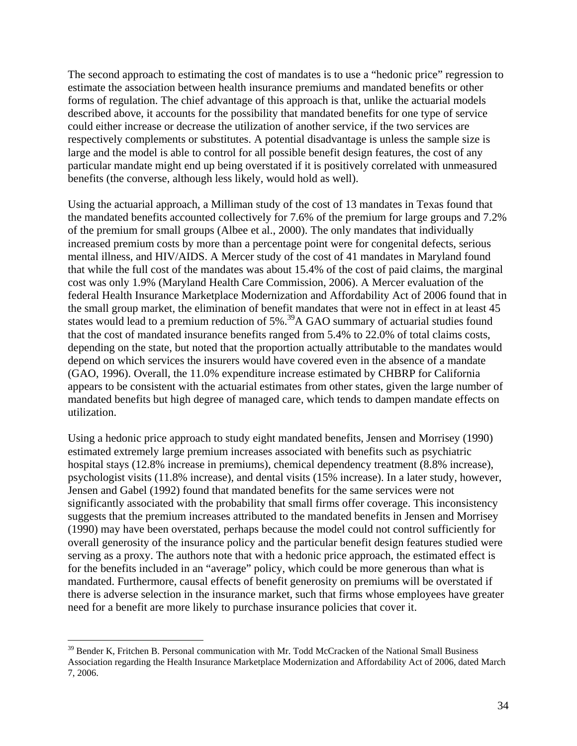The second approach to estimating the cost of mandates is to use a "hedonic price" regression to estimate the association between health insurance premiums and mandated benefits or other forms of regulation. The chief advantage of this approach is that, unlike the actuarial models described above, it accounts for the possibility that mandated benefits for one type of service could either increase or decrease the utilization of another service, if the two services are respectively complements or substitutes. A potential disadvantage is unless the sample size is large and the model is able to control for all possible benefit design features, the cost of any particular mandate might end up being overstated if it is positively correlated with unmeasured benefits (the converse, although less likely, would hold as well).

Using the actuarial approach, a Milliman study of the cost of 13 mandates in Texas found that the mandated benefits accounted collectively for 7.6% of the premium for large groups and 7.2% of the premium for small groups (Albee et al., 2000). The only mandates that individually increased premium costs by more than a percentage point were for congenital defects, serious mental illness, and HIV/AIDS. A Mercer study of the cost of 41 mandates in Maryland found that while the full cost of the mandates was about 15.4% of the cost of paid claims, the marginal cost was only 1.9% (Maryland Health Care Commission, 2006). A Mercer evaluation of the federal Health Insurance Marketplace Modernization and Affordability Act of 2006 found that in the small group market, the elimination of benefit mandates that were not in effect in at least 45 states would lead to a premium reduction of 5%.[39] A GAO summary of actuarial studies found that the cost of mandated insurance benefits ranged from 5.4% to 22.0% of total claims costs, depending on the state, but noted that the proportion actually attributable to the mandates would depend on which services the insurers would have covered even in the absence of a mandate (GAO, 1996). Overall, the 11.0% expenditure increase estimated by CHBRP for California appears to be consistent with the actuarial estimates from other states, given the large number of mandated benefits but high degree of managed care, which tends to dampen mandate effects on utilization.

Using a hedonic price approach to study eight mandated benefits, Jensen and Morrisey (1990) estimated extremely large premium increases associated with benefits such as psychiatric hospital stays (12.8% increase in premiums), chemical dependency treatment (8.8% increase), psychologist visits (11.8% increase), and dental visits (15% increase). In a later study, however, Jensen and Gabel (1992) found that mandated benefits for the same services were not significantly associated with the probability that small firms offer coverage. This inconsistency suggests that the premium increases attributed to the mandated benefits in Jensen and Morrisey (1990) may have been overstated, perhaps because the model could not control sufficiently for overall generosity of the insurance policy and the particular benefit design features studied were serving as a proxy. The authors note that with a hedonic price approach, the estimated effect is for the benefits included in an "average" policy, which could be more generous than what is mandated. Furthermore, causal effects of benefit generosity on premiums will be overstated if there is adverse selection in the insurance market, such that firms whose employees have greater need for a benefit are more likely to purchase insurance policies that cover it.

---

[39] Bender K, Fritchen B. Personal communication with Mr. Todd McCracken of the National Small Business Association regarding the Health Insurance Marketplace Modernization and Affordability Act of 2006, dated March 7, 2006.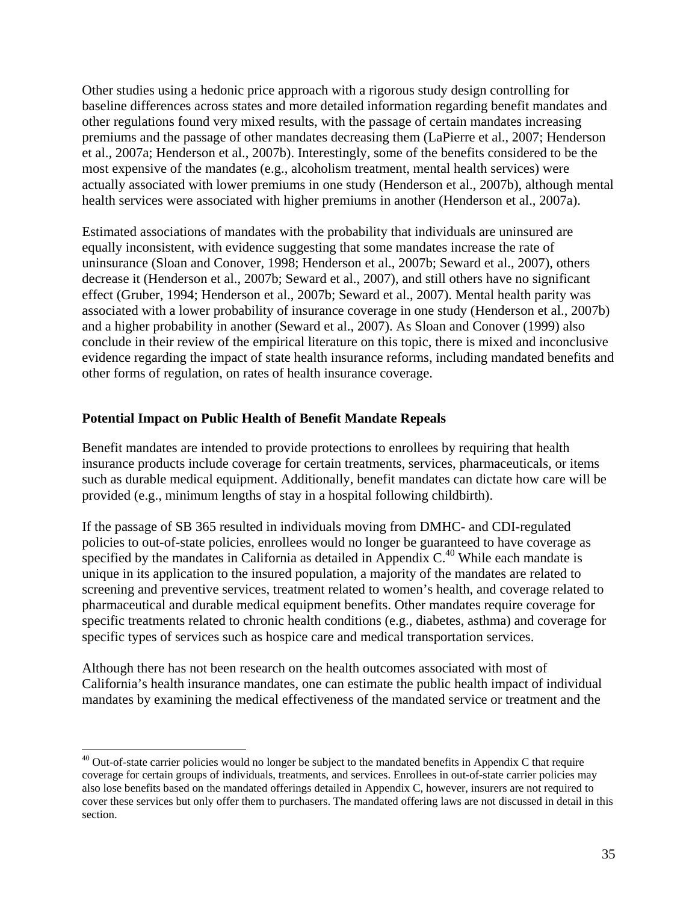Other studies using a hedonic price approach with a rigorous study design controlling for baseline differences across states and more detailed information regarding benefit mandates and other regulations found very mixed results, with the passage of certain mandates increasing premiums and the passage of other mandates decreasing them (LaPierre et al., 2007; Henderson et al., 2007a; Henderson et al., 2007b). Interestingly, some of the benefits considered to be the most expensive of the mandates (e.g., alcoholism treatment, mental health services) were actually associated with lower premiums in one study (Henderson et al., 2007b), although mental health services were associated with higher premiums in another (Henderson et al., 2007a).

Estimated associations of mandates with the probability that individuals are uninsured are equally inconsistent, with evidence suggesting that some mandates increase the rate of uninsurance (Sloan and Conover, 1998; Henderson et al., 2007b; Seward et al., 2007), others decrease it (Henderson et al., 2007b; Seward et al., 2007), and still others have no significant effect (Gruber, 1994; Henderson et al., 2007b; Seward et al., 2007). Mental health parity was associated with a lower probability of insurance coverage in one study (Henderson et al., 2007b) and a higher probability in another (Seward et al., 2007). As Sloan and Conover (1999) also conclude in their review of the empirical literature on this topic, there is mixed and inconclusive evidence regarding the impact of state health insurance reforms, including mandated benefits and other forms of regulation, on rates of health insurance coverage.

### Potential Impact on Public Health of Benefit Mandate Repeals

Benefit mandates are intended to provide protections to enrollees by requiring that health insurance products include coverage for certain treatments, services, pharmaceuticals, or items such as durable medical equipment. Additionally, benefit mandates can dictate how care will be provided (e.g., minimum lengths of stay in a hospital following childbirth).

If the passage of SB 365 resulted in individuals moving from DMHC- and CDI-regulated policies to out-of-state policies, enrollees would no longer be guaranteed to have coverage as specified by the mandates in California as detailed in Appendix C.[40] While each mandate is unique in its application to the insured population, a majority of the mandates are related to screening and preventive services, treatment related to women's health, and coverage related to pharmaceutical and durable medical equipment benefits. Other mandates require coverage for specific treatments related to chronic health conditions (e.g., diabetes, asthma) and coverage for specific types of services such as hospice care and medical transportation services.

Although there has not been research on the health outcomes associated with most of California's health insurance mandates, one can estimate the public health impact of individual mandates by examining the medical effectiveness of the mandated service or treatment and the

[40] Out-of-state carrier policies would no longer be subject to the mandated benefits in Appendix C that require coverage for certain groups of individuals, treatments, and services. Enrollees in out-of-state carrier policies may also lose benefits based on the mandated offerings detailed in Appendix C, however, insurers are not required to cover these services but only offer them to purchasers. The mandated offering laws are not discussed in detail in this section.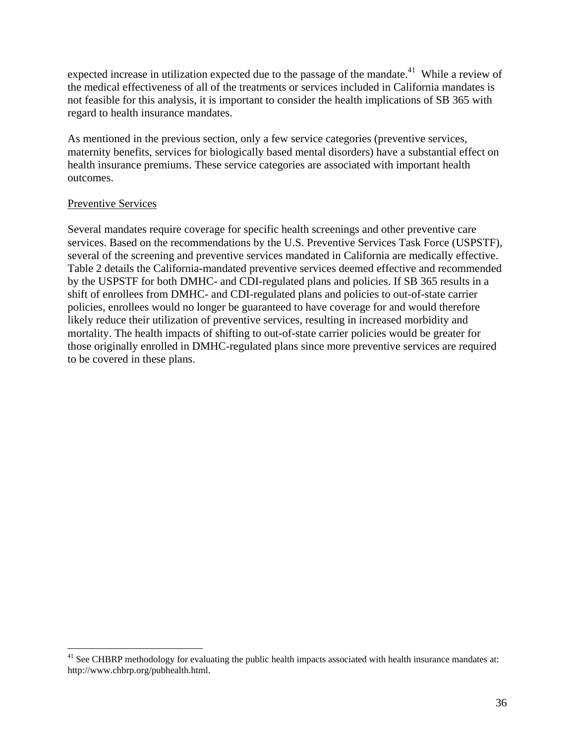expected increase in utilization expected due to the passage of the mandate.[41] While a review of the medical effectiveness of all of the treatments or services included in California mandates is not feasible for this analysis, it is important to consider the health implications of SB 365 with regard to health insurance mandates.

As mentioned in the previous section, only a few service categories (preventive services, maternity benefits, services for biologically based mental disorders) have a substantial effect on health insurance premiums. These service categories are associated with important health outcomes.

<u>Preventive Services</u>

Several mandates require coverage for specific health screenings and other preventive care services. Based on the recommendations by the U.S. Preventive Services Task Force (USPSTF), several of the screening and preventive services mandated in California are medically effective. Table 2 details the California-mandated preventive services deemed effective and recommended by the USPSTF for both DMHC- and CDI-regulated plans and policies. If SB 365 results in a shift of enrollees from DMHC- and CDI-regulated plans and policies to out-of-state carrier policies, enrollees would no longer be guaranteed to have coverage for and would therefore likely reduce their utilization of preventive services, resulting in increased morbidity and mortality. The health impacts of shifting to out-of-state carrier policies would be greater for those originally enrolled in DMHC-regulated plans since more preventive services are required to be covered in these plans.

---

[41] See CHBRP methodology for evaluating the public health impacts associated with health insurance mandates at: http://www.chbrp.org/pubhealth.html.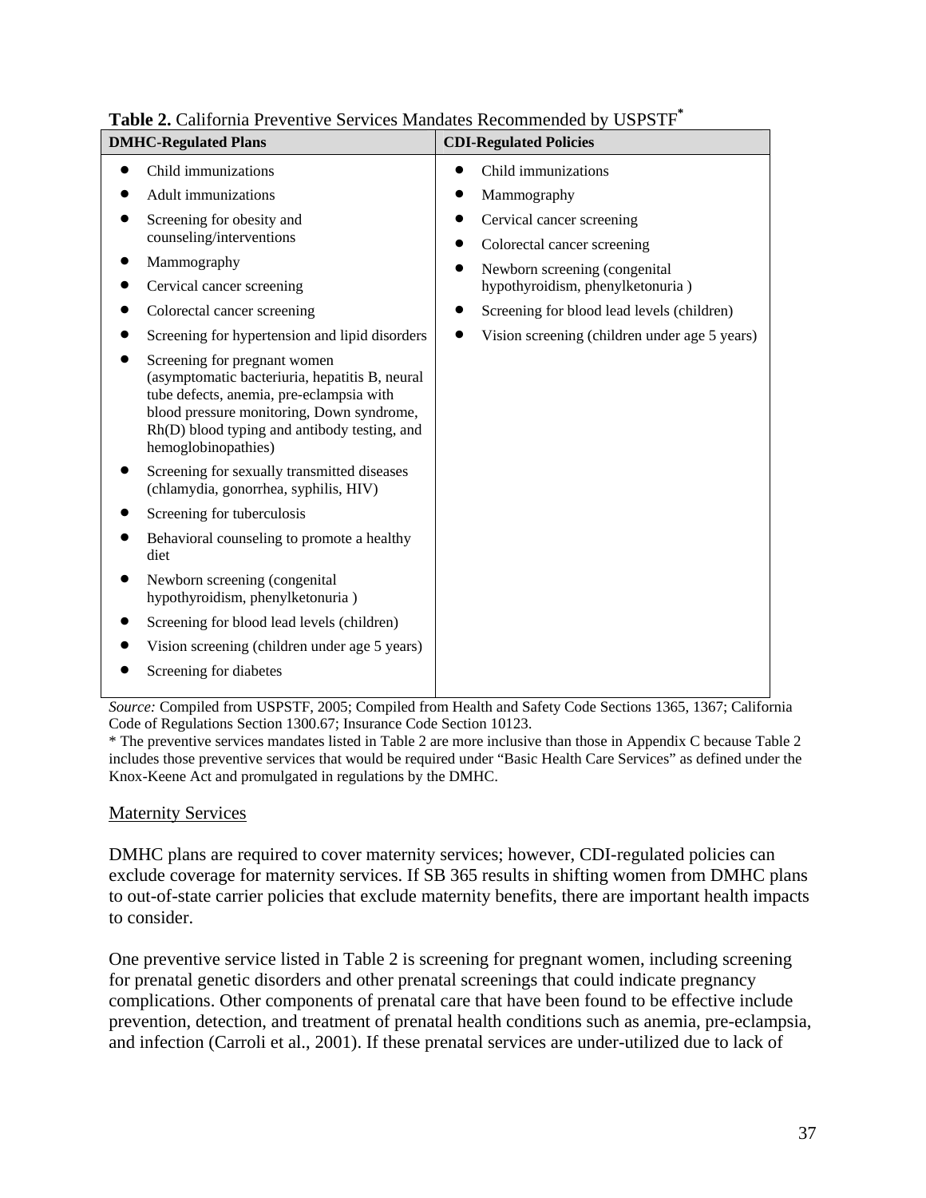**Table 2.** California Preventive Services Mandates Recommended by USPSTF*

| DMHC-Regulated Plans | CDI-Regulated Policies |
|---|---|
| • Child immunizations<br>• Adult immunizations<br>• Screening for obesity and counseling/interventions<br>• Mammography<br>• Cervical cancer screening<br>• Colorectal cancer screening<br>• Screening for hypertension and lipid disorders<br>• Screening for pregnant women (asymptomatic bacteriuria, hepatitis B, neural tube defects, anemia, pre-eclampsia with blood pressure monitoring, Down syndrome, Rh(D) blood typing and antibody testing, and hemoglobinopathies)<br>• Screening for sexually transmitted diseases (chlamydia, gonorrhea, syphilis, HIV)<br>• Screening for tuberculosis<br>• Behavioral counseling to promote a healthy diet<br>• Newborn screening (congenital hypothyroidism, phenylketonuria )<br>• Screening for blood lead levels (children)<br>• Vision screening (children under age 5 years)<br>• Screening for diabetes | • Child immunizations<br>• Mammography<br>• Cervical cancer screening<br>• Colorectal cancer screening<br>• Newborn screening (congenital hypothyroidism, phenylketonuria )<br>• Screening for blood lead levels (children)<br>• Vision screening (children under age 5 years) |

*Source:* Compiled from USPSTF, 2005; Compiled from Health and Safety Code Sections 1365, 1367; California Code of Regulations Section 1300.67; Insurance Code Section 10123.

* The preventive services mandates listed in Table 2 are more inclusive than those in Appendix C because Table 2 includes those preventive services that would be required under "Basic Health Care Services" as defined under the Knox-Keene Act and promulgated in regulations by the DMHC.

Maternity Services

DMHC plans are required to cover maternity services; however, CDI-regulated policies can exclude coverage for maternity services. If SB 365 results in shifting women from DMHC plans to out-of-state carrier policies that exclude maternity benefits, there are important health impacts to consider.

One preventive service listed in Table 2 is screening for pregnant women, including screening for prenatal genetic disorders and other prenatal screenings that could indicate pregnancy complications. Other components of prenatal care that have been found to be effective include prevention, detection, and treatment of prenatal health conditions such as anemia, pre-eclampsia, and infection (Carroli et al., 2001). If these prenatal services are under-utilized due to lack of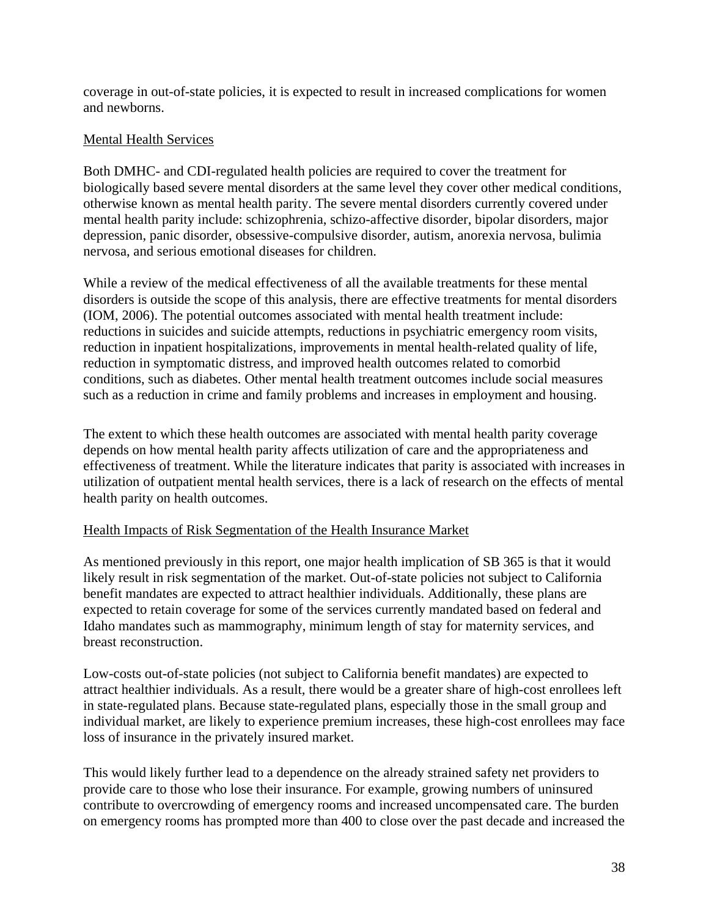coverage in out-of-state policies, it is expected to result in increased complications for women and newborns.

Mental Health Services

Both DMHC- and CDI-regulated health policies are required to cover the treatment for biologically based severe mental disorders at the same level they cover other medical conditions, otherwise known as mental health parity. The severe mental disorders currently covered under mental health parity include: schizophrenia, schizo-affective disorder, bipolar disorders, major depression, panic disorder, obsessive-compulsive disorder, autism, anorexia nervosa, bulimia nervosa, and serious emotional diseases for children.

While a review of the medical effectiveness of all the available treatments for these mental disorders is outside the scope of this analysis, there are effective treatments for mental disorders (IOM, 2006). The potential outcomes associated with mental health treatment include: reductions in suicides and suicide attempts, reductions in psychiatric emergency room visits, reduction in inpatient hospitalizations, improvements in mental health-related quality of life, reduction in symptomatic distress, and improved health outcomes related to comorbid conditions, such as diabetes. Other mental health treatment outcomes include social measures such as a reduction in crime and family problems and increases in employment and housing.

The extent to which these health outcomes are associated with mental health parity coverage depends on how mental health parity affects utilization of care and the appropriateness and effectiveness of treatment. While the literature indicates that parity is associated with increases in utilization of outpatient mental health services, there is a lack of research on the effects of mental health parity on health outcomes.

Health Impacts of Risk Segmentation of the Health Insurance Market

As mentioned previously in this report, one major health implication of SB 365 is that it would likely result in risk segmentation of the market. Out-of-state policies not subject to California benefit mandates are expected to attract healthier individuals. Additionally, these plans are expected to retain coverage for some of the services currently mandated based on federal and Idaho mandates such as mammography, minimum length of stay for maternity services, and breast reconstruction.

Low-costs out-of-state policies (not subject to California benefit mandates) are expected to attract healthier individuals. As a result, there would be a greater share of high-cost enrollees left in state-regulated plans. Because state-regulated plans, especially those in the small group and individual market, are likely to experience premium increases, these high-cost enrollees may face loss of insurance in the privately insured market.

This would likely further lead to a dependence on the already strained safety net providers to provide care to those who lose their insurance. For example, growing numbers of uninsured contribute to overcrowding of emergency rooms and increased uncompensated care. The burden on emergency rooms has prompted more than 400 to close over the past decade and increased the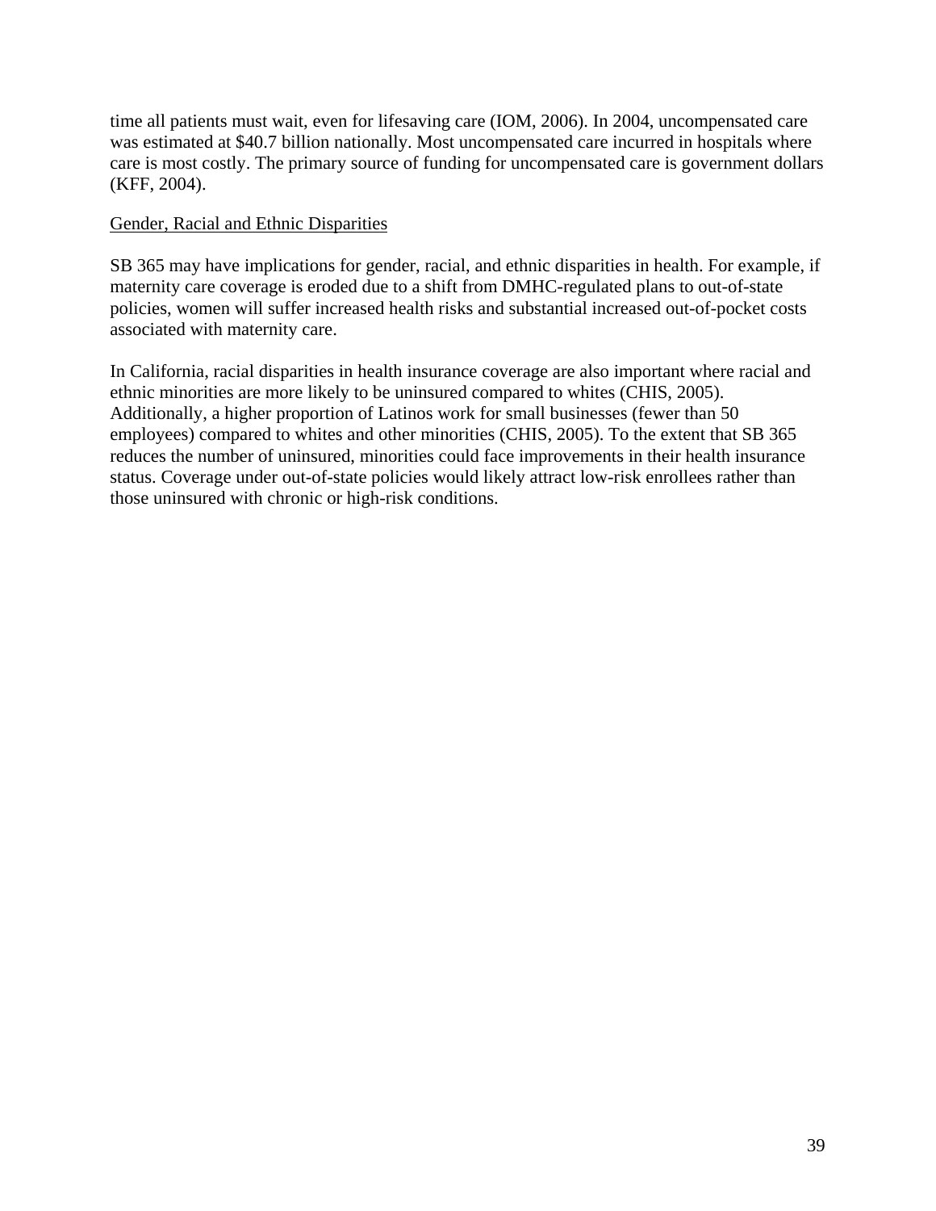time all patients must wait, even for lifesaving care (IOM, 2006). In 2004, uncompensated care was estimated at $40.7 billion nationally. Most uncompensated care incurred in hospitals where care is most costly. The primary source of funding for uncompensated care is government dollars (KFF, 2004).

Gender, Racial and Ethnic Disparities

SB 365 may have implications for gender, racial, and ethnic disparities in health. For example, if maternity care coverage is eroded due to a shift from DMHC-regulated plans to out-of-state policies, women will suffer increased health risks and substantial increased out-of-pocket costs associated with maternity care.

In California, racial disparities in health insurance coverage are also important where racial and ethnic minorities are more likely to be uninsured compared to whites (CHIS, 2005). Additionally, a higher proportion of Latinos work for small businesses (fewer than 50 employees) compared to whites and other minorities (CHIS, 2005). To the extent that SB 365 reduces the number of uninsured, minorities could face improvements in their health insurance status. Coverage under out-of-state policies would likely attract low-risk enrollees rather than those uninsured with chronic or high-risk conditions.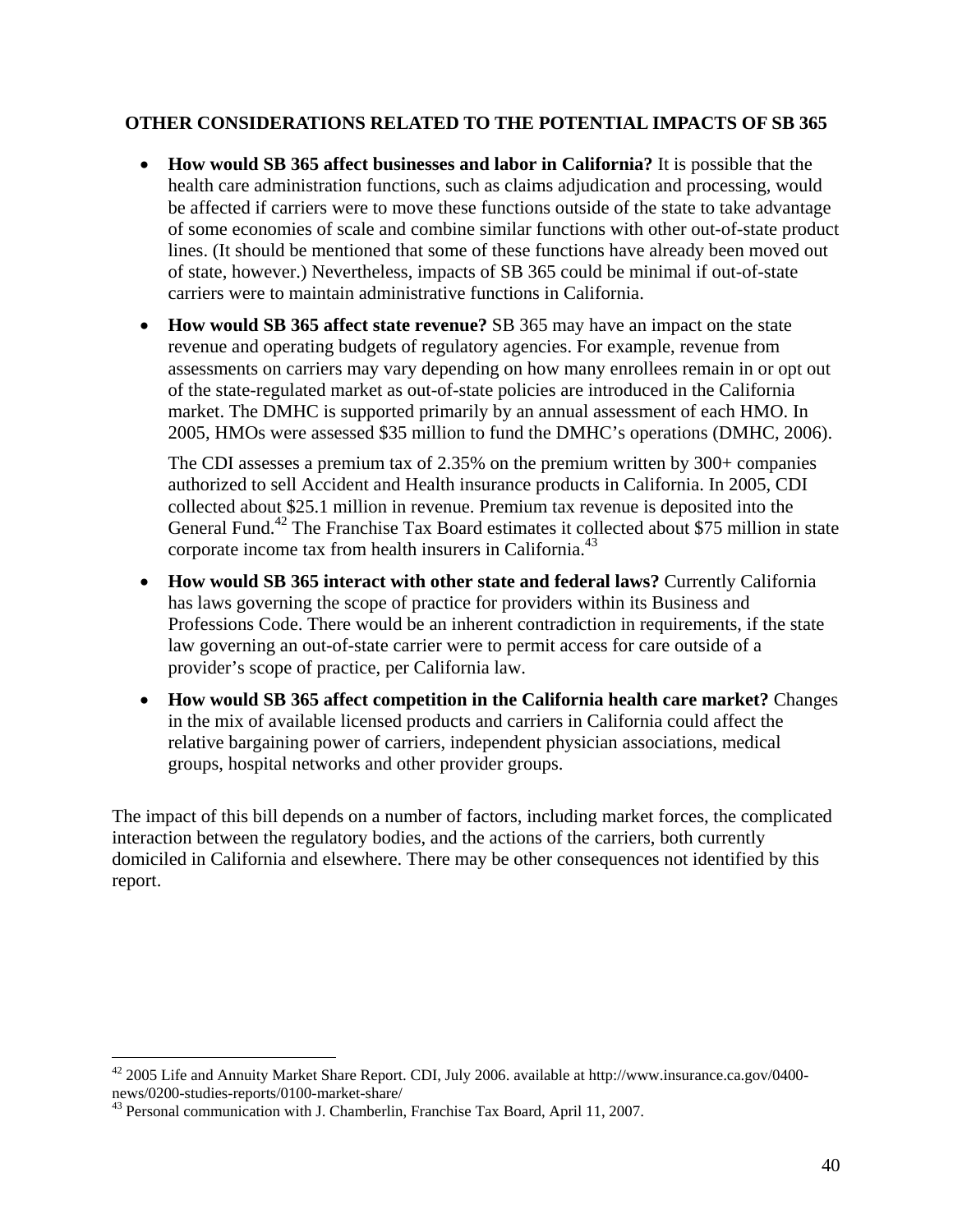### OTHER CONSIDERATIONS RELATED TO THE POTENTIAL IMPACTS OF SB 365

- **How would SB 365 affect businesses and labor in California?** It is possible that the health care administration functions, such as claims adjudication and processing, would be affected if carriers were to move these functions outside of the state to take advantage of some economies of scale and combine similar functions with other out-of-state product lines. (It should be mentioned that some of these functions have already been moved out of state, however.) Nevertheless, impacts of SB 365 could be minimal if out-of-state carriers were to maintain administrative functions in California.
- **How would SB 365 affect state revenue?** SB 365 may have an impact on the state revenue and operating budgets of regulatory agencies. For example, revenue from assessments on carriers may vary depending on how many enrollees remain in or opt out of the state-regulated market as out-of-state policies are introduced in the California market. The DMHC is supported primarily by an annual assessment of each HMO. In 2005, HMOs were assessed $35 million to fund the DMHC's operations (DMHC, 2006).

  The CDI assesses a premium tax of 2.35% on the premium written by 300+ companies authorized to sell Accident and Health insurance products in California. In 2005, CDI collected about $25.1 million in revenue. Premium tax revenue is deposited into the General Fund.[42] The Franchise Tax Board estimates it collected about $75 million in state corporate income tax from health insurers in California.[43]
- **How would SB 365 interact with other state and federal laws?** Currently California has laws governing the scope of practice for providers within its Business and Professions Code. There would be an inherent contradiction in requirements, if the state law governing an out-of-state carrier were to permit access for care outside of a provider's scope of practice, per California law.
- **How would SB 365 affect competition in the California health care market?** Changes in the mix of available licensed products and carriers in California could affect the relative bargaining power of carriers, independent physician associations, medical groups, hospital networks and other provider groups.

The impact of this bill depends on a number of factors, including market forces, the complicated interaction between the regulatory bodies, and the actions of the carriers, both currently domiciled in California and elsewhere. There may be other consequences not identified by this report.

---

[42] 2005 Life and Annuity Market Share Report. CDI, July 2006. available at http://www.insurance.ca.gov/0400-news/0200-studies-reports/0100-market-share/

[43] Personal communication with J. Chamberlin, Franchise Tax Board, April 11, 2007.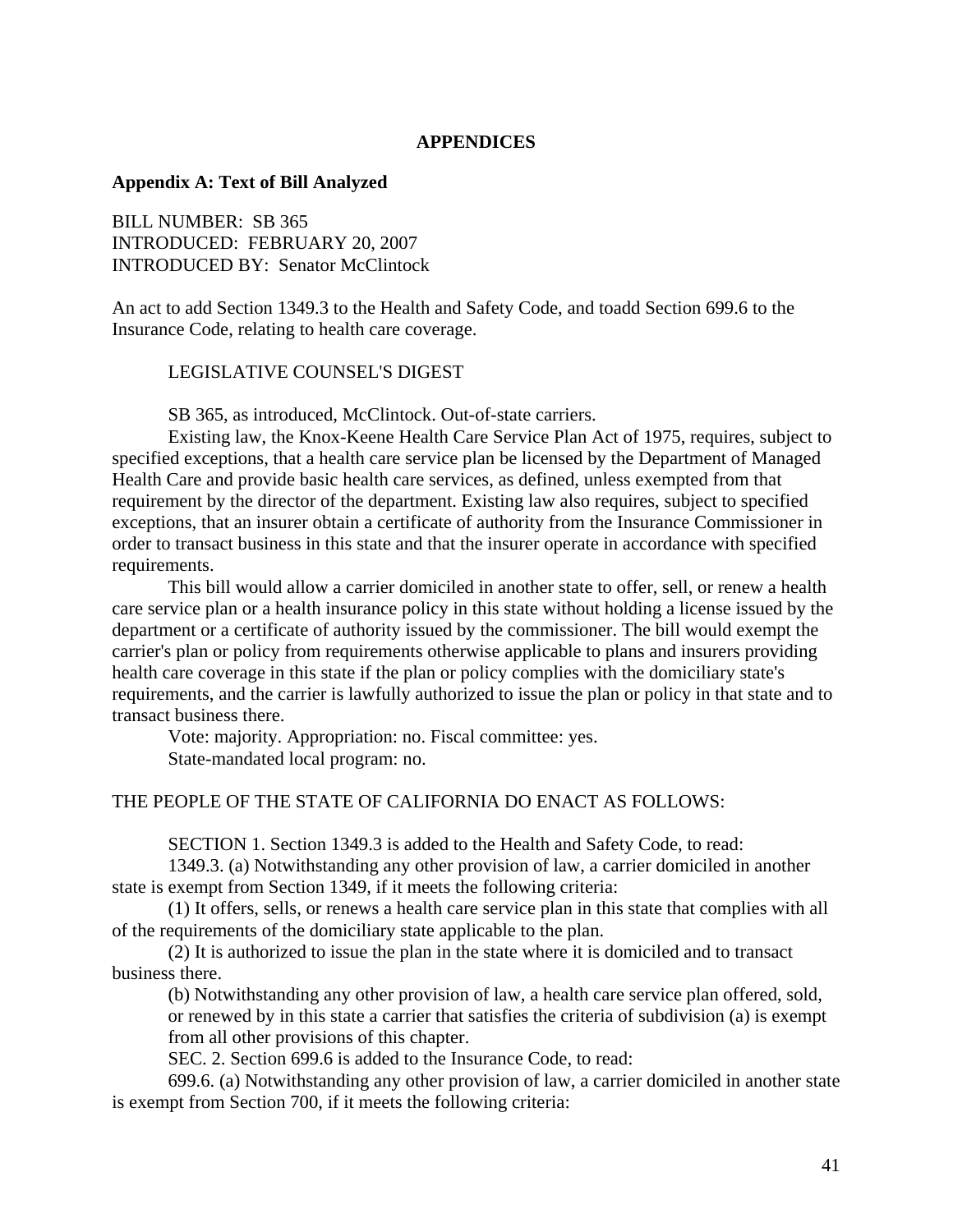# APPENDICES

## Appendix A: Text of Bill Analyzed

BILL NUMBER: SB 365
INTRODUCED: FEBRUARY 20, 2007
INTRODUCED BY: Senator McClintock

An act to add Section 1349.3 to the Health and Safety Code, and toadd Section 699.6 to the Insurance Code, relating to health care coverage.

LEGISLATIVE COUNSEL'S DIGEST

SB 365, as introduced, McClintock. Out-of-state carriers.

Existing law, the Knox-Keene Health Care Service Plan Act of 1975, requires, subject to specified exceptions, that a health care service plan be licensed by the Department of Managed Health Care and provide basic health care services, as defined, unless exempted from that requirement by the director of the department. Existing law also requires, subject to specified exceptions, that an insurer obtain a certificate of authority from the Insurance Commissioner in order to transact business in this state and that the insurer operate in accordance with specified requirements.

This bill would allow a carrier domiciled in another state to offer, sell, or renew a health care service plan or a health insurance policy in this state without holding a license issued by the department or a certificate of authority issued by the commissioner. The bill would exempt the carrier's plan or policy from requirements otherwise applicable to plans and insurers providing health care coverage in this state if the plan or policy complies with the domiciliary state's requirements, and the carrier is lawfully authorized to issue the plan or policy in that state and to transact business there.

Vote: majority. Appropriation: no. Fiscal committee: yes.
State-mandated local program: no.

THE PEOPLE OF THE STATE OF CALIFORNIA DO ENACT AS FOLLOWS:

SECTION 1. Section 1349.3 is added to the Health and Safety Code, to read:

1349.3. (a) Notwithstanding any other provision of law, a carrier domiciled in another state is exempt from Section 1349, if it meets the following criteria:

(1) It offers, sells, or renews a health care service plan in this state that complies with all of the requirements of the domiciliary state applicable to the plan.

(2) It is authorized to issue the plan in the state where it is domiciled and to transact business there.

(b) Notwithstanding any other provision of law, a health care service plan offered, sold, or renewed by in this state a carrier that satisfies the criteria of subdivision (a) is exempt from all other provisions of this chapter.

SEC. 2. Section 699.6 is added to the Insurance Code, to read:

699.6. (a) Notwithstanding any other provision of law, a carrier domiciled in another state is exempt from Section 700, if it meets the following criteria: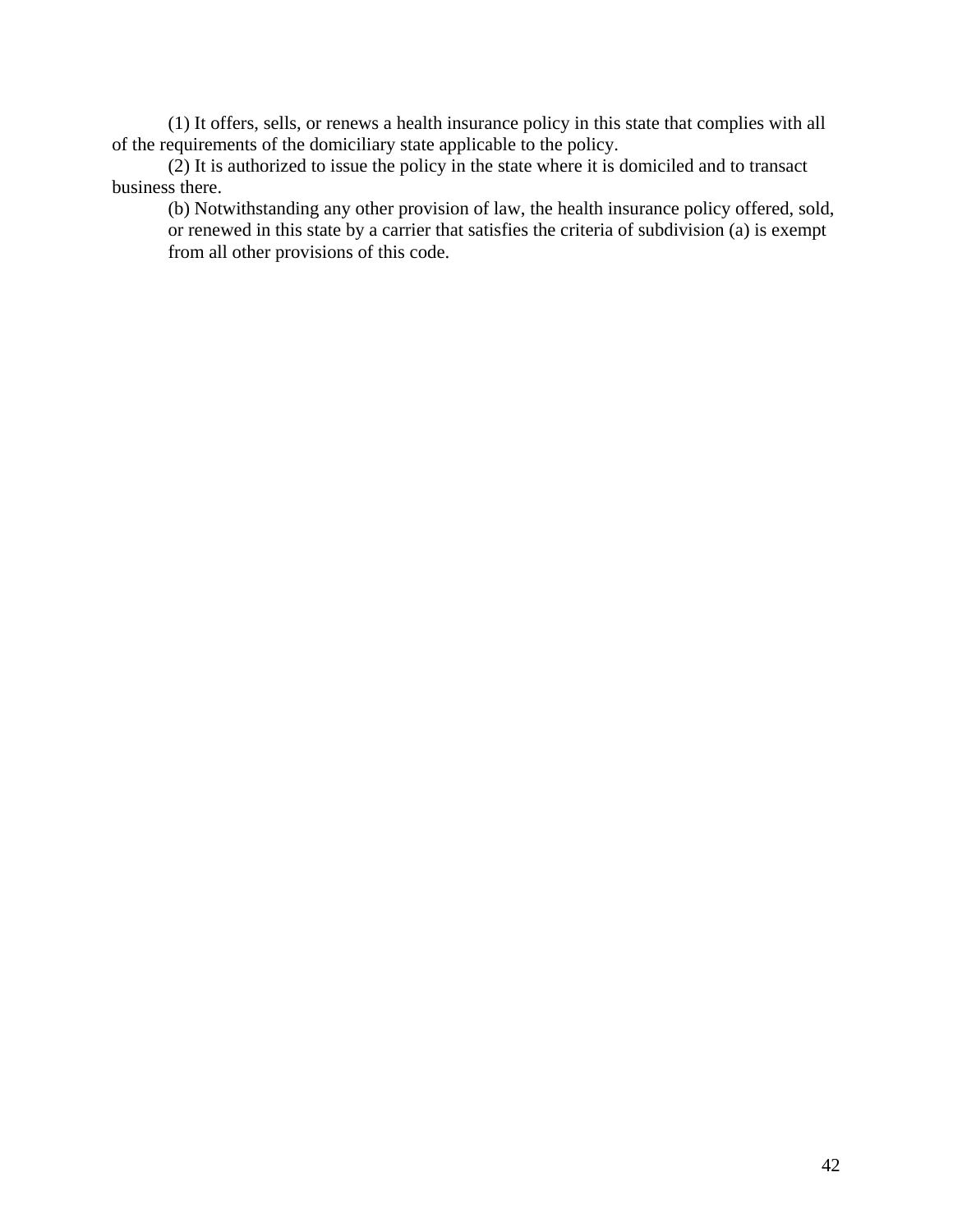(1) It offers, sells, or renews a health insurance policy in this state that complies with all of the requirements of the domiciliary state applicable to the policy.

(2) It is authorized to issue the policy in the state where it is domiciled and to transact business there.

(b) Notwithstanding any other provision of law, the health insurance policy offered, sold, or renewed in this state by a carrier that satisfies the criteria of subdivision (a) is exempt from all other provisions of this code.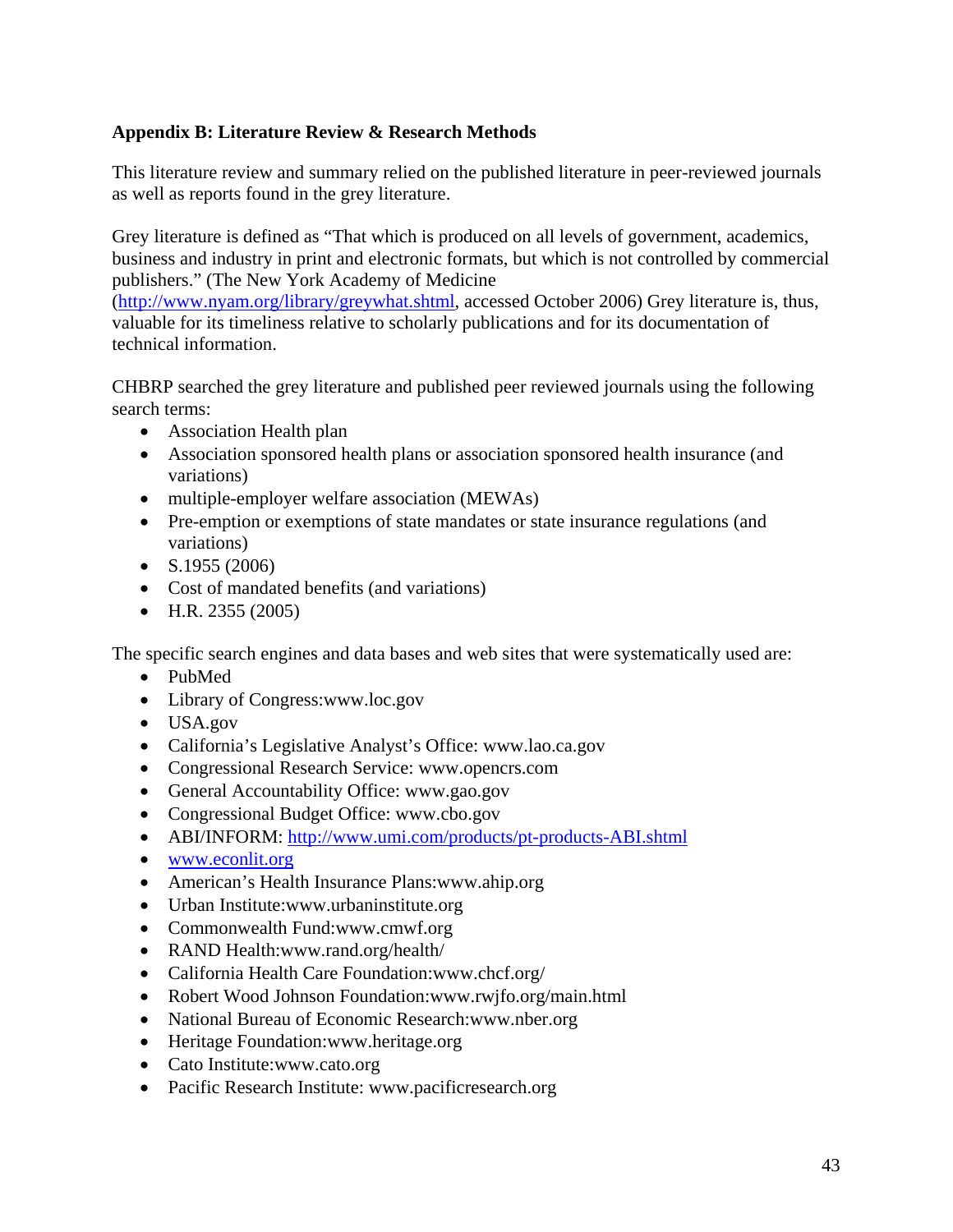**Appendix B: Literature Review & Research Methods**

This literature review and summary relied on the published literature in peer-reviewed journals as well as reports found in the grey literature.

Grey literature is defined as "That which is produced on all levels of government, academics, business and industry in print and electronic formats, but which is not controlled by commercial publishers." (The New York Academy of Medicine (http://www.nyam.org/library/greywhat.shtml, accessed October 2006) Grey literature is, thus, valuable for its timeliness relative to scholarly publications and for its documentation of technical information.

CHBRP searched the grey literature and published peer reviewed journals using the following search terms:

- Association Health plan
- Association sponsored health plans or association sponsored health insurance (and variations)
- multiple-employer welfare association (MEWAs)
- Pre-emption or exemptions of state mandates or state insurance regulations (and variations)
- S.1955 (2006)
- Cost of mandated benefits (and variations)
- H.R. 2355 (2005)

The specific search engines and data bases and web sites that were systematically used are:

- PubMed
- Library of Congress:www.loc.gov
- USA.gov
- California's Legislative Analyst's Office: www.lao.ca.gov
- Congressional Research Service: www.opencrs.com
- General Accountability Office: www.gao.gov
- Congressional Budget Office: www.cbo.gov
- ABI/INFORM: http://www.umi.com/products/pt-products-ABI.shtml
- www.econlit.org
- American's Health Insurance Plans:www.ahip.org
- Urban Institute:www.urbaninstitute.org
- Commonwealth Fund:www.cmwf.org
- RAND Health:www.rand.org/health/
- California Health Care Foundation:www.chcf.org/
- Robert Wood Johnson Foundation:www.rwjfo.org/main.html
- National Bureau of Economic Research:www.nber.org
- Heritage Foundation:www.heritage.org
- Cato Institute:www.cato.org
- Pacific Research Institute: www.pacificresearch.org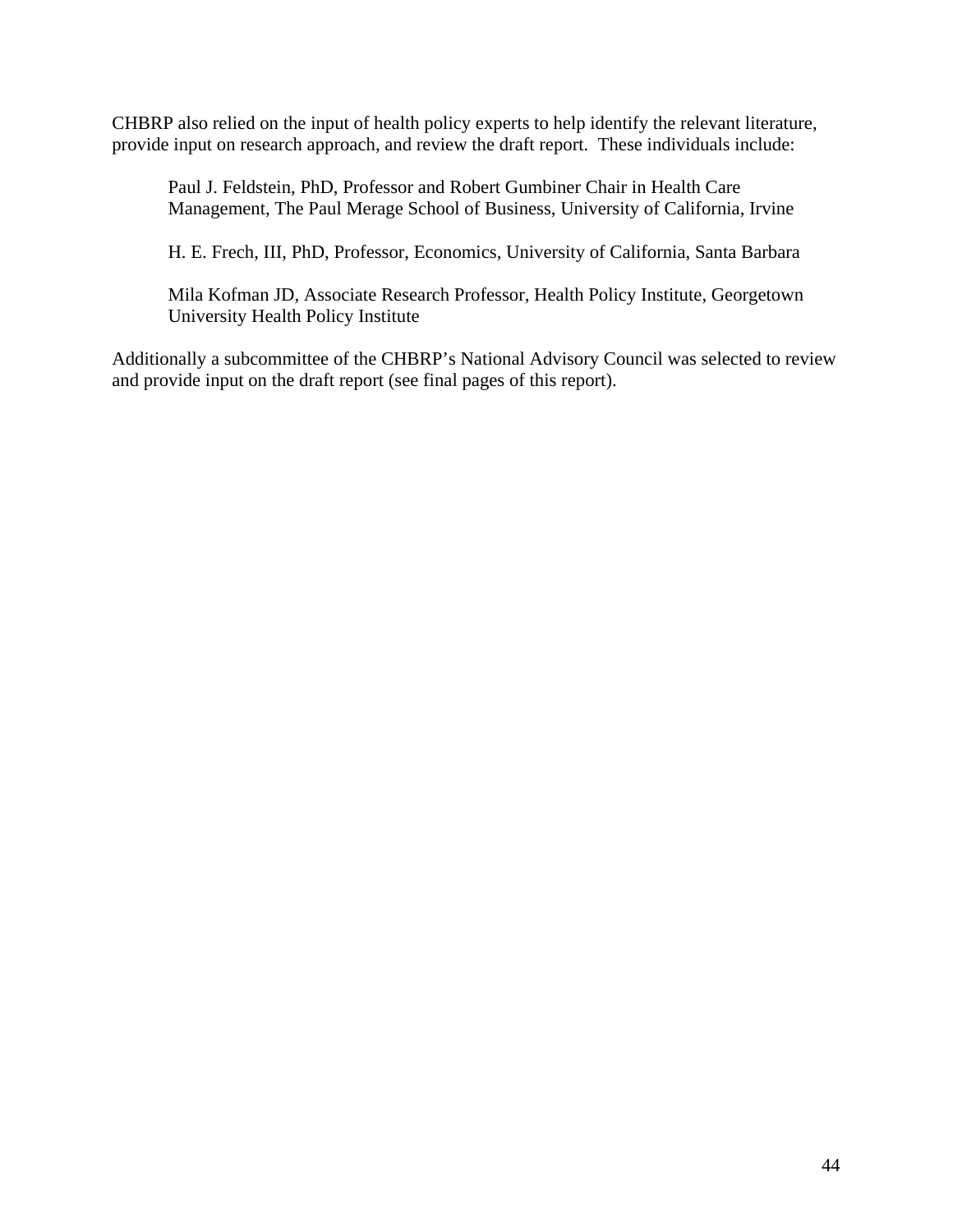CHBRP also relied on the input of health policy experts to help identify the relevant literature, provide input on research approach, and review the draft report. These individuals include:

> Paul J. Feldstein, PhD, Professor and Robert Gumbiner Chair in Health Care Management, The Paul Merage School of Business, University of California, Irvine
>
> H. E. Frech, III, PhD, Professor, Economics, University of California, Santa Barbara
>
> Mila Kofman JD, Associate Research Professor, Health Policy Institute, Georgetown University Health Policy Institute

Additionally a subcommittee of the CHBRP's National Advisory Council was selected to review and provide input on the draft report (see final pages of this report).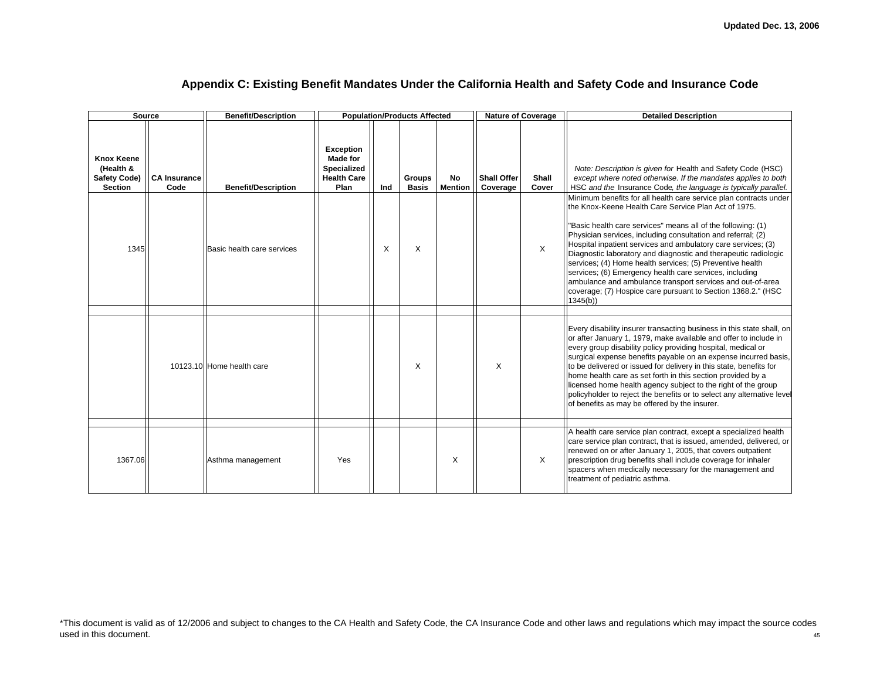Updated Dec. 13, 2006

# Appendix C: Existing Benefit Mandates Under the California Health and Safety Code and Insurance Code

| Source | | Benefit/Description | Population/Products Affected | | | | Nature of Coverage | | Detailed Description |
|---|---|---|---|---|---|---|---|---|---|
| Knox Keene (Health & Safety Code) Section | CA Insurance Code | Benefit/Description | Exception Made for Specialized Health Care Plan | Ind | Groups Basis | No Mention | Shall Offer Coverage | Shall Cover | *Note: Description is given for* Health and Safety Code (HSC) *except where noted otherwise. If the mandates applies to both* HSC *and the* Insurance Code*, the language is typically parallel.* |
| 1345 | | Basic health care services | | X | X | | | X | Minimum benefits for all health care service plan contracts under the Knox-Keene Health Care Service Plan Act of 1975.<br><br>"Basic health care services" means all of the following: (1) Physician services, including consultation and referral; (2) Hospital inpatient services and ambulatory care services; (3) Diagnostic laboratory and diagnostic and therapeutic radiologic services; (4) Home health services; (5) Preventive health services; (6) Emergency health care services, including ambulance and ambulance transport services and out-of-area coverage; (7) Hospice care pursuant to Section 1368.2." (HSC 1345(b)) |
| | | | | | | | | | |
| | 10123.10 | Home health care | | | X | | X | | Every disability insurer transacting business in this state shall, on or after January 1, 1979, make available and offer to include in every group disability policy providing hospital, medical or surgical expense benefits payable on an expense incurred basis, to be delivered or issued for delivery in this state, benefits for home health care as set forth in this section provided by a licensed home health agency subject to the right of the group policyholder to reject the benefits or to select any alternative level of benefits as may be offered by the insurer. |
| | | | | | | | | | |
| 1367.06 | | Asthma management | Yes | | | X | | X | A health care service plan contract, except a specialized health care service plan contract, that is issued, amended, delivered, or renewed on or after January 1, 2005, that covers outpatient prescription drug benefits shall include coverage for inhaler spacers when medically necessary for the management and treatment of pediatric asthma. |

*This document is valid as of 12/2006 and subject to changes to the CA Health and Safety Code, the CA Insurance Code and other laws and regulations which may impact the source codes used in this document.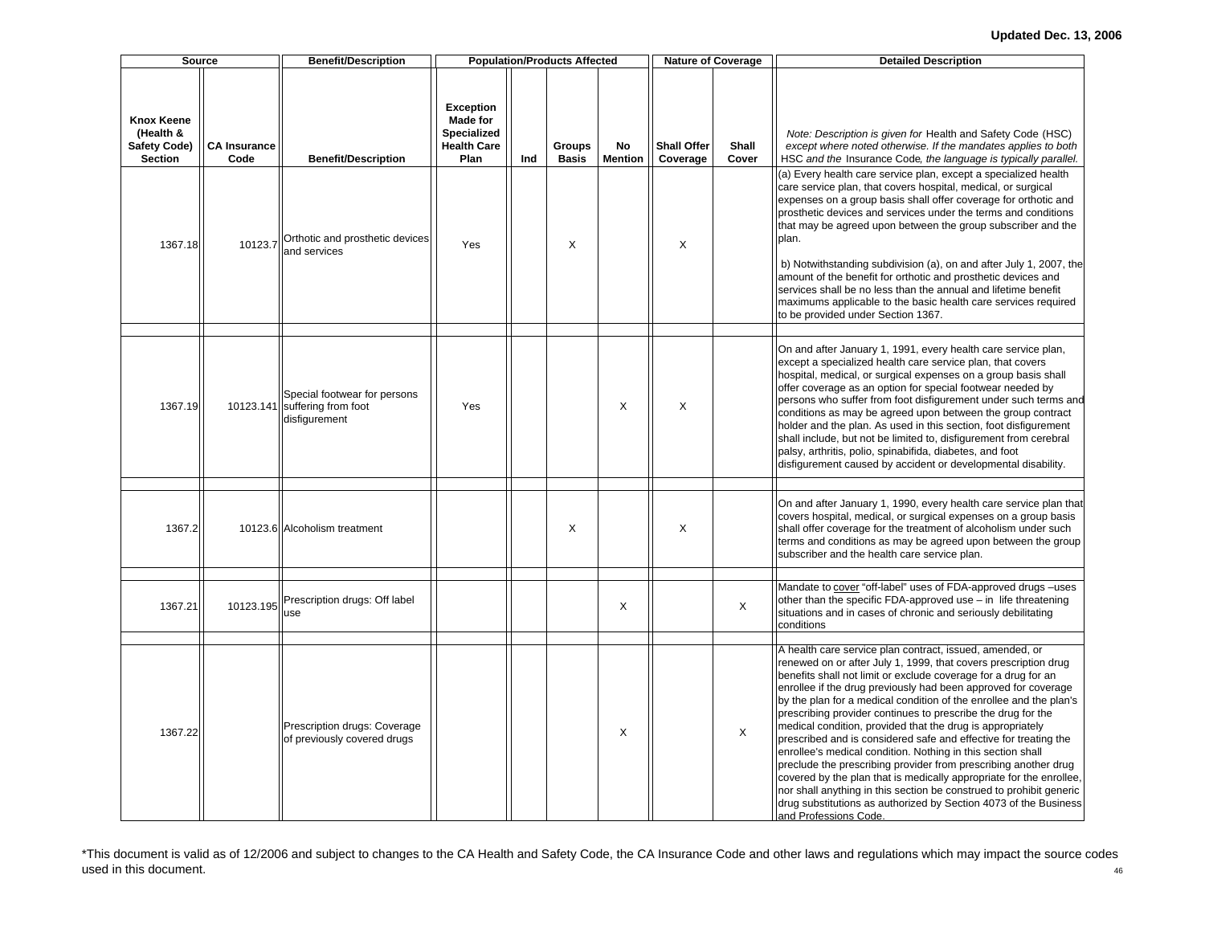Updated Dec. 13, 2006

| Source | | Benefit/Description | Population/Products Affected | | | | Nature of Coverage | | Detailed Description |
|---|---|---|---|---|---|---|---|---|---|
| **Knox Keene (Health & Safety Code) Section** | **CA Insurance Code** | **Benefit/Description** | **Exception Made for Specialized Health Care Plan** | **Ind** | **Groups Basis** | **No Mention** | **Shall Offer Coverage** | **Shall Cover** | *Note: Description is given for* Health and Safety Code (HSC) *except where noted otherwise. If the mandates applies to both* HSC *and the* Insurance Code*, the language is typically parallel.* |
| 1367.18 | 10123.7 | Orthotic and prosthetic devices and services | Yes | | X | | X | | (a) Every health care service plan, except a specialized health care service plan, that covers hospital, medical, or surgical expenses on a group basis shall offer coverage for orthotic and prosthetic devices and services under the terms and conditions that may be agreed upon between the group subscriber and the plan. b) Notwithstanding subdivision (a), on and after July 1, 2007, the amount of the benefit for orthotic and prosthetic devices and services shall be no less than the annual and lifetime benefit maximums applicable to the basic health care services required to be provided under Section 1367. |
| 1367.19 | 10123.141 | Special footwear for persons suffering from foot disfigurement | Yes | | | X | X | | On and after January 1, 1991, every health care service plan, except a specialized health care service plan, that covers hospital, medical, or surgical expenses on a group basis shall offer coverage as an option for special footwear needed by persons who suffer from foot disfigurement under such terms and conditions as may be agreed upon between the group contract holder and the plan. As used in this section, foot disfigurement shall include, but not be limited to, disfigurement from cerebral palsy, arthritis, polio, spinabifida, diabetes, and foot disfigurement caused by accident or developmental disability. |
| 1367.2 | 10123.6 | Alcoholism treatment | | | X | | X | | On and after January 1, 1990, every health care service plan that covers hospital, medical, or surgical expenses on a group basis shall offer coverage for the treatment of alcoholism under such terms and conditions as may be agreed upon between the group subscriber and the health care service plan. |
| 1367.21 | 10123.195 | Prescription drugs: Off label use | | | | X | | X | Mandate to cover "off-label" uses of FDA-approved drugs –uses other than the specific FDA-approved use – in life threatening situations and in cases of chronic and seriously debilitating conditions |
| 1367.22 | | Prescription drugs: Coverage of previously covered drugs | | | | X | | X | A health care service plan contract, issued, amended, or renewed on or after July 1, 1999, that covers prescription drug benefits shall not limit or exclude coverage for a drug for an enrollee if the drug previously had been approved for coverage by the plan for a medical condition of the enrollee and the plan's prescribing provider continues to prescribe the drug for the medical condition, provided that the drug is appropriately prescribed and is considered safe and effective for treating the enrollee's medical condition. Nothing in this section shall preclude the prescribing provider from prescribing another drug covered by the plan that is medically appropriate for the enrollee, nor shall anything in this section be construed to prohibit generic drug substitutions as authorized by Section 4073 of the Business and Professions Code. |

*This document is valid as of 12/2006 and subject to changes to the CA Health and Safety Code, the CA Insurance Code and other laws and regulations which may impact the source codes used in this document.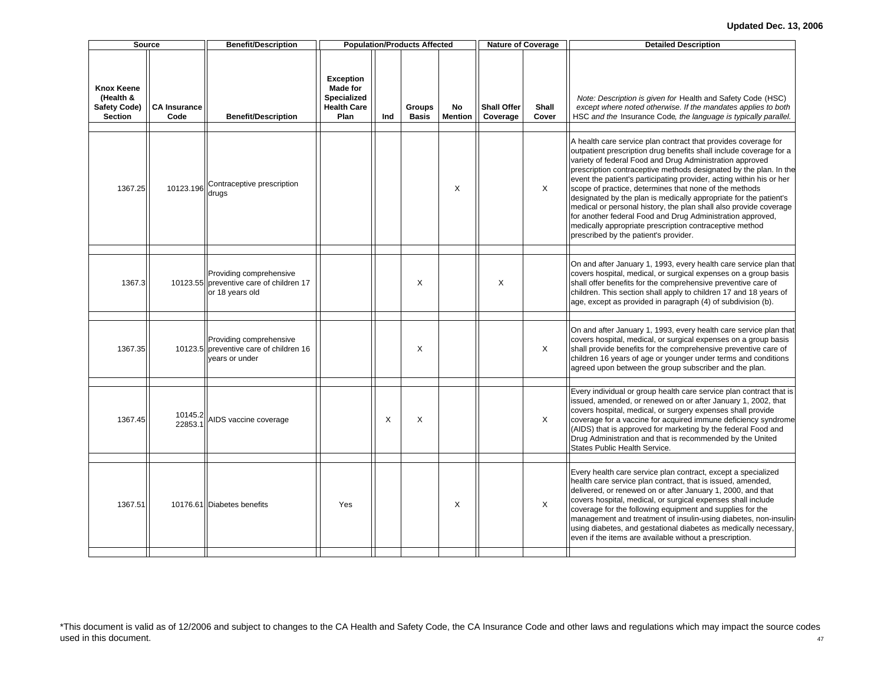Updated Dec. 13, 2006

| Source | | Benefit/Description | Population/Products Affected | | | | Nature of Coverage | | Detailed Description |
|---|---|---|---|---|---|---|---|---|---|
| Knox Keene (Health & Safety Code) Section | CA Insurance Code | Benefit/Description | Exception Made for Specialized Health Care Plan | Ind | Groups Basis | No Mention | Shall Offer Coverage | Shall Cover | *Note: Description is given for* Health and Safety Code (HSC) *except where noted otherwise. If the mandates applies to both* HSC *and the* Insurance Code*, the language is typically parallel.* |
| 1367.25 | 10123.196 | Contraceptive prescription drugs | | | | X | | X | A health care service plan contract that provides coverage for outpatient prescription drug benefits shall include coverage for a variety of federal Food and Drug Administration approved prescription contraceptive methods designated by the plan. In the event the patient's participating provider, acting within his or her scope of practice, determines that none of the methods designated by the plan is medically appropriate for the patient's medical or personal history, the plan shall also provide coverage for another federal Food and Drug Administration approved, medically appropriate prescription contraceptive method prescribed by the patient's provider. |
| 1367.3 | 10123.55 | Providing comprehensive preventive care of children 17 or 18 years old | | | X | | X | | On and after January 1, 1993, every health care service plan that covers hospital, medical, or surgical expenses on a group basis shall offer benefits for the comprehensive preventive care of children. This section shall apply to children 17 and 18 years of age, except as provided in paragraph (4) of subdivision (b). |
| 1367.35 | 10123.5 | Providing comprehensive preventive care of children 16 years or under | | | X | | | X | On and after January 1, 1993, every health care service plan that covers hospital, medical, or surgical expenses on a group basis shall provide benefits for the comprehensive preventive care of children 16 years of age or younger under terms and conditions agreed upon between the group subscriber and the plan. |
| 1367.45 | 10145.2 22853.1 | AIDS vaccine coverage | | X | X | | | X | Every individual or group health care service plan contract that is issued, amended, or renewed on or after January 1, 2002, that covers hospital, medical, or surgery expenses shall provide coverage for a vaccine for acquired immune deficiency syndrome (AIDS) that is approved for marketing by the federal Food and Drug Administration and that is recommended by the United States Public Health Service. |
| 1367.51 | 10176.61 | Diabetes benefits | Yes | | | X | | X | Every health care service plan contract, except a specialized health care service plan contract, that is issued, amended, delivered, or renewed on or after January 1, 2000, and that covers hospital, medical, or surgical expenses shall include coverage for the following equipment and supplies for the management and treatment of insulin-using diabetes, non-insulin-using diabetes, and gestational diabetes as medically necessary, even if the items are available without a prescription. |

*This document is valid as of 12/2006 and subject to changes to the CA Health and Safety Code, the CA Insurance Code and other laws and regulations which may impact the source codes used in this document.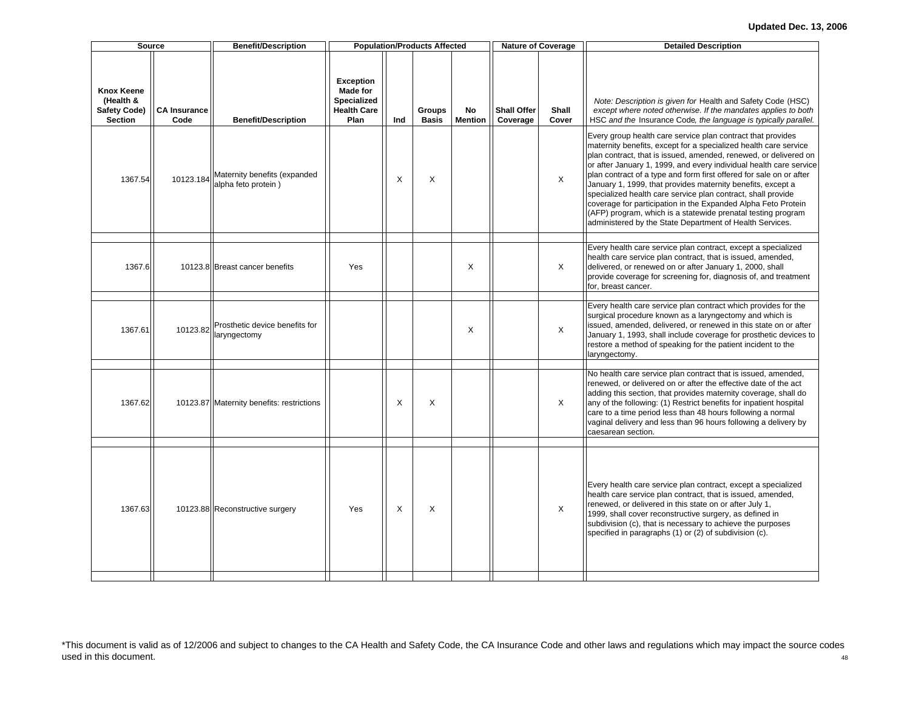Updated Dec. 13, 2006

| Source | | Benefit/Description | Population/Products Affected | | | | Nature of Coverage | | Detailed Description |
|---|---|---|---|---|---|---|---|---|---|
| **Knox Keene (Health & Safety Code) Section** | **CA Insurance Code** | **Benefit/Description** | **Exception Made for Specialized Health Care Plan** | **Ind** | **Groups Basis** | **No Mention** | **Shall Offer Coverage** | **Shall Cover** | *Note: Description is given for* Health and Safety Code (HSC) *except where noted otherwise. If the mandates applies to both* HSC *and the* Insurance Code*, the language is typically parallel.* |
| 1367.54 | 10123.184 | Maternity benefits (expanded alpha feto protein ) | | X | X | | | X | Every group health care service plan contract that provides maternity benefits, except for a specialized health care service plan contract, that is issued, amended, renewed, or delivered on or after January 1, 1999, and every individual health care service plan contract of a type and form first offered for sale on or after January 1, 1999, that provides maternity benefits, except a specialized health care service plan contract, shall provide coverage for participation in the Expanded Alpha Feto Protein (AFP) program, which is a statewide prenatal testing program administered by the State Department of Health Services. |
| 1367.6 | 10123.8 | Breast cancer benefits | Yes | | | X | | X | Every health care service plan contract, except a specialized health care service plan contract, that is issued, amended, delivered, or renewed on or after January 1, 2000, shall provide coverage for screening for, diagnosis of, and treatment for, breast cancer. |
| 1367.61 | 10123.82 | Prosthetic device benefits for laryngectomy | | | | X | | X | Every health care service plan contract which provides for the surgical procedure known as a laryngectomy and which is issued, amended, delivered, or renewed in this state on or after January 1, 1993, shall include coverage for prosthetic devices to restore a method of speaking for the patient incident to the laryngectomy. |
| 1367.62 | 10123.87 | Maternity benefits: restrictions | | X | X | | | X | No health care service plan contract that is issued, amended, renewed, or delivered on or after the effective date of the act adding this section, that provides maternity coverage, shall do any of the following: (1) Restrict benefits for inpatient hospital care to a time period less than 48 hours following a normal vaginal delivery and less than 96 hours following a delivery by caesarean section. |
| 1367.63 | 10123.88 | Reconstructive surgery | Yes | X | X | | | X | Every health care service plan contract, except a specialized health care service plan contract, that is issued, amended, renewed, or delivered in this state on or after July 1, 1999, shall cover reconstructive surgery, as defined in subdivision (c), that is necessary to achieve the purposes specified in paragraphs (1) or (2) of subdivision (c). |

*This document is valid as of 12/2006 and subject to changes to the CA Health and Safety Code, the CA Insurance Code and other laws and regulations which may impact the source codes used in this document.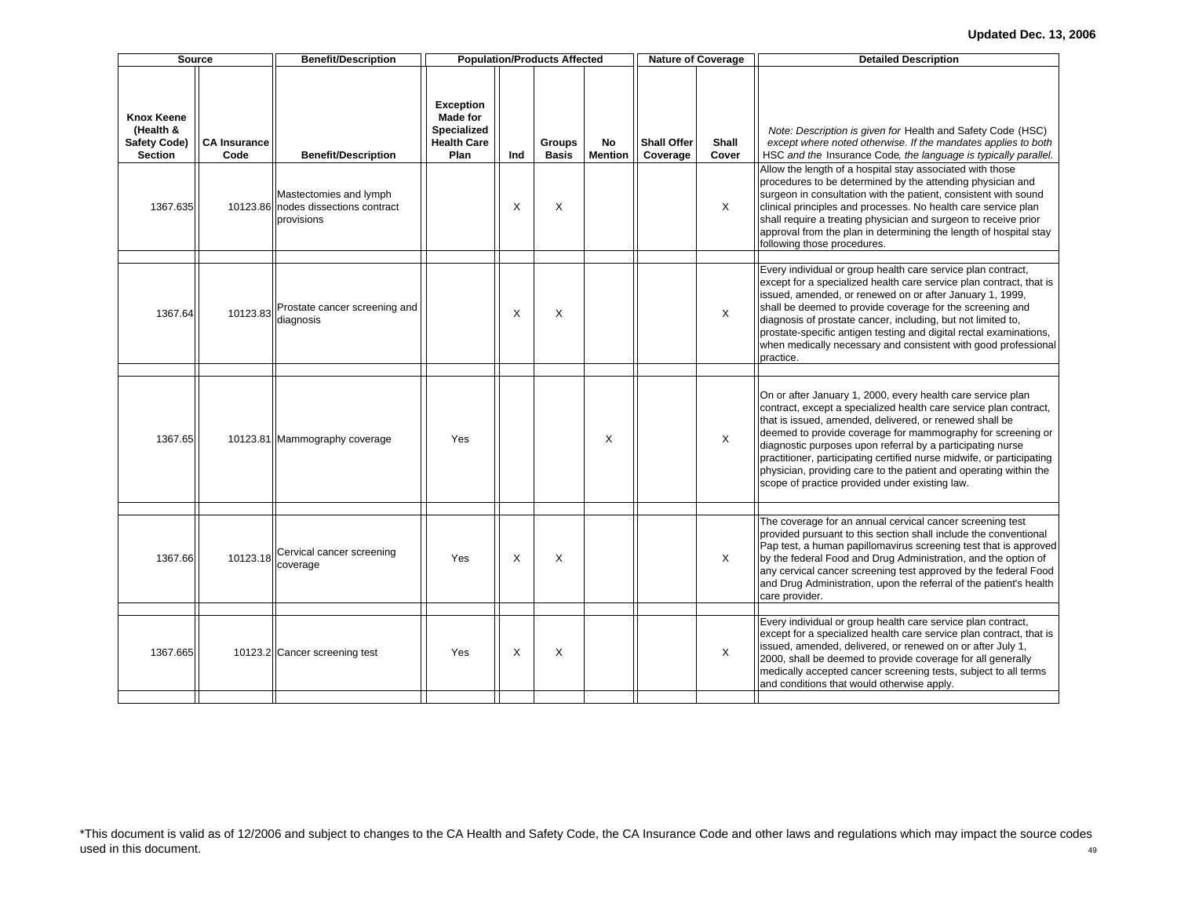Updated Dec. 13, 2006

| Source | | Benefit/Description | Population/Products Affected | | | | Nature of Coverage | | Detailed Description |
|---|---|---|---|---|---|---|---|---|---|
| **Knox Keene (Health & Safety Code) Section** | **CA Insurance Code** | **Benefit/Description** | **Exception Made for Specialized Health Care Plan** | **Ind** | **Groups Basis** | **No Mention** | **Shall Offer Coverage** | **Shall Cover** | *Note: Description is given for* Health and Safety Code (HSC) *except where noted otherwise. If the mandates applies to both* HSC *and the* Insurance Code*, the language is typically parallel.* |
| 1367.635 | 10123.86 | Mastectomies and lymph nodes dissections contract provisions | | X | X | | | X | Allow the length of a hospital stay associated with those procedures to be determined by the attending physician and surgeon in consultation with the patient, consistent with sound clinical principles and processes. No health care service plan shall require a treating physician and surgeon to receive prior approval from the plan in determining the length of hospital stay following those procedures. |
| 1367.64 | 10123.83 | Prostate cancer screening and diagnosis | | X | X | | | X | Every individual or group health care service plan contract, except for a specialized health care service plan contract, that is issued, amended, or renewed on or after January 1, 1999, shall be deemed to provide coverage for the screening and diagnosis of prostate cancer, including, but not limited to, prostate-specific antigen testing and digital rectal examinations, when medically necessary and consistent with good professional practice. |
| 1367.65 | 10123.81 | Mammography coverage | Yes | | | X | | X | On or after January 1, 2000, every health care service plan contract, except a specialized health care service plan contract, that is issued, amended, delivered, or renewed shall be deemed to provide coverage for mammography for screening or diagnostic purposes upon referral by a participating nurse practitioner, participating certified nurse midwife, or participating physician, providing care to the patient and operating within the scope of practice provided under existing law. |
| 1367.66 | 10123.18 | Cervical cancer screening coverage | Yes | X | X | | | X | The coverage for an annual cervical cancer screening test provided pursuant to this section shall include the conventional Pap test, a human papillomavirus screening test that is approved by the federal Food and Drug Administration, and the option of any cervical cancer screening test approved by the federal Food and Drug Administration, upon the referral of the patient's health care provider. |
| 1367.665 | 10123.2 | Cancer screening test | Yes | X | X | | | X | Every individual or group health care service plan contract, except for a specialized health care service plan contract, that is issued, amended, delivered, or renewed on or after July 1, 2000, shall be deemed to provide coverage for all generally medically accepted cancer screening tests, subject to all terms and conditions that would otherwise apply. |

*This document is valid as of 12/2006 and subject to changes to the CA Health and Safety Code, the CA Insurance Code and other laws and regulations which may impact the source codes used in this document.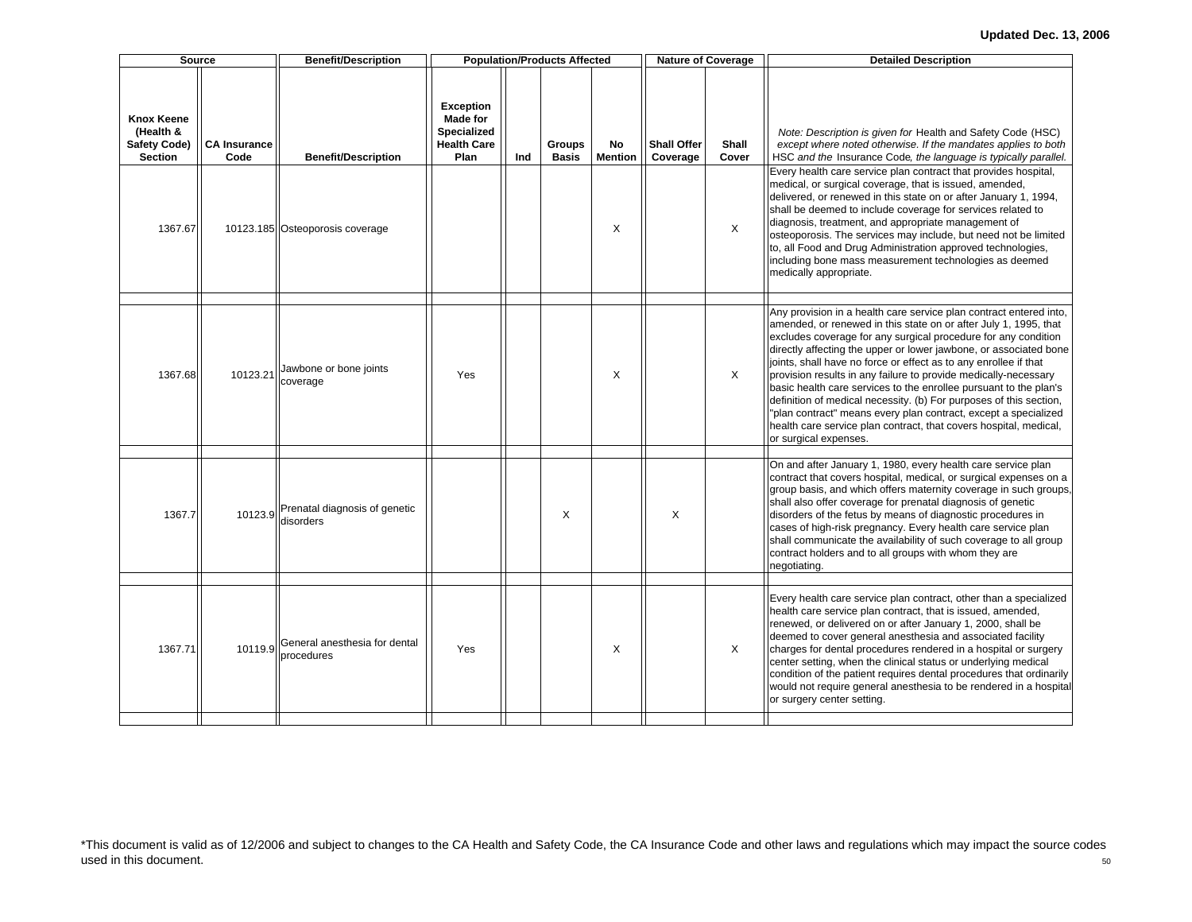Updated Dec. 13, 2006

| Source | | Benefit/Description | Population/Products Affected | | | | Nature of Coverage | | Detailed Description |
|---|---|---|---|---|---|---|---|---|---|
| Knox Keene (Health & Safety Code) Section | CA Insurance Code | Benefit/Description | Exception Made for Specialized Health Care Plan | Ind | Groups Basis | No Mention | Shall Offer Coverage | Shall Cover | *Note: Description is given for* Health and Safety Code (HSC) *except where noted otherwise. If the mandates applies to both* HSC *and the* Insurance Code*, the language is typically parallel.* |
| 1367.67 | 10123.185 | Osteoporosis coverage | | | | X | | X | Every health care service plan contract that provides hospital, medical, or surgical coverage, that is issued, amended, delivered, or renewed in this state on or after January 1, 1994, shall be deemed to include coverage for services related to diagnosis, treatment, and appropriate management of osteoporosis. The services may include, but need not be limited to, all Food and Drug Administration approved technologies, including bone mass measurement technologies as deemed medically appropriate. |
| 1367.68 | 10123.21 | Jawbone or bone joints coverage | Yes | | | X | | X | Any provision in a health care service plan contract entered into, amended, or renewed in this state on or after July 1, 1995, that excludes coverage for any surgical procedure for any condition directly affecting the upper or lower jawbone, or associated bone joints, shall have no force or effect as to any enrollee if that provision results in any failure to provide medically-necessary basic health care services to the enrollee pursuant to the plan's definition of medical necessity. (b) For purposes of this section, "plan contract" means every plan contract, except a specialized health care service plan contract, that covers hospital, medical, or surgical expenses. |
| 1367.7 | 10123.9 | Prenatal diagnosis of genetic disorders | | | X | | X | | On and after January 1, 1980, every health care service plan contract that covers hospital, medical, or surgical expenses on a group basis, and which offers maternity coverage in such groups, shall also offer coverage for prenatal diagnosis of genetic disorders of the fetus by means of diagnostic procedures in cases of high-risk pregnancy. Every health care service plan shall communicate the availability of such coverage to all group contract holders and to all groups with whom they are negotiating. |
| 1367.71 | 10119.9 | General anesthesia for dental procedures | Yes | | | X | | X | Every health care service plan contract, other than a specialized health care service plan contract, that is issued, amended, renewed, or delivered on or after January 1, 2000, shall be deemed to cover general anesthesia and associated facility charges for dental procedures rendered in a hospital or surgery center setting, when the clinical status or underlying medical condition of the patient requires dental procedures that ordinarily would not require general anesthesia to be rendered in a hospital or surgery center setting. |

*This document is valid as of 12/2006 and subject to changes to the CA Health and Safety Code, the CA Insurance Code and other laws and regulations which may impact the source codes used in this document.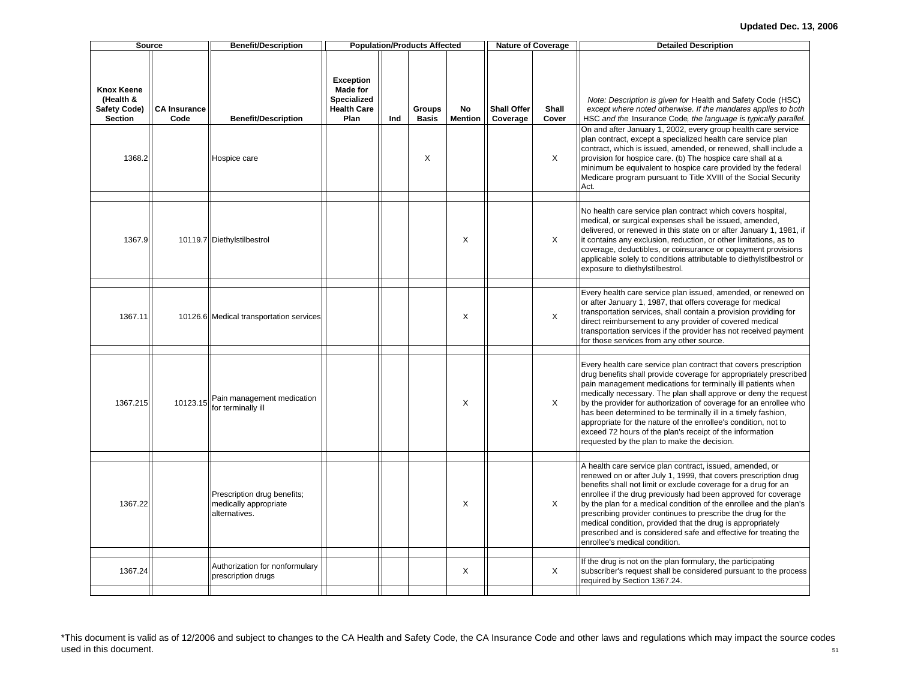**Updated Dec. 13, 2006**

| Source | | Benefit/Description | Population/Products Affected | | | | Nature of Coverage | | Detailed Description |
|---|---|---|---|---|---|---|---|---|---|
| **Knox Keene (Health & Safety Code) Section** | **CA Insurance Code** | **Benefit/Description** | **Exception Made for Specialized Health Care Plan** | **Ind** | **Groups Basis** | **No Mention** | **Shall Offer Coverage** | **Shall Cover** | *Note: Description is given for* Health and Safety Code (HSC) *except where noted otherwise. If the mandates applies to both* HSC *and the* Insurance Code*, the language is typically parallel.* |
| 1368.2 | | Hospice care | | | X | | | X | On and after January 1, 2002, every group health care service plan contract, except a specialized health care service plan contract, which is issued, amended, or renewed, shall include a provision for hospice care. (b) The hospice care shall at a minimum be equivalent to hospice care provided by the federal Medicare program pursuant to Title XVIII of the Social Security Act. |
| 1367.9 | 10119.7 | Diethylstilbestrol | | | | X | | X | No health care service plan contract which covers hospital, medical, or surgical expenses shall be issued, amended, delivered, or renewed in this state on or after January 1, 1981, if it contains any exclusion, reduction, or other limitations, as to coverage, deductibles, or coinsurance or copayment provisions applicable solely to conditions attributable to diethylstilbestrol or exposure to diethylstilbestrol. |
| 1367.11 | 10126.6 | Medical transportation services | | | | X | | X | Every health care service plan issued, amended, or renewed on or after January 1, 1987, that offers coverage for medical transportation services, shall contain a provision providing for direct reimbursement to any provider of covered medical transportation services if the provider has not received payment for those services from any other source. |
| 1367.215 | 10123.15 | Pain management medication for terminally ill | | | | X | | X | Every health care service plan contract that covers prescription drug benefits shall provide coverage for appropriately prescribed pain management medications for terminally ill patients when medically necessary. The plan shall approve or deny the request by the provider for authorization of coverage for an enrollee who has been determined to be terminally ill in a timely fashion, appropriate for the nature of the enrollee's condition, not to exceed 72 hours of the plan's receipt of the information requested by the plan to make the decision. |
| 1367.22 | | Prescription drug benefits; medically appropriate alternatives. | | | | X | | X | A health care service plan contract, issued, amended, or renewed on or after July 1, 1999, that covers prescription drug benefits shall not limit or exclude coverage for a drug for an enrollee if the drug previously had been approved for coverage by the plan for a medical condition of the enrollee and the plan's prescribing provider continues to prescribe the drug for the medical condition, provided that the drug is appropriately prescribed and is considered safe and effective for treating the enrollee's medical condition. |
| 1367.24 | | Authorization for nonformulary prescription drugs | | | | X | | X | If the drug is not on the plan formulary, the participating subscriber's request shall be considered pursuant to the process required by Section 1367.24. |

*This document is valid as of 12/2006 and subject to changes to the CA Health and Safety Code, the CA Insurance Code and other laws and regulations which may impact the source codes used in this document.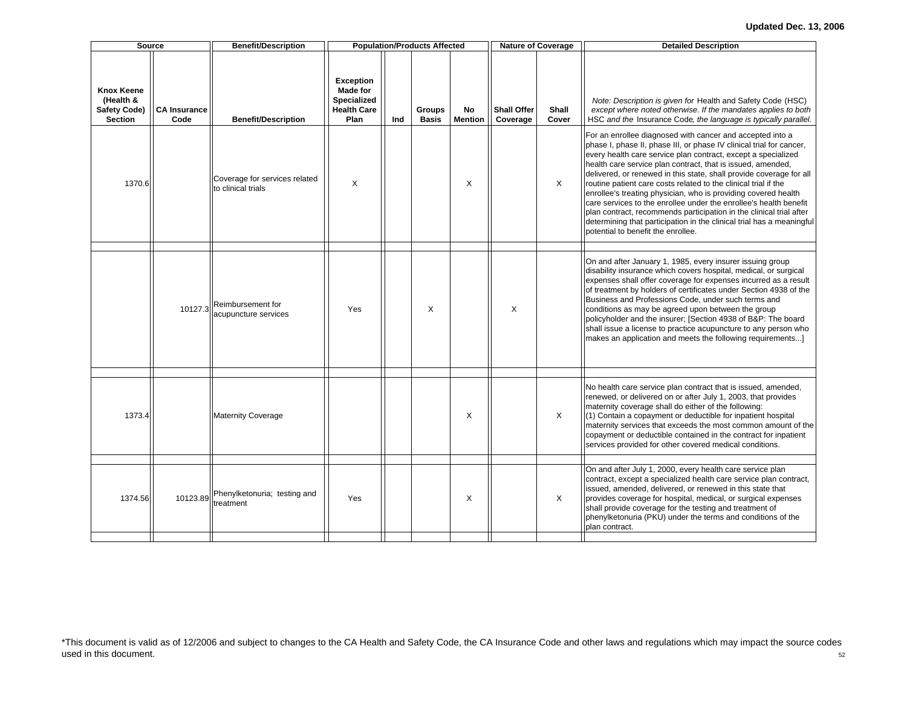**Updated Dec. 13, 2006**

| Source | | Benefit/Description | Population/Products Affected | | | | Nature of Coverage | | Detailed Description |
|---|---|---|---|---|---|---|---|---|---|
| **Knox Keene (Health & Safety Code) Section** | **CA Insurance Code** | **Benefit/Description** | **Exception Made for Specialized Health Care Plan** | **Ind** | **Groups Basis** | **No Mention** | **Shall Offer Coverage** | **Shall Cover** | *Note: Description is given for* Health and Safety Code (HSC) *except where noted otherwise. If the mandates applies to both* HSC *and the* Insurance Code*, the language is typically parallel.* |
| 1370.6 | | Coverage for services related to clinical trials | X | | | X | | X | For an enrollee diagnosed with cancer and accepted into a phase I, phase II, phase III, or phase IV clinical trial for cancer, every health care service plan contract, except a specialized health care service plan contract, that is issued, amended, delivered, or renewed in this state, shall provide coverage for all routine patient care costs related to the clinical trial if the enrollee's treating physician, who is providing covered health care services to the enrollee under the enrollee's health benefit plan contract, recommends participation in the clinical trial after determining that participation in the clinical trial has a meaningful potential to benefit the enrollee. |
| | 10127.3 | Reimbursement for acupuncture services | Yes | | X | | X | | On and after January 1, 1985, every insurer issuing group disability insurance which covers hospital, medical, or surgical expenses shall offer coverage for expenses incurred as a result of treatment by holders of certificates under Section 4938 of the Business and Professions Code, under such terms and conditions as may be agreed upon between the group policyholder and the insurer; [Section 4938 of B&P: The board shall issue a license to practice acupuncture to any person who makes an application and meets the following requirements...] |
| 1373.4 | | Maternity Coverage | | | | X | | X | No health care service plan contract that is issued, amended, renewed, or delivered on or after July 1, 2003, that provides maternity coverage shall do either of the following: (1) Contain a copayment or deductible for inpatient hospital maternity services that exceeds the most common amount of the copayment or deductible contained in the contract for inpatient services provided for other covered medical conditions. |
| 1374.56 | 10123.89 | Phenylketonuria; testing and treatment | Yes | | | X | | X | On and after July 1, 2000, every health care service plan contract, except a specialized health care service plan contract, issued, amended, delivered, or renewed in this state that provides coverage for hospital, medical, or surgical expenses shall provide coverage for the testing and treatment of phenylketonuria (PKU) under the terms and conditions of the plan contract. |

*This document is valid as of 12/2006 and subject to changes to the CA Health and Safety Code, the CA Insurance Code and other laws and regulations which may impact the source codes used in this document.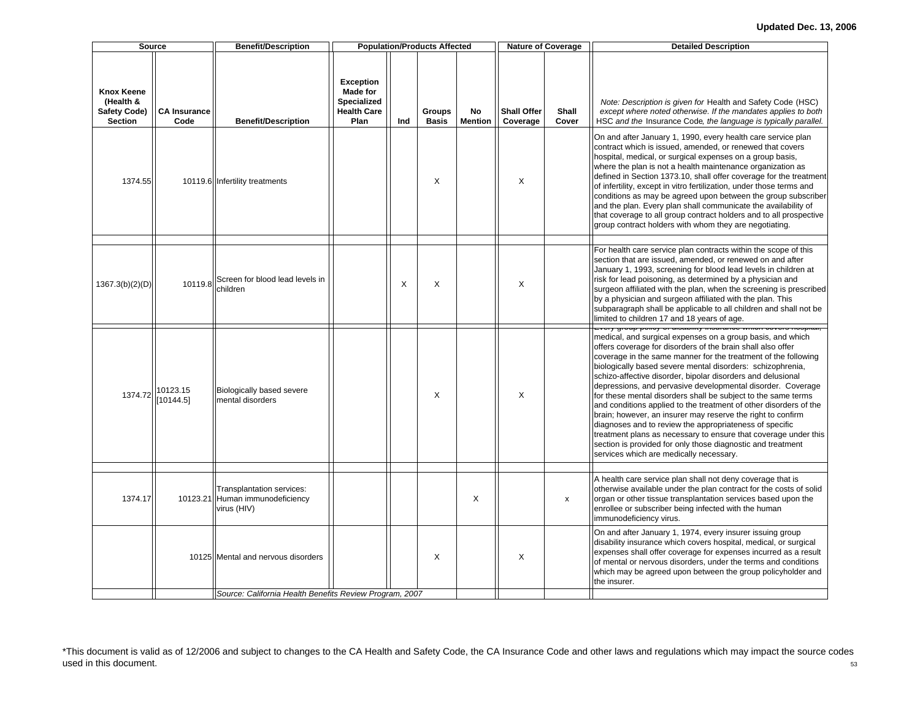Updated Dec. 13, 2006

| Source | | Benefit/Description | Population/Products Affected | | | | Nature of Coverage | | Detailed Description |
|---|---|---|---|---|---|---|---|---|---|
| **Knox Keene (Health & Safety Code) Section** | **CA Insurance Code** | **Benefit/Description** | **Exception Made for Specialized Health Care Plan** | **Ind** | **Groups Basis** | **No Mention** | **Shall Offer Coverage** | **Shall Cover** | *Note: Description is given for* Health and Safety Code (HSC) *except where noted otherwise. If the mandates applies to both* HSC *and the* Insurance Code*, the language is typically parallel.* |
| 1374.55 | 10119.6 | Infertility treatments | | | X | | X | | On and after January 1, 1990, every health care service plan contract which is issued, amended, or renewed that covers hospital, medical, or surgical expenses on a group basis, where the plan is not a health maintenance organization as defined in Section 1373.10, shall offer coverage for the treatment of infertility, except in vitro fertilization, under those terms and conditions as may be agreed upon between the group subscriber and the plan. Every plan shall communicate the availability of that coverage to all group contract holders and to all prospective group contract holders with whom they are negotiating. |
| 1367.3(b)(2)(D) | 10119.8 | Screen for blood lead levels in children | | X | X | | X | | For health care service plan contracts within the scope of this section that are issued, amended, or renewed on and after January 1, 1993, screening for blood lead levels in children at risk for lead poisoning, as determined by a physician and surgeon affiliated with the plan, when the screening is prescribed by a physician and surgeon affiliated with the plan. This subparagraph shall be applicable to all children and shall not be limited to children 17 and 18 years of age. |
| 1374.72 | 10123.15 [10144.5] | Biologically based severe mental disorders | | | X | | X | | Every group policy of disability insurance which covers hospital, medical, and surgical expenses on a group basis, and which offers coverage for disorders of the brain shall also offer coverage in the same manner for the treatment of the following biologically based severe mental disorders: schizophrenia, schizo-affective disorder, bipolar disorders and delusional depressions, and pervasive developmental disorder. Coverage for these mental disorders shall be subject to the same terms and conditions applied to the treatment of other disorders of the brain; however, an insurer may reserve the right to confirm diagnoses and to review the appropriateness of specific treatment plans as necessary to ensure that coverage under this section is provided for only those diagnostic and treatment services which are medically necessary. |
| 1374.17 | 10123.21 | Transplantation services: Human immunodeficiency virus (HIV) | | | | X | | x | A health care service plan shall not deny coverage that is otherwise available under the plan contract for the costs of solid organ or other tissue transplantation services based upon the enrollee or subscriber being infected with the human immunodeficiency virus. |
| | 10125 | Mental and nervous disorders | | | X | | X | | On and after January 1, 1974, every insurer issuing group disability insurance which covers hospital, medical, or surgical expenses shall offer coverage for expenses incurred as a result of mental or nervous disorders, under the terms and conditions which may be agreed upon between the group policyholder and the insurer. |

*Source: California Health Benefits Review Program, 2007*

*This document is valid as of 12/2006 and subject to changes to the CA Health and Safety Code, the CA Insurance Code and other laws and regulations which may impact the source codes used in this document.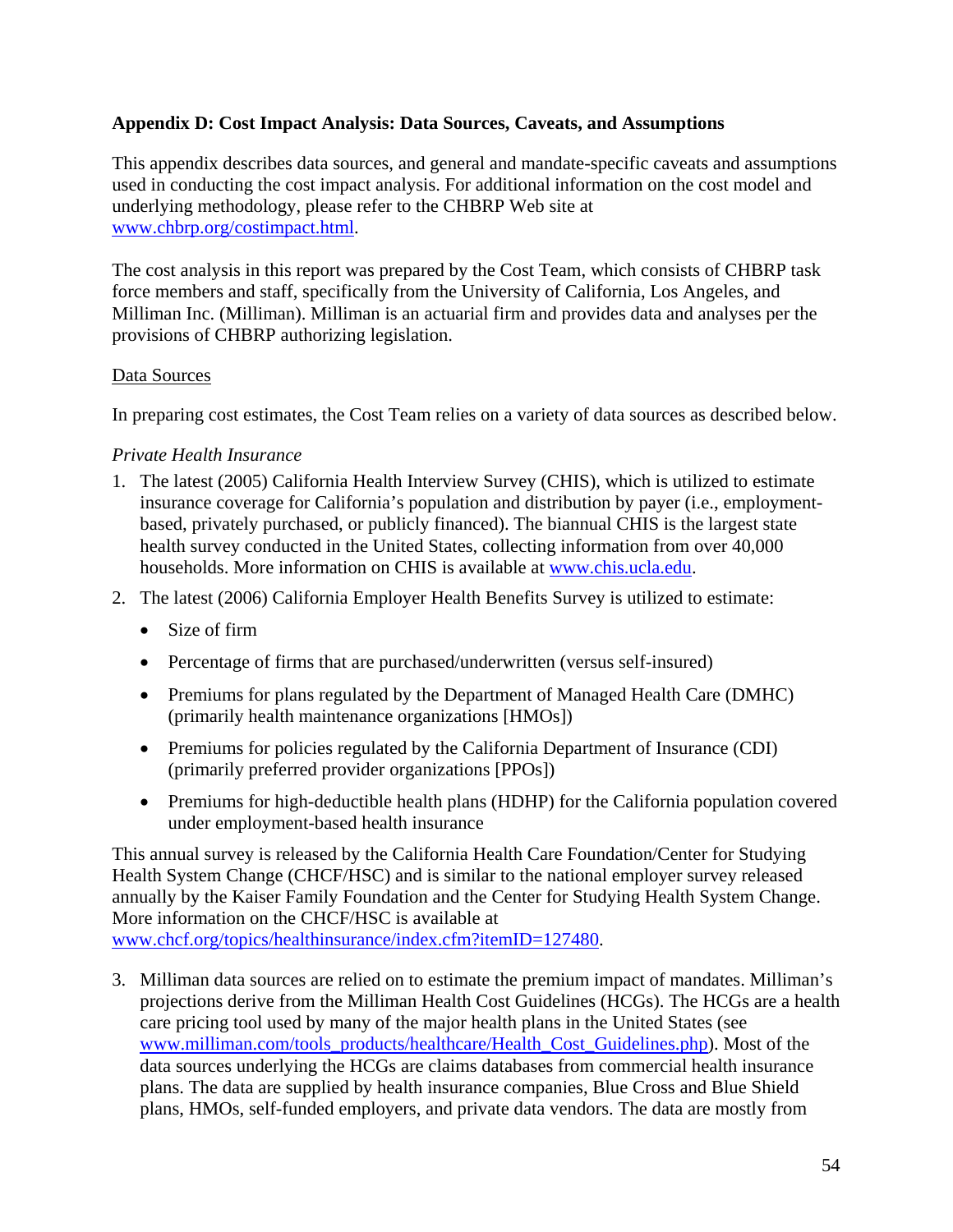## Appendix D: Cost Impact Analysis: Data Sources, Caveats, and Assumptions

This appendix describes data sources, and general and mandate-specific caveats and assumptions used in conducting the cost impact analysis. For additional information on the cost model and underlying methodology, please refer to the CHBRP Web site at www.chbrp.org/costimpact.html.

The cost analysis in this report was prepared by the Cost Team, which consists of CHBRP task force members and staff, specifically from the University of California, Los Angeles, and Milliman Inc. (Milliman). Milliman is an actuarial firm and provides data and analyses per the provisions of CHBRP authorizing legislation.

### Data Sources

In preparing cost estimates, the Cost Team relies on a variety of data sources as described below.

*Private Health Insurance*

1. The latest (2005) California Health Interview Survey (CHIS), which is utilized to estimate insurance coverage for California's population and distribution by payer (i.e., employment-based, privately purchased, or publicly financed). The biannual CHIS is the largest state health survey conducted in the United States, collecting information from over 40,000 households. More information on CHIS is available at www.chis.ucla.edu.
2. The latest (2006) California Employer Health Benefits Survey is utilized to estimate:
   - Size of firm
   - Percentage of firms that are purchased/underwritten (versus self-insured)
   - Premiums for plans regulated by the Department of Managed Health Care (DMHC) (primarily health maintenance organizations [HMOs])
   - Premiums for policies regulated by the California Department of Insurance (CDI) (primarily preferred provider organizations [PPOs])
   - Premiums for high-deductible health plans (HDHP) for the California population covered under employment-based health insurance

This annual survey is released by the California Health Care Foundation/Center for Studying Health System Change (CHCF/HSC) and is similar to the national employer survey released annually by the Kaiser Family Foundation and the Center for Studying Health System Change. More information on the CHCF/HSC is available at www.chcf.org/topics/healthinsurance/index.cfm?itemID=127480.

3. Milliman data sources are relied on to estimate the premium impact of mandates. Milliman's projections derive from the Milliman Health Cost Guidelines (HCGs). The HCGs are a health care pricing tool used by many of the major health plans in the United States (see www.milliman.com/tools_products/healthcare/Health_Cost_Guidelines.php). Most of the data sources underlying the HCGs are claims databases from commercial health insurance plans. The data are supplied by health insurance companies, Blue Cross and Blue Shield plans, HMOs, self-funded employers, and private data vendors. The data are mostly from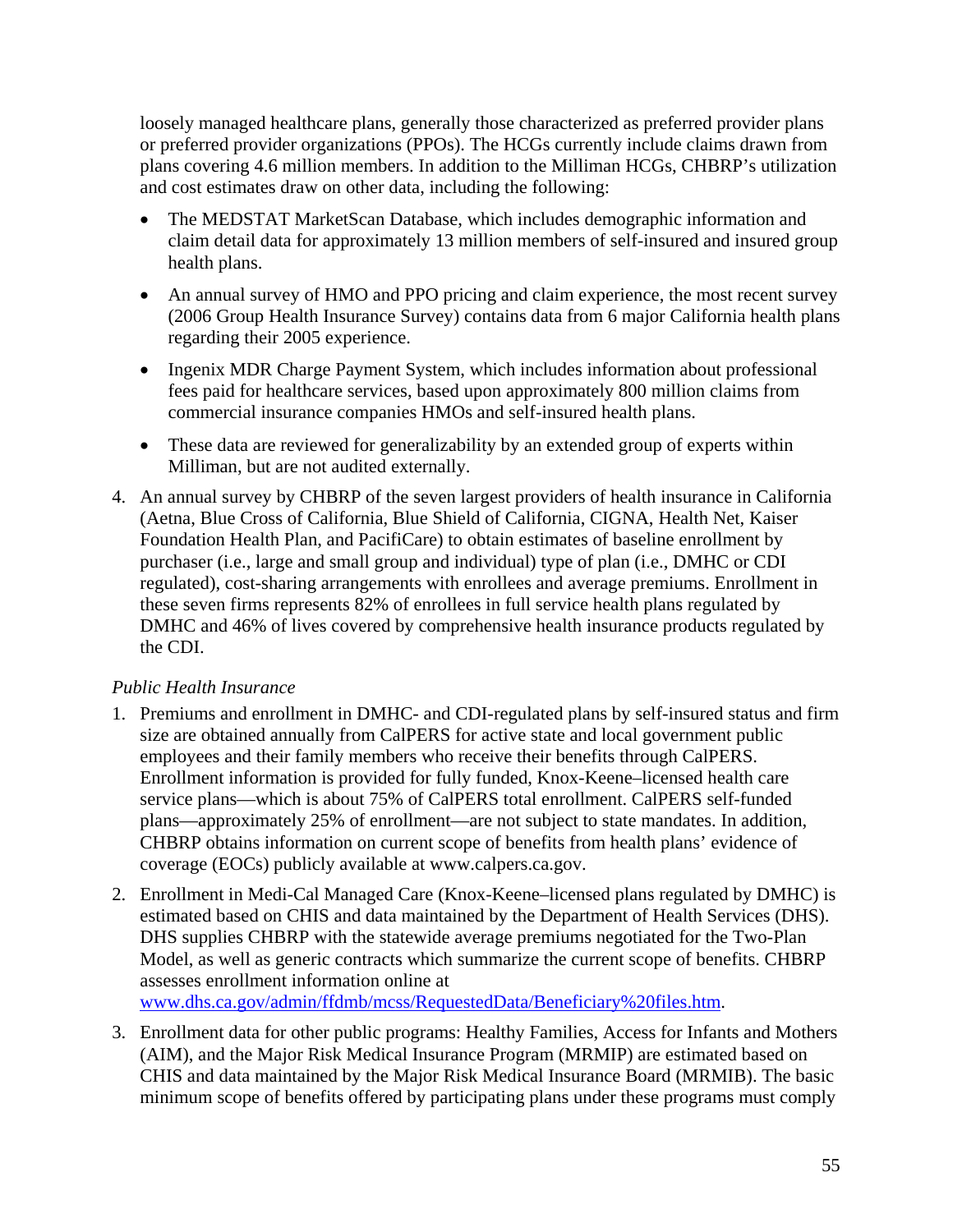loosely managed healthcare plans, generally those characterized as preferred provider plans or preferred provider organizations (PPOs). The HCGs currently include claims drawn from plans covering 4.6 million members. In addition to the Milliman HCGs, CHBRP's utilization and cost estimates draw on other data, including the following:

- The MEDSTAT MarketScan Database, which includes demographic information and claim detail data for approximately 13 million members of self-insured and insured group health plans.
- An annual survey of HMO and PPO pricing and claim experience, the most recent survey (2006 Group Health Insurance Survey) contains data from 6 major California health plans regarding their 2005 experience.
- Ingenix MDR Charge Payment System, which includes information about professional fees paid for healthcare services, based upon approximately 800 million claims from commercial insurance companies HMOs and self-insured health plans.
- These data are reviewed for generalizability by an extended group of experts within Milliman, but are not audited externally.

4. An annual survey by CHBRP of the seven largest providers of health insurance in California (Aetna, Blue Cross of California, Blue Shield of California, CIGNA, Health Net, Kaiser Foundation Health Plan, and PacifiCare) to obtain estimates of baseline enrollment by purchaser (i.e., large and small group and individual) type of plan (i.e., DMHC or CDI regulated), cost-sharing arrangements with enrollees and average premiums. Enrollment in these seven firms represents 82% of enrollees in full service health plans regulated by DMHC and 46% of lives covered by comprehensive health insurance products regulated by the CDI.

*Public Health Insurance*

1. Premiums and enrollment in DMHC- and CDI-regulated plans by self-insured status and firm size are obtained annually from CalPERS for active state and local government public employees and their family members who receive their benefits through CalPERS. Enrollment information is provided for fully funded, Knox-Keene–licensed health care service plans—which is about 75% of CalPERS total enrollment. CalPERS self-funded plans—approximately 25% of enrollment—are not subject to state mandates. In addition, CHBRP obtains information on current scope of benefits from health plans' evidence of coverage (EOCs) publicly available at www.calpers.ca.gov.
2. Enrollment in Medi-Cal Managed Care (Knox-Keene–licensed plans regulated by DMHC) is estimated based on CHIS and data maintained by the Department of Health Services (DHS). DHS supplies CHBRP with the statewide average premiums negotiated for the Two-Plan Model, as well as generic contracts which summarize the current scope of benefits. CHBRP assesses enrollment information online at www.dhs.ca.gov/admin/ffdmb/mcss/RequestedData/Beneficiary%20files.htm.
3. Enrollment data for other public programs: Healthy Families, Access for Infants and Mothers (AIM), and the Major Risk Medical Insurance Program (MRMIP) are estimated based on CHIS and data maintained by the Major Risk Medical Insurance Board (MRMIB). The basic minimum scope of benefits offered by participating plans under these programs must comply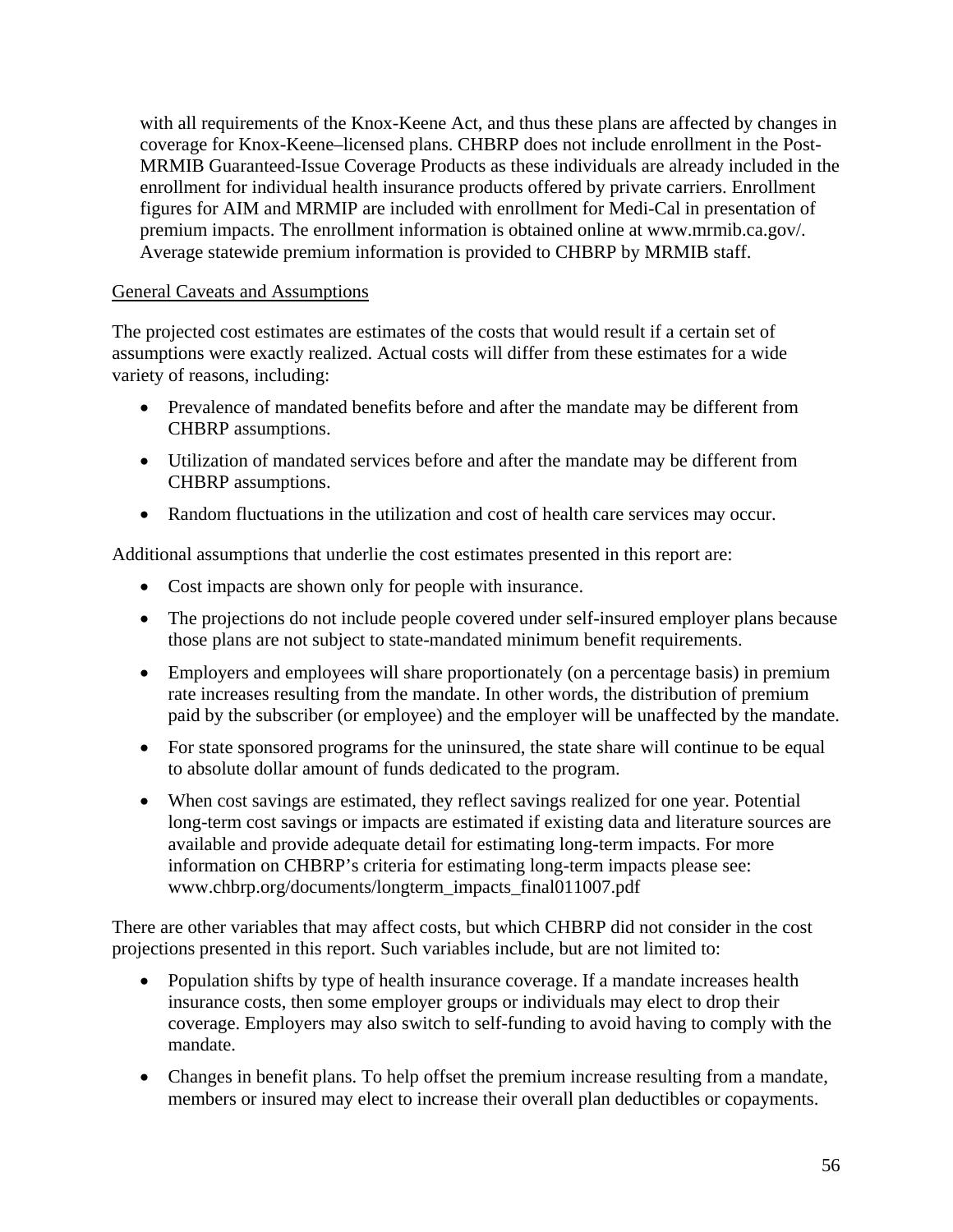with all requirements of the Knox-Keene Act, and thus these plans are affected by changes in coverage for Knox-Keene–licensed plans. CHBRP does not include enrollment in the Post-MRMIB Guaranteed-Issue Coverage Products as these individuals are already included in the enrollment for individual health insurance products offered by private carriers. Enrollment figures for AIM and MRMIP are included with enrollment for Medi-Cal in presentation of premium impacts. The enrollment information is obtained online at www.mrmib.ca.gov/. Average statewide premium information is provided to CHBRP by MRMIB staff.

General Caveats and Assumptions

The projected cost estimates are estimates of the costs that would result if a certain set of assumptions were exactly realized. Actual costs will differ from these estimates for a wide variety of reasons, including:

- Prevalence of mandated benefits before and after the mandate may be different from CHBRP assumptions.
- Utilization of mandated services before and after the mandate may be different from CHBRP assumptions.
- Random fluctuations in the utilization and cost of health care services may occur.

Additional assumptions that underlie the cost estimates presented in this report are:

- Cost impacts are shown only for people with insurance.
- The projections do not include people covered under self-insured employer plans because those plans are not subject to state-mandated minimum benefit requirements.
- Employers and employees will share proportionately (on a percentage basis) in premium rate increases resulting from the mandate. In other words, the distribution of premium paid by the subscriber (or employee) and the employer will be unaffected by the mandate.
- For state sponsored programs for the uninsured, the state share will continue to be equal to absolute dollar amount of funds dedicated to the program.
- When cost savings are estimated, they reflect savings realized for one year. Potential long-term cost savings or impacts are estimated if existing data and literature sources are available and provide adequate detail for estimating long-term impacts. For more information on CHBRP's criteria for estimating long-term impacts please see: www.chbrp.org/documents/longterm_impacts_final011007.pdf

There are other variables that may affect costs, but which CHBRP did not consider in the cost projections presented in this report. Such variables include, but are not limited to:

- Population shifts by type of health insurance coverage. If a mandate increases health insurance costs, then some employer groups or individuals may elect to drop their coverage. Employers may also switch to self-funding to avoid having to comply with the mandate.
- Changes in benefit plans. To help offset the premium increase resulting from a mandate, members or insured may elect to increase their overall plan deductibles or copayments.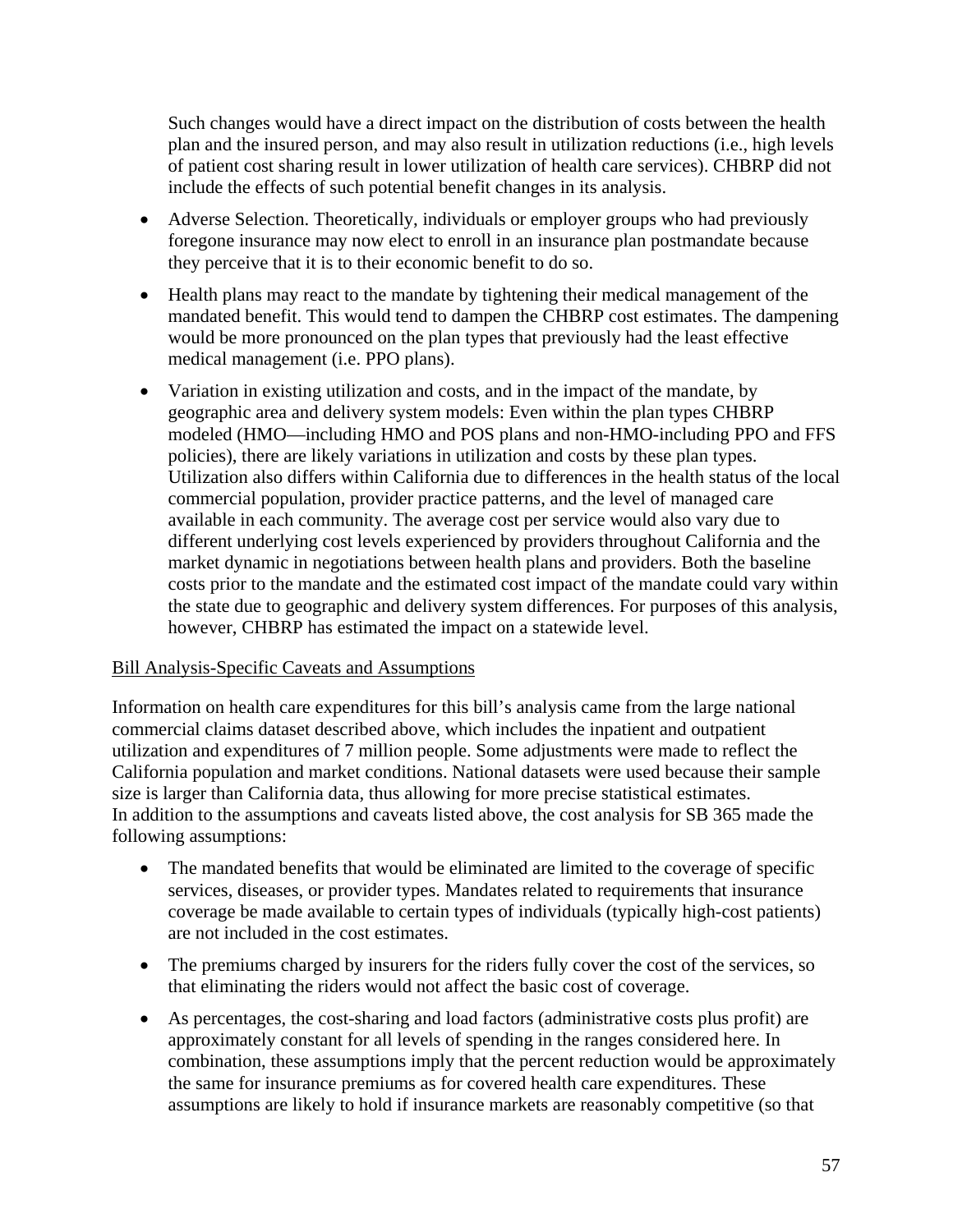Such changes would have a direct impact on the distribution of costs between the health plan and the insured person, and may also result in utilization reductions (i.e., high levels of patient cost sharing result in lower utilization of health care services). CHBRP did not include the effects of such potential benefit changes in its analysis.

- Adverse Selection. Theoretically, individuals or employer groups who had previously foregone insurance may now elect to enroll in an insurance plan postmandate because they perceive that it is to their economic benefit to do so.
- Health plans may react to the mandate by tightening their medical management of the mandated benefit. This would tend to dampen the CHBRP cost estimates. The dampening would be more pronounced on the plan types that previously had the least effective medical management (i.e. PPO plans).
- Variation in existing utilization and costs, and in the impact of the mandate, by geographic area and delivery system models: Even within the plan types CHBRP modeled (HMO—including HMO and POS plans and non-HMO-including PPO and FFS policies), there are likely variations in utilization and costs by these plan types. Utilization also differs within California due to differences in the health status of the local commercial population, provider practice patterns, and the level of managed care available in each community. The average cost per service would also vary due to different underlying cost levels experienced by providers throughout California and the market dynamic in negotiations between health plans and providers. Both the baseline costs prior to the mandate and the estimated cost impact of the mandate could vary within the state due to geographic and delivery system differences. For purposes of this analysis, however, CHBRP has estimated the impact on a statewide level.

<u>Bill Analysis-Specific Caveats and Assumptions</u>

Information on health care expenditures for this bill's analysis came from the large national commercial claims dataset described above, which includes the inpatient and outpatient utilization and expenditures of 7 million people. Some adjustments were made to reflect the California population and market conditions. National datasets were used because their sample size is larger than California data, thus allowing for more precise statistical estimates.
In addition to the assumptions and caveats listed above, the cost analysis for SB 365 made the following assumptions:

- The mandated benefits that would be eliminated are limited to the coverage of specific services, diseases, or provider types. Mandates related to requirements that insurance coverage be made available to certain types of individuals (typically high-cost patients) are not included in the cost estimates.
- The premiums charged by insurers for the riders fully cover the cost of the services, so that eliminating the riders would not affect the basic cost of coverage.
- As percentages, the cost-sharing and load factors (administrative costs plus profit) are approximately constant for all levels of spending in the ranges considered here. In combination, these assumptions imply that the percent reduction would be approximately the same for insurance premiums as for covered health care expenditures. These assumptions are likely to hold if insurance markets are reasonably competitive (so that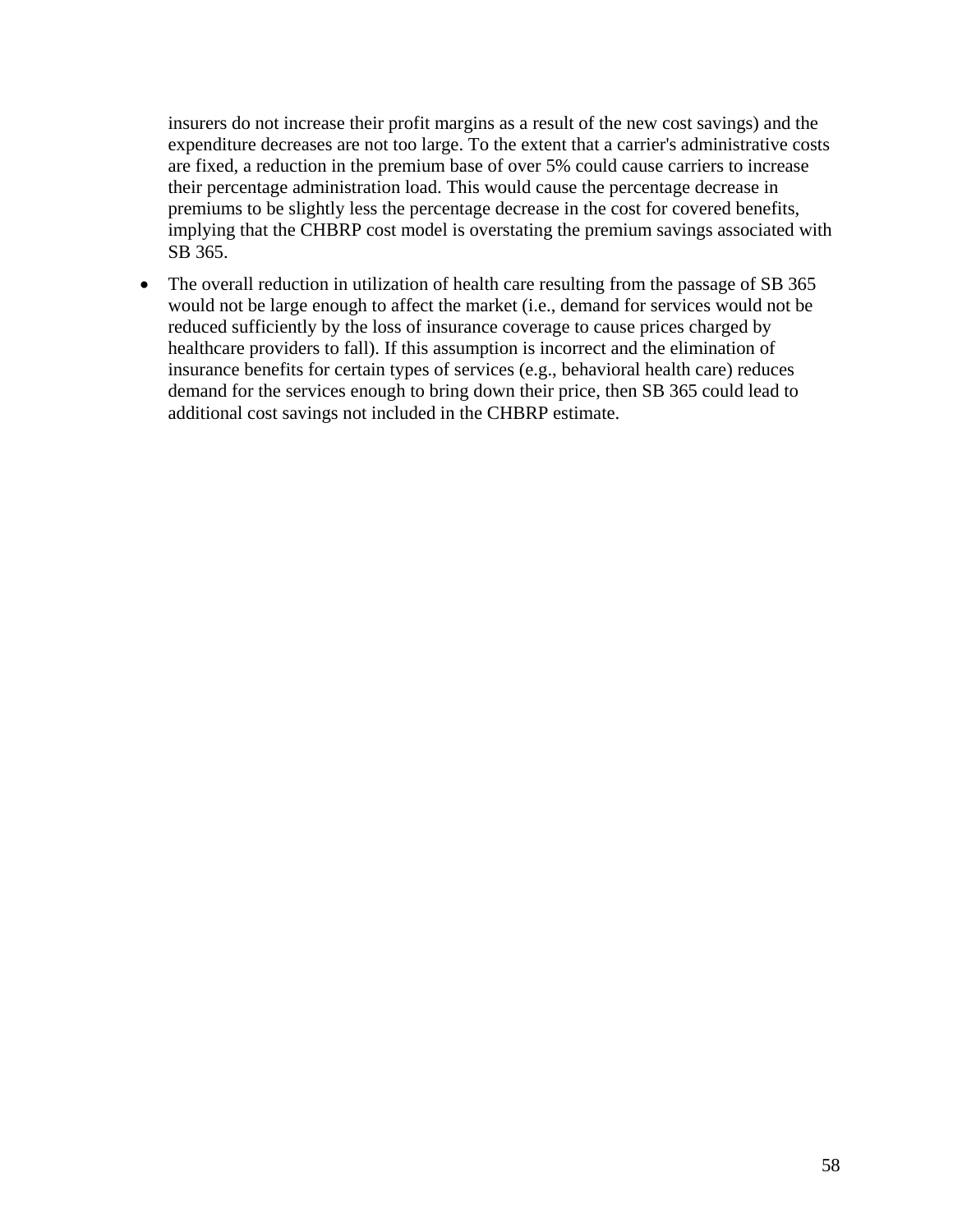insurers do not increase their profit margins as a result of the new cost savings) and the expenditure decreases are not too large. To the extent that a carrier's administrative costs are fixed, a reduction in the premium base of over 5% could cause carriers to increase their percentage administration load. This would cause the percentage decrease in premiums to be slightly less the percentage decrease in the cost for covered benefits, implying that the CHBRP cost model is overstating the premium savings associated with SB 365.

- The overall reduction in utilization of health care resulting from the passage of SB 365 would not be large enough to affect the market (i.e., demand for services would not be reduced sufficiently by the loss of insurance coverage to cause prices charged by healthcare providers to fall). If this assumption is incorrect and the elimination of insurance benefits for certain types of services (e.g., behavioral health care) reduces demand for the services enough to bring down their price, then SB 365 could lead to additional cost savings not included in the CHBRP estimate.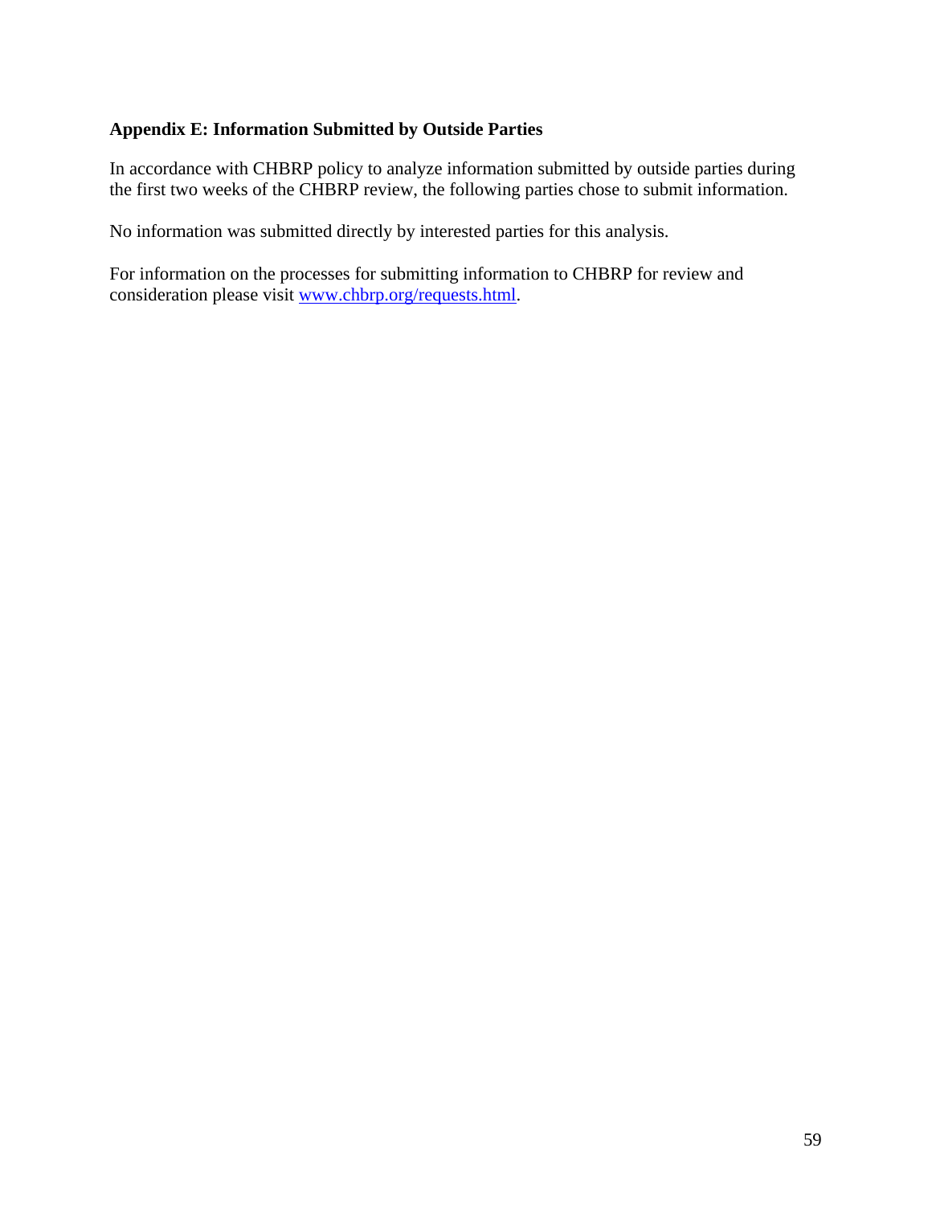## Appendix E: Information Submitted by Outside Parties

In accordance with CHBRP policy to analyze information submitted by outside parties during the first two weeks of the CHBRP review, the following parties chose to submit information.

No information was submitted directly by interested parties for this analysis.

For information on the processes for submitting information to CHBRP for review and consideration please visit [www.chbrp.org/requests.html](http://www.chbrp.org/requests.html).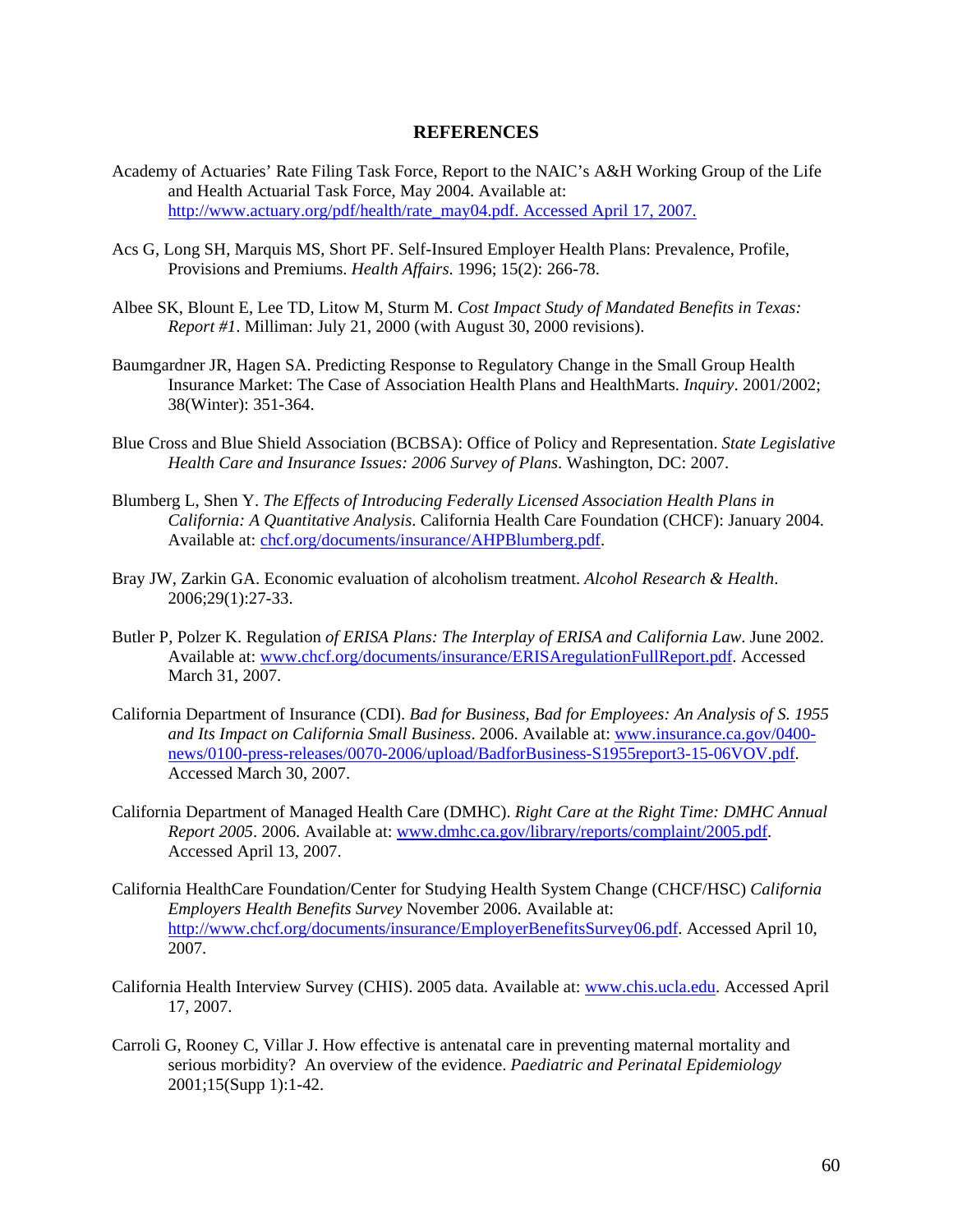# REFERENCES

Academy of Actuaries' Rate Filing Task Force, Report to the NAIC's A&H Working Group of the Life and Health Actuarial Task Force, May 2004. Available at: http://www.actuary.org/pdf/health/rate_may04.pdf. Accessed April 17, 2007.

Acs G, Long SH, Marquis MS, Short PF. Self-Insured Employer Health Plans: Prevalence, Profile, Provisions and Premiums. *Health Affairs*. 1996; 15(2): 266-78.

Albee SK, Blount E, Lee TD, Litow M, Sturm M. *Cost Impact Study of Mandated Benefits in Texas: Report #1*. Milliman: July 21, 2000 (with August 30, 2000 revisions).

Baumgardner JR, Hagen SA. Predicting Response to Regulatory Change in the Small Group Health Insurance Market: The Case of Association Health Plans and HealthMarts. *Inquiry*. 2001/2002; 38(Winter): 351-364.

Blue Cross and Blue Shield Association (BCBSA): Office of Policy and Representation. *State Legislative Health Care and Insurance Issues: 2006 Survey of Plans*. Washington, DC: 2007.

Blumberg L, Shen Y. *The Effects of Introducing Federally Licensed Association Health Plans in California: A Quantitative Analysis*. California Health Care Foundation (CHCF): January 2004. Available at: chcf.org/documents/insurance/AHPBlumberg.pdf.

Bray JW, Zarkin GA. Economic evaluation of alcoholism treatment. *Alcohol Research & Health*. 2006;29(1):27-33.

Butler P, Polzer K. Regulation *of ERISA Plans: The Interplay of ERISA and California Law*. June 2002. Available at: www.chcf.org/documents/insurance/ERISAregulationFullReport.pdf. Accessed March 31, 2007.

California Department of Insurance (CDI). *Bad for Business, Bad for Employees: An Analysis of S. 1955 and Its Impact on California Small Business*. 2006. Available at: www.insurance.ca.gov/0400-news/0100-press-releases/0070-2006/upload/BadforBusiness-S1955report3-15-06VOV.pdf. Accessed March 30, 2007.

California Department of Managed Health Care (DMHC). *Right Care at the Right Time: DMHC Annual Report 2005*. 2006. Available at: www.dmhc.ca.gov/library/reports/complaint/2005.pdf. Accessed April 13, 2007.

California HealthCare Foundation/Center for Studying Health System Change (CHCF/HSC) *California Employers Health Benefits Survey* November 2006. Available at: http://www.chcf.org/documents/insurance/EmployerBenefitsSurvey06.pdf. Accessed April 10, 2007.

California Health Interview Survey (CHIS). 2005 data. Available at: www.chis.ucla.edu. Accessed April 17, 2007.

Carroli G, Rooney C, Villar J. How effective is antenatal care in preventing maternal mortality and serious morbidity? An overview of the evidence. *Paediatric and Perinatal Epidemiology* 2001;15(Supp 1):1-42.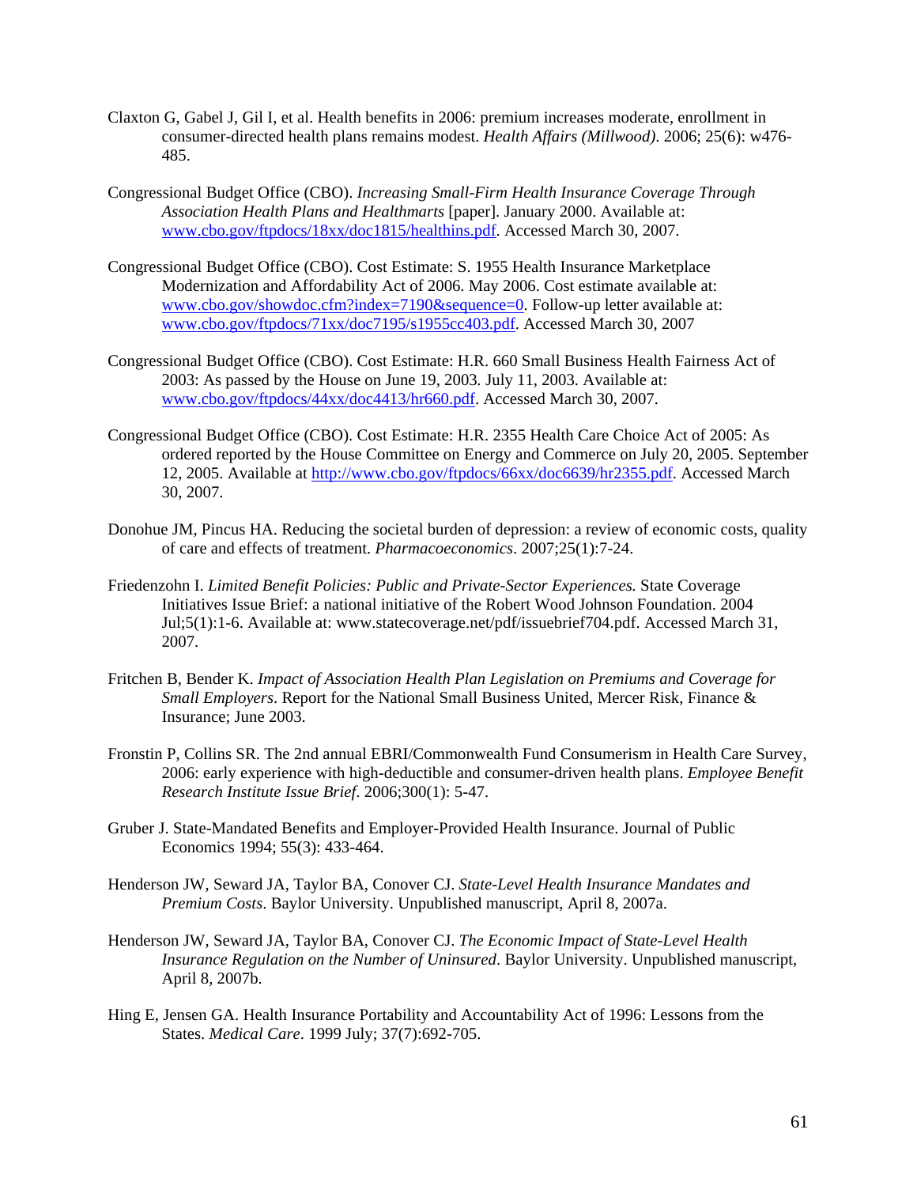Claxton G, Gabel J, Gil I, et al. Health benefits in 2006: premium increases moderate, enrollment in consumer-directed health plans remains modest. *Health Affairs (Millwood)*. 2006; 25(6): w476-485.

Congressional Budget Office (CBO). *Increasing Small-Firm Health Insurance Coverage Through Association Health Plans and Healthmarts* [paper]. January 2000. Available at: www.cbo.gov/ftpdocs/18xx/doc1815/healthins.pdf. Accessed March 30, 2007.

Congressional Budget Office (CBO). Cost Estimate: S. 1955 Health Insurance Marketplace Modernization and Affordability Act of 2006. May 2006. Cost estimate available at: www.cbo.gov/showdoc.cfm?index=7190&sequence=0. Follow-up letter available at: www.cbo.gov/ftpdocs/71xx/doc7195/s1955cc403.pdf. Accessed March 30, 2007

Congressional Budget Office (CBO). Cost Estimate: H.R. 660 Small Business Health Fairness Act of 2003: As passed by the House on June 19, 2003. July 11, 2003. Available at: www.cbo.gov/ftpdocs/44xx/doc4413/hr660.pdf. Accessed March 30, 2007.

Congressional Budget Office (CBO). Cost Estimate: H.R. 2355 Health Care Choice Act of 2005: As ordered reported by the House Committee on Energy and Commerce on July 20, 2005. September 12, 2005. Available at http://www.cbo.gov/ftpdocs/66xx/doc6639/hr2355.pdf. Accessed March 30, 2007.

Donohue JM, Pincus HA. Reducing the societal burden of depression: a review of economic costs, quality of care and effects of treatment. *Pharmacoeconomics*. 2007;25(1):7-24.

Friedenzohn I. *Limited Benefit Policies: Public and Private-Sector Experiences.* State Coverage Initiatives Issue Brief: a national initiative of the Robert Wood Johnson Foundation. 2004 Jul;5(1):1-6. Available at: www.statecoverage.net/pdf/issuebrief704.pdf. Accessed March 31, 2007.

Fritchen B, Bender K. *Impact of Association Health Plan Legislation on Premiums and Coverage for Small Employers*. Report for the National Small Business United, Mercer Risk, Finance & Insurance; June 2003.

Fronstin P, Collins SR. The 2nd annual EBRI/Commonwealth Fund Consumerism in Health Care Survey, 2006: early experience with high-deductible and consumer-driven health plans. *Employee Benefit Research Institute Issue Brief*. 2006;300(1): 5-47.

Gruber J. State-Mandated Benefits and Employer-Provided Health Insurance. Journal of Public Economics 1994; 55(3): 433-464.

Henderson JW, Seward JA, Taylor BA, Conover CJ. *State-Level Health Insurance Mandates and Premium Costs*. Baylor University. Unpublished manuscript, April 8, 2007a.

Henderson JW, Seward JA, Taylor BA, Conover CJ. *The Economic Impact of State-Level Health Insurance Regulation on the Number of Uninsured*. Baylor University. Unpublished manuscript, April 8, 2007b.

Hing E, Jensen GA. Health Insurance Portability and Accountability Act of 1996: Lessons from the States. *Medical Care*. 1999 July; 37(7):692-705.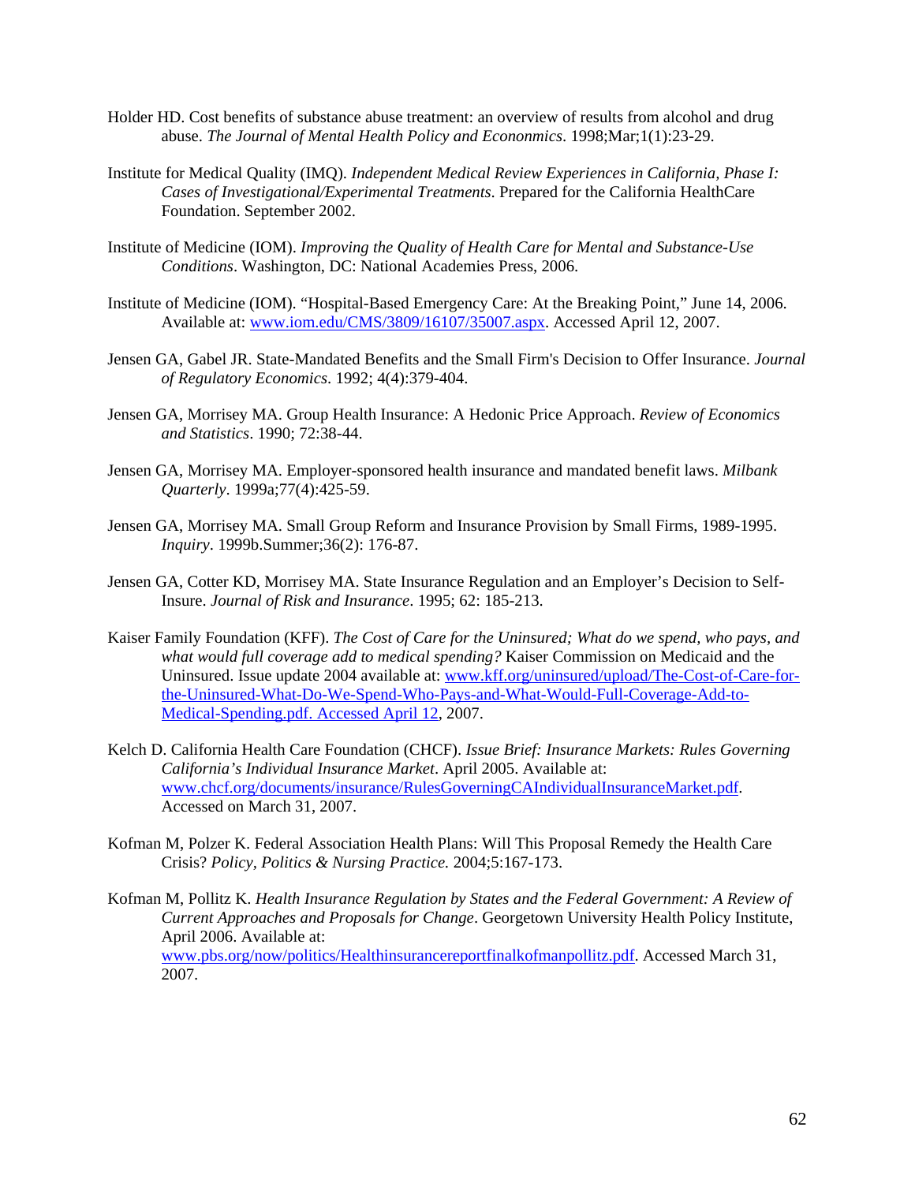Holder HD. Cost benefits of substance abuse treatment: an overview of results from alcohol and drug abuse. *The Journal of Mental Health Policy and Econonmicks*. 1998;Mar;1(1):23-29.

Institute for Medical Quality (IMQ). *Independent Medical Review Experiences in California, Phase I: Cases of Investigational/Experimental Treatments*. Prepared for the California HealthCare Foundation. September 2002.

Institute of Medicine (IOM). *Improving the Quality of Health Care for Mental and Substance-Use Conditions*. Washington, DC: National Academies Press, 2006.

Institute of Medicine (IOM). "Hospital-Based Emergency Care: At the Breaking Point," June 14, 2006. Available at: www.iom.edu/CMS/3809/16107/35007.aspx. Accessed April 12, 2007.

Jensen GA, Gabel JR. State-Mandated Benefits and the Small Firm's Decision to Offer Insurance. *Journal of Regulatory Economics*. 1992; 4(4):379-404.

Jensen GA, Morrisey MA. Group Health Insurance: A Hedonic Price Approach. *Review of Economics and Statistics*. 1990; 72:38-44.

Jensen GA, Morrisey MA. Employer-sponsored health insurance and mandated benefit laws. *Milbank Quarterly*. 1999a;77(4):425-59.

Jensen GA, Morrisey MA. Small Group Reform and Insurance Provision by Small Firms, 1989-1995. *Inquiry*. 1999b.Summer;36(2): 176-87.

Jensen GA, Cotter KD, Morrisey MA. State Insurance Regulation and an Employer's Decision to Self-Insure. *Journal of Risk and Insurance*. 1995; 62: 185-213.

Kaiser Family Foundation (KFF). *The Cost of Care for the Uninsured; What do we spend, who pays, and what would full coverage add to medical spending?* Kaiser Commission on Medicaid and the Uninsured. Issue update 2004 available at: www.kff.org/uninsured/upload/The-Cost-of-Care-for-the-Uninsured-What-Do-We-Spend-Who-Pays-and-What-Would-Full-Coverage-Add-to-Medical-Spending.pdf. Accessed April 12, 2007.

Kelch D. California Health Care Foundation (CHCF). *Issue Brief: Insurance Markets: Rules Governing California's Individual Insurance Market*. April 2005. Available at: www.chcf.org/documents/insurance/RulesGoverningCAIndividualInsuranceMarket.pdf. Accessed on March 31, 2007.

Kofman M, Polzer K. Federal Association Health Plans: Will This Proposal Remedy the Health Care Crisis? *Policy, Politics & Nursing Practice.* 2004;5:167-173.

Kofman M, Pollitz K. *Health Insurance Regulation by States and the Federal Government: A Review of Current Approaches and Proposals for Change*. Georgetown University Health Policy Institute, April 2006. Available at: www.pbs.org/now/politics/Healthinsurancereportfinalkofmanpollitz.pdf. Accessed March 31, 2007.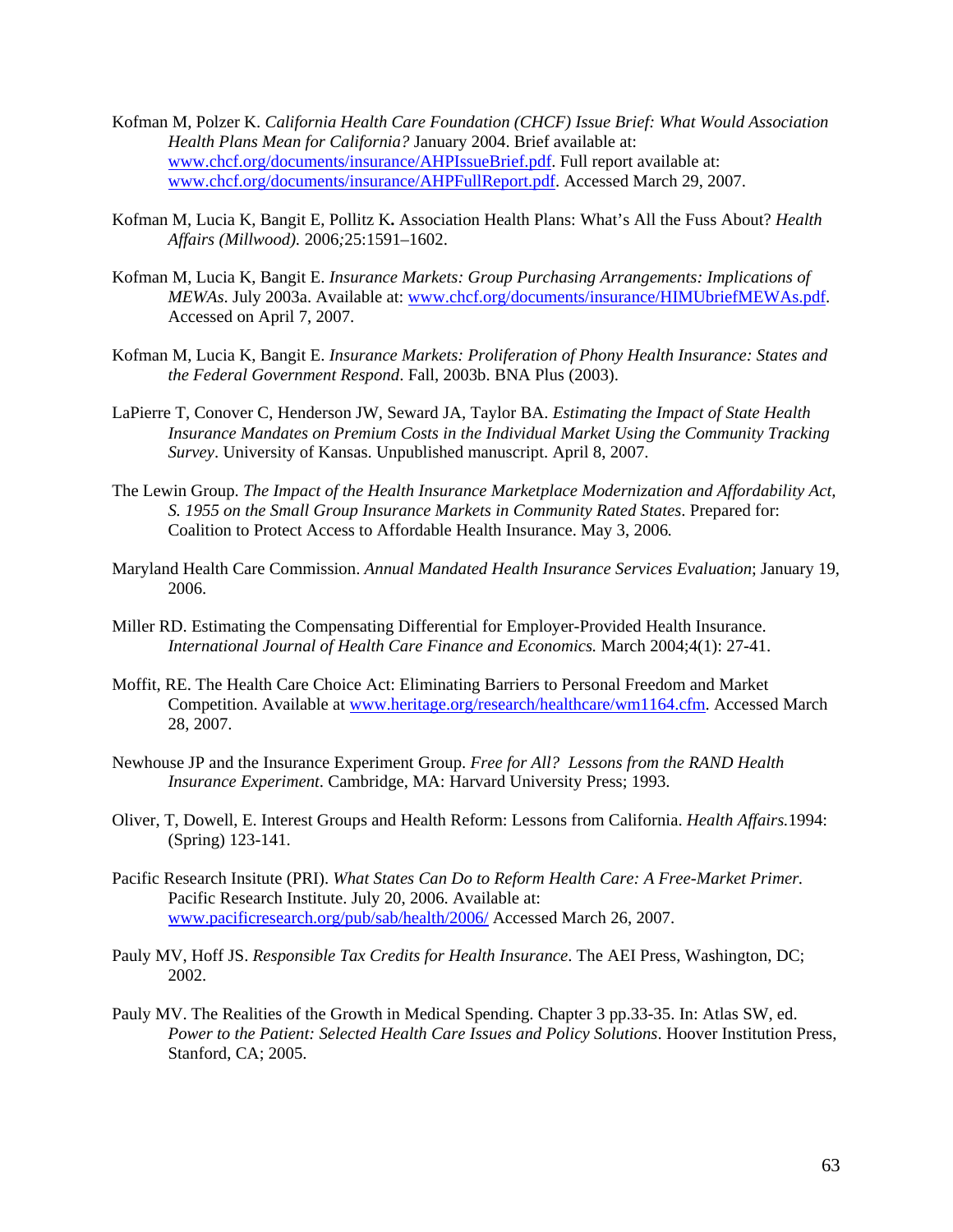Kofman M, Polzer K. *California Health Care Foundation (CHCF) Issue Brief: What Would Association Health Plans Mean for California?* January 2004. Brief available at: www.chcf.org/documents/insurance/AHPIssueBrief.pdf. Full report available at: www.chcf.org/documents/insurance/AHPFullReport.pdf. Accessed March 29, 2007.

Kofman M, Lucia K, Bangit E, Pollitz K**.** Association Health Plans: What's All the Fuss About? *Health Affairs (Millwood).* 2006*;*25:1591–1602.

Kofman M, Lucia K, Bangit E. *Insurance Markets: Group Purchasing Arrangements: Implications of MEWAs*. July 2003a. Available at: www.chcf.org/documents/insurance/HIMUbriefMEWAs.pdf. Accessed on April 7, 2007.

Kofman M, Lucia K, Bangit E. *Insurance Markets: Proliferation of Phony Health Insurance: States and the Federal Government Respond*. Fall, 2003b. BNA Plus (2003).

LaPierre T, Conover C, Henderson JW, Seward JA, Taylor BA. *Estimating the Impact of State Health Insurance Mandates on Premium Costs in the Individual Market Using the Community Tracking Survey*. University of Kansas. Unpublished manuscript. April 8, 2007.

The Lewin Group. *The Impact of the Health Insurance Marketplace Modernization and Affordability Act, S. 1955 on the Small Group Insurance Markets in Community Rated States*. Prepared for: Coalition to Protect Access to Affordable Health Insurance. May 3, 2006*.*

Maryland Health Care Commission. *Annual Mandated Health Insurance Services Evaluation*; January 19, 2006.

Miller RD. Estimating the Compensating Differential for Employer-Provided Health Insurance. *International Journal of Health Care Finance and Economics.* March 2004;4(1): 27-41.

Moffit, RE. The Health Care Choice Act: Eliminating Barriers to Personal Freedom and Market Competition. Available at www.heritage.org/research/healthcare/wm1164.cfm. Accessed March 28, 2007.

Newhouse JP and the Insurance Experiment Group. *Free for All? Lessons from the RAND Health Insurance Experiment*. Cambridge, MA: Harvard University Press; 1993.

Oliver, T, Dowell, E. Interest Groups and Health Reform: Lessons from California. *Health Affairs.*1994: (Spring) 123-141.

Pacific Research Insitute (PRI). *What States Can Do to Reform Health Care: A Free-Market Primer.* Pacific Research Institute. July 20, 2006. Available at: www.pacificresearch.org/pub/sab/health/2006/ Accessed March 26, 2007.

Pauly MV, Hoff JS. *Responsible Tax Credits for Health Insurance*. The AEI Press, Washington, DC; 2002.

Pauly MV. The Realities of the Growth in Medical Spending. Chapter 3 pp.33-35. In: Atlas SW, ed. *Power to the Patient: Selected Health Care Issues and Policy Solutions*. Hoover Institution Press, Stanford, CA; 2005.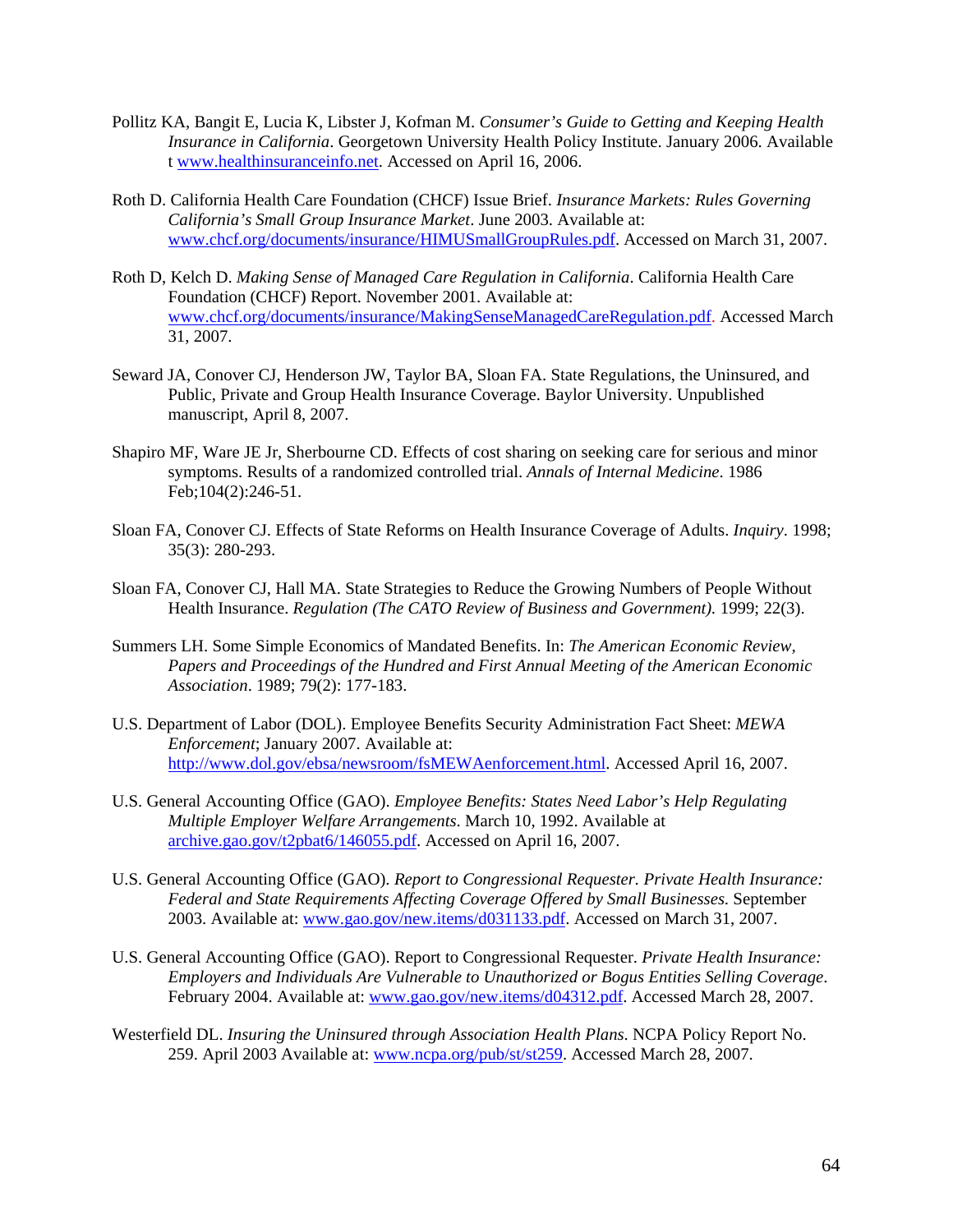Pollitz KA, Bangit E, Lucia K, Libster J, Kofman M. *Consumer's Guide to Getting and Keeping Health Insurance in California*. Georgetown University Health Policy Institute. January 2006. Available t www.healthinsuranceinfo.net. Accessed on April 16, 2006.

Roth D. California Health Care Foundation (CHCF) Issue Brief. *Insurance Markets: Rules Governing California's Small Group Insurance Market*. June 2003. Available at: www.chcf.org/documents/insurance/HIMUSmallGroupRules.pdf. Accessed on March 31, 2007.

Roth D, Kelch D. *Making Sense of Managed Care Regulation in California*. California Health Care Foundation (CHCF) Report. November 2001. Available at: www.chcf.org/documents/insurance/MakingSenseManagedCareRegulation.pdf. Accessed March 31, 2007.

Seward JA, Conover CJ, Henderson JW, Taylor BA, Sloan FA. State Regulations, the Uninsured, and Public, Private and Group Health Insurance Coverage. Baylor University. Unpublished manuscript, April 8, 2007.

Shapiro MF, Ware JE Jr, Sherbourne CD. Effects of cost sharing on seeking care for serious and minor symptoms. Results of a randomized controlled trial. *Annals of Internal Medicine*. 1986 Feb;104(2):246-51.

Sloan FA, Conover CJ. Effects of State Reforms on Health Insurance Coverage of Adults. *Inquiry*. 1998; 35(3): 280-293.

Sloan FA, Conover CJ, Hall MA. State Strategies to Reduce the Growing Numbers of People Without Health Insurance. *Regulation (The CATO Review of Business and Government).* 1999; 22(3).

Summers LH. Some Simple Economics of Mandated Benefits. In: *The American Economic Review, Papers and Proceedings of the Hundred and First Annual Meeting of the American Economic Association*. 1989; 79(2): 177-183.

U.S. Department of Labor (DOL). Employee Benefits Security Administration Fact Sheet: *MEWA Enforcement*; January 2007. Available at: http://www.dol.gov/ebsa/newsroom/fsMEWAenforcement.html. Accessed April 16, 2007.

U.S. General Accounting Office (GAO). *Employee Benefits: States Need Labor's Help Regulating Multiple Employer Welfare Arrangements*. March 10, 1992. Available at archive.gao.gov/t2pbat6/146055.pdf. Accessed on April 16, 2007.

U.S. General Accounting Office (GAO). *Report to Congressional Requester. Private Health Insurance: Federal and State Requirements Affecting Coverage Offered by Small Businesses.* September 2003. Available at: www.gao.gov/new.items/d031133.pdf. Accessed on March 31, 2007.

U.S. General Accounting Office (GAO). Report to Congressional Requester. *Private Health Insurance: Employers and Individuals Are Vulnerable to Unauthorized or Bogus Entities Selling Coverage*. February 2004. Available at: www.gao.gov/new.items/d04312.pdf. Accessed March 28, 2007.

Westerfield DL. *Insuring the Uninsured through Association Health Plans*. NCPA Policy Report No. 259. April 2003 Available at: www.ncpa.org/pub/st/st259. Accessed March 28, 2007.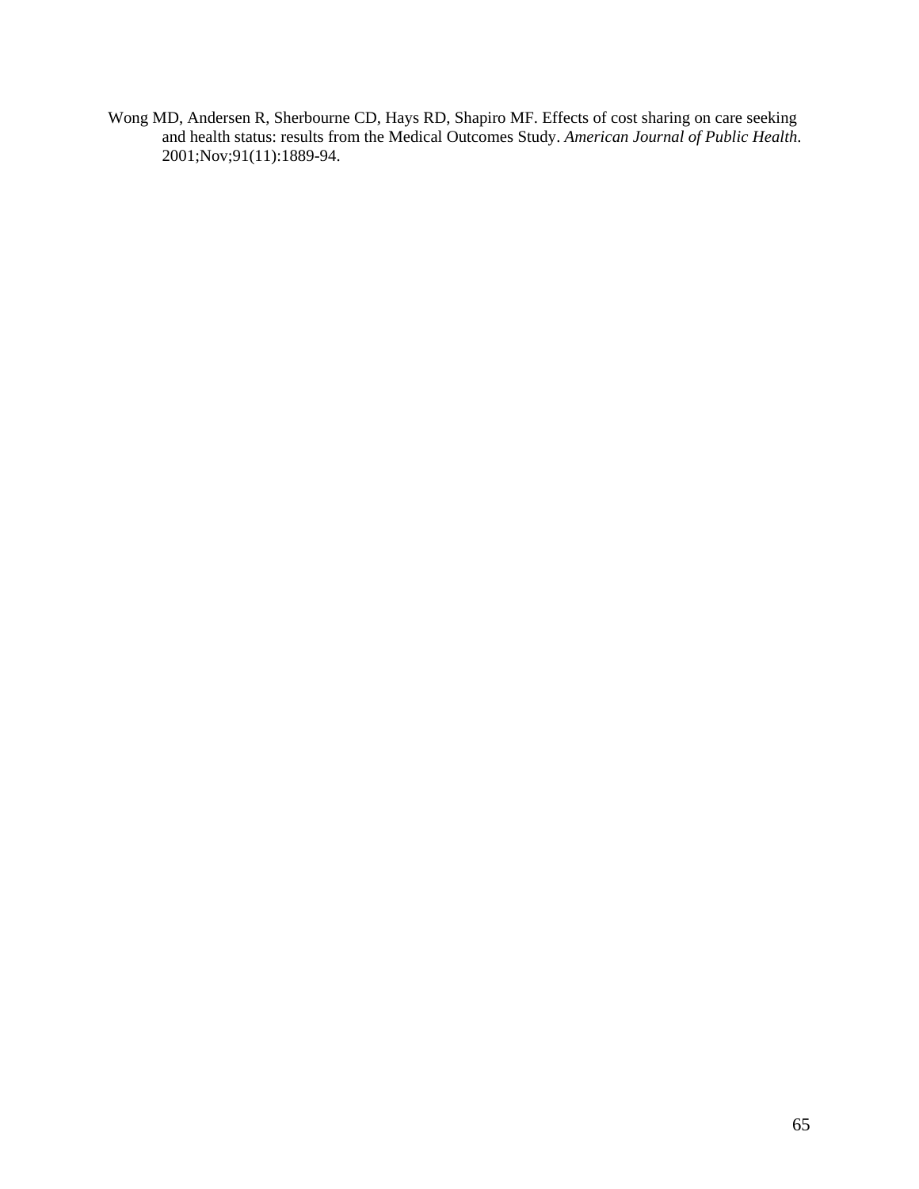Wong MD, Andersen R, Sherbourne CD, Hays RD, Shapiro MF. Effects of cost sharing on care seeking and health status: results from the Medical Outcomes Study. *American Journal of Public Health*. 2001;Nov;91(11):1889-94.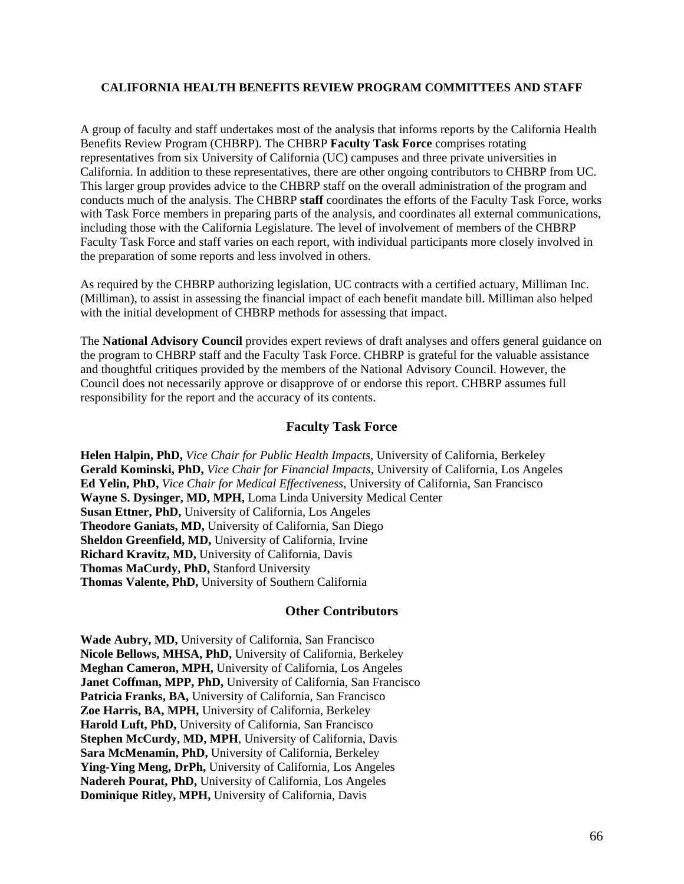**CALIFORNIA HEALTH BENEFITS REVIEW PROGRAM COMMITTEES AND STAFF**

A group of faculty and staff undertakes most of the analysis that informs reports by the California Health Benefits Review Program (CHBRP). The CHBRP **Faculty Task Force** comprises rotating representatives from six University of California (UC) campuses and three private universities in California. In addition to these representatives, there are other ongoing contributors to CHBRP from UC. This larger group provides advice to the CHBRP staff on the overall administration of the program and conducts much of the analysis. The CHBRP **staff** coordinates the efforts of the Faculty Task Force, works with Task Force members in preparing parts of the analysis, and coordinates all external communications, including those with the California Legislature. The level of involvement of members of the CHBRP Faculty Task Force and staff varies on each report, with individual participants more closely involved in the preparation of some reports and less involved in others.

As required by the CHBRP authorizing legislation, UC contracts with a certified actuary, Milliman Inc. (Milliman), to assist in assessing the financial impact of each benefit mandate bill. Milliman also helped with the initial development of CHBRP methods for assessing that impact.

The **National Advisory Council** provides expert reviews of draft analyses and offers general guidance on the program to CHBRP staff and the Faculty Task Force. CHBRP is grateful for the valuable assistance and thoughtful critiques provided by the members of the National Advisory Council. However, the Council does not necessarily approve or disapprove of or endorse this report. CHBRP assumes full responsibility for the report and the accuracy of its contents.

## Faculty Task Force

**Helen Halpin, PhD,** *Vice Chair for Public Health Impacts*, University of California, Berkeley  
**Gerald Kominski, PhD,** *Vice Chair for Financial Impacts*, University of California, Los Angeles  
**Ed Yelin, PhD,** *Vice Chair for Medical Effectiveness*, University of California, San Francisco  
**Wayne S. Dysinger, MD, MPH,** Loma Linda University Medical Center  
**Susan Ettner, PhD,** University of California, Los Angeles  
**Theodore Ganiats, MD,** University of California, San Diego  
**Sheldon Greenfield, MD,** University of California, Irvine  
**Richard Kravitz, MD,** University of California, Davis  
**Thomas MaCurdy, PhD,** Stanford University  
**Thomas Valente, PhD,** University of Southern California

## Other Contributors

**Wade Aubry, MD,** University of California, San Francisco  
**Nicole Bellows, MHSA, PhD,** University of California, Berkeley  
**Meghan Cameron, MPH,** University of California, Los Angeles  
**Janet Coffman, MPP, PhD,** University of California, San Francisco  
**Patricia Franks, BA,** University of California, San Francisco  
**Zoe Harris, BA, MPH,** University of California, Berkeley  
**Harold Luft, PhD,** University of California, San Francisco  
**Stephen McCurdy, MD, MPH**, University of California, Davis  
**Sara McMenamin, PhD,** University of California, Berkeley  
**Ying-Ying Meng, DrPh,** University of California, Los Angeles  
**Nadereh Pourat, PhD,** University of California, Los Angeles  
**Dominique Ritley, MPH,** University of California, Davis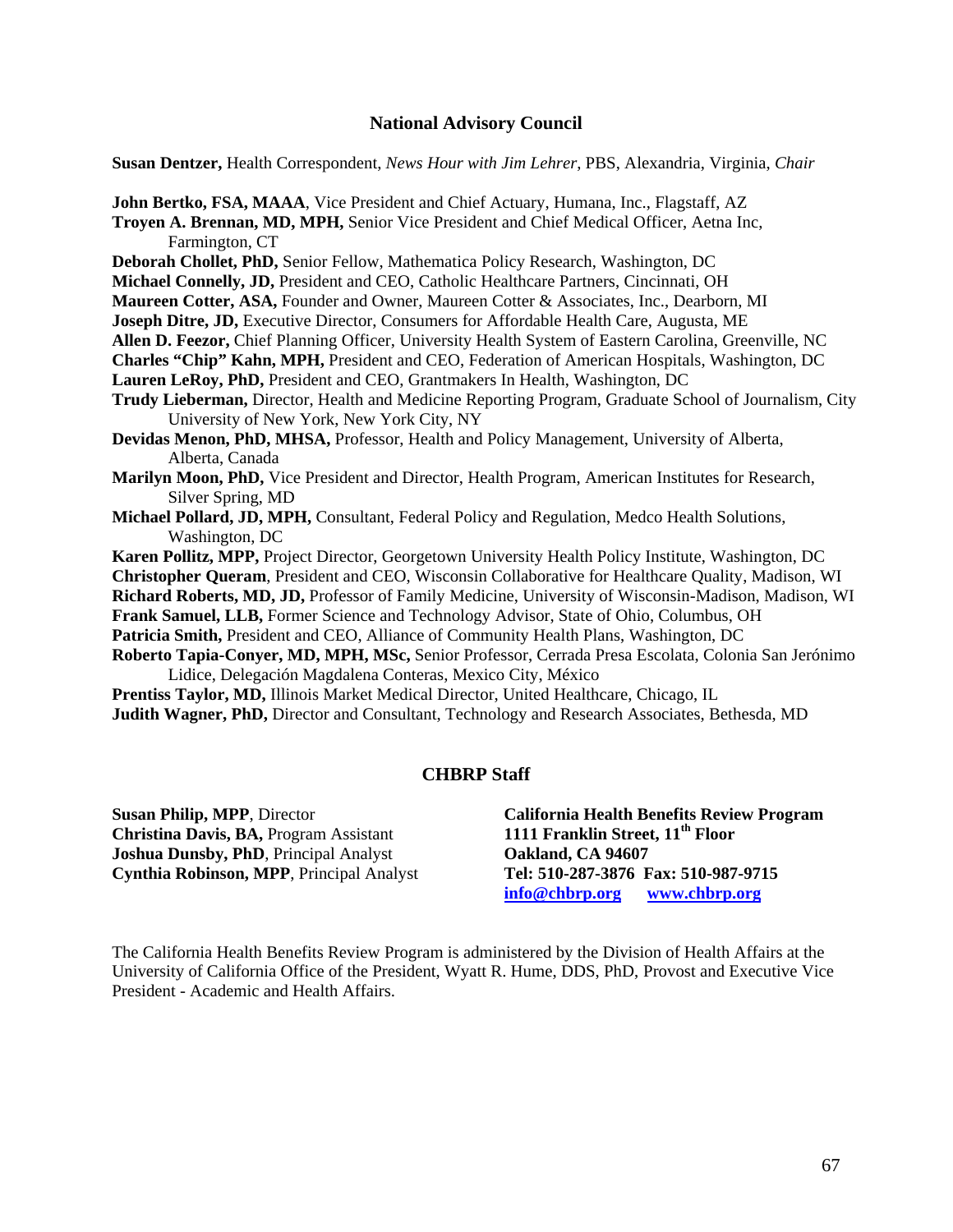## National Advisory Council

**Susan Dentzer,** Health Correspondent, *News Hour with Jim Lehrer*, PBS, Alexandria, Virginia, *Chair*

**John Bertko, FSA, MAAA**, Vice President and Chief Actuary, Humana, Inc., Flagstaff, AZ
**Troyen A. Brennan, MD, MPH,** Senior Vice President and Chief Medical Officer, Aetna Inc, Farmington, CT
**Deborah Chollet, PhD,** Senior Fellow, Mathematica Policy Research, Washington, DC
**Michael Connelly, JD,** President and CEO, Catholic Healthcare Partners, Cincinnati, OH
**Maureen Cotter, ASA,** Founder and Owner, Maureen Cotter & Associates, Inc., Dearborn, MI
**Joseph Ditre, JD,** Executive Director, Consumers for Affordable Health Care, Augusta, ME
**Allen D. Feezor,** Chief Planning Officer, University Health System of Eastern Carolina, Greenville, NC
**Charles "Chip" Kahn, MPH,** President and CEO, Federation of American Hospitals, Washington, DC
**Lauren LeRoy, PhD,** President and CEO, Grantmakers In Health, Washington, DC
**Trudy Lieberman,** Director, Health and Medicine Reporting Program, Graduate School of Journalism, City University of New York, New York City, NY
**Devidas Menon, PhD, MHSA,** Professor, Health and Policy Management, University of Alberta, Alberta, Canada
**Marilyn Moon, PhD,** Vice President and Director, Health Program, American Institutes for Research, Silver Spring, MD
**Michael Pollard, JD, MPH,** Consultant, Federal Policy and Regulation, Medco Health Solutions, Washington, DC
**Karen Pollitz, MPP,** Project Director, Georgetown University Health Policy Institute, Washington, DC
**Christopher Queram**, President and CEO, Wisconsin Collaborative for Healthcare Quality, Madison, WI
**Richard Roberts, MD, JD,** Professor of Family Medicine, University of Wisconsin-Madison, Madison, WI
**Frank Samuel, LLB,** Former Science and Technology Advisor, State of Ohio, Columbus, OH
**Patricia Smith,** President and CEO, Alliance of Community Health Plans, Washington, DC
**Roberto Tapia-Conyer, MD, MPH, MSc,** Senior Professor, Cerrada Presa Escolata, Colonia San Jerónimo Lidice, Delegación Magdalena Conteras, Mexico City, México
**Prentiss Taylor, MD,** Illinois Market Medical Director, United Healthcare, Chicago, IL
**Judith Wagner, PhD,** Director and Consultant, Technology and Research Associates, Bethesda, MD

## CHBRP Staff

**Susan Philip, MPP**, Director
**Christina Davis, BA,** Program Assistant
**Joshua Dunsby, PhD**, Principal Analyst
**Cynthia Robinson, MPP**, Principal Analyst

**California Health Benefits Review Program**
**1111 Franklin Street, 11th Floor**
**Oakland, CA 94607**
**Tel: 510-287-3876 Fax: 510-987-9715**
**info@chbrp.org** **www.chbrp.org**

The California Health Benefits Review Program is administered by the Division of Health Affairs at the University of California Office of the President, Wyatt R. Hume, DDS, PhD, Provost and Executive Vice President - Academic and Health Affairs.